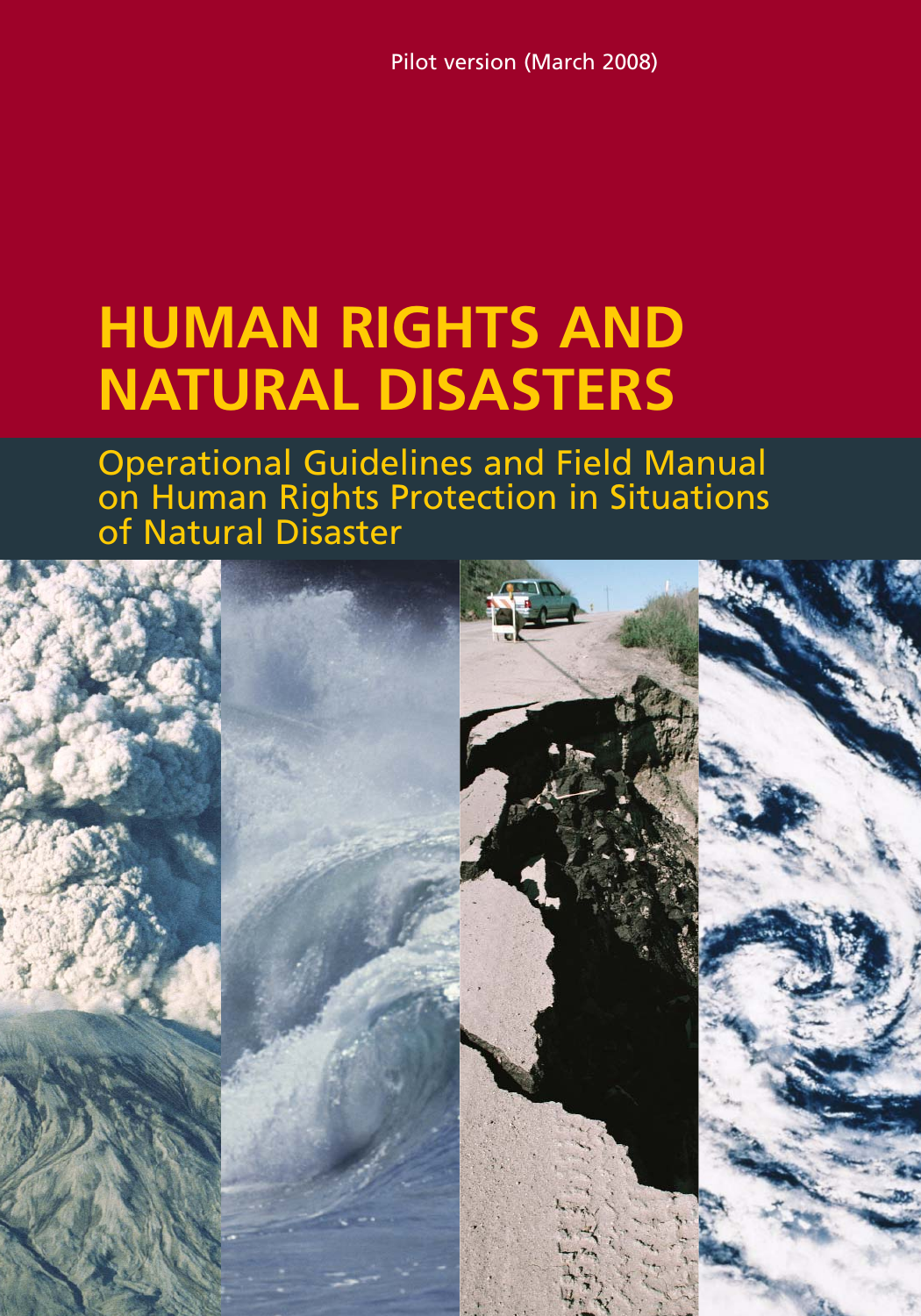Pilot version (March 2008)

# HUMAN RIGHTS AND NATURAL DISASTERS

## Operational Guidelines and Field Manual on Human Rights Protection in Situations of Natural Disaster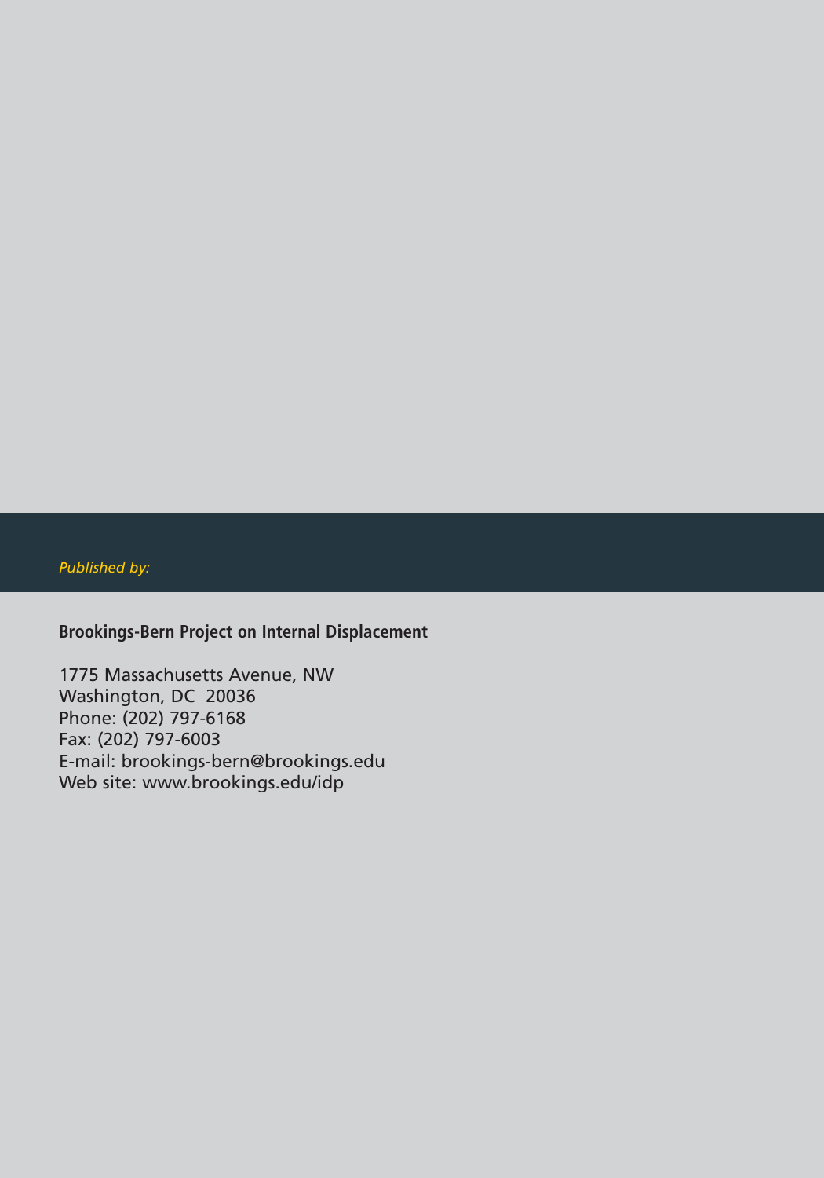*Published by:*

**Brookings-Bern Project on Internal Displacement**

1775 Massachusetts Avenue, NW
Washington, DC 20036
Phone: (202) 797-6168
Fax: (202) 797-6003
E-mail: brookings-bern@brookings.edu
Web site: www.brookings.edu/idp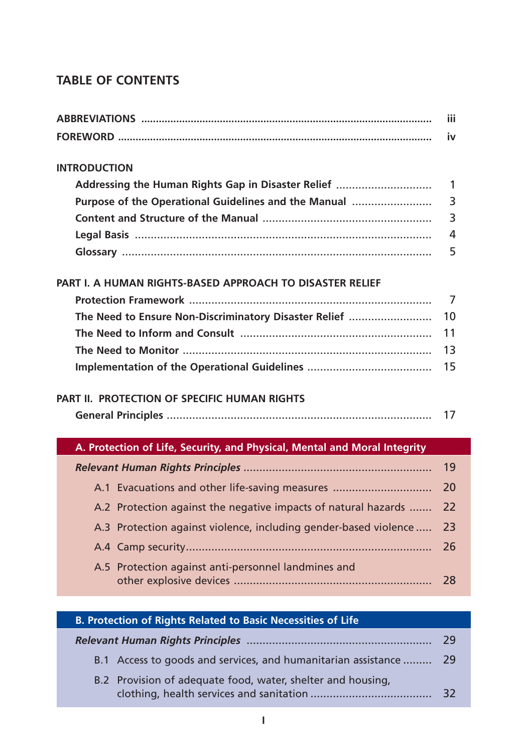## TABLE OF CONTENTS

| | |
|---|---|
| **ABBREVIATIONS** | iii |
| **FOREWORD** | iv |
| **INTRODUCTION** | |
| **Addressing the Human Rights Gap in Disaster Relief** | 1 |
| **Purpose of the Operational Guidelines and the Manual** | 3 |
| **Content and Structure of the Manual** | 3 |
| **Legal Basis** | 4 |
| **Glossary** | 5 |
| **PART I. A HUMAN RIGHTS-BASED APPROACH TO DISASTER RELIEF** | |
| **Protection Framework** | 7 |
| **The Need to Ensure Non-Discriminatory Disaster Relief** | 10 |
| **The Need to Inform and Consult** | 11 |
| **The Need to Monitor** | 13 |
| **Implementation of the Operational Guidelines** | 15 |
| **PART II. PROTECTION OF SPECIFIC HUMAN RIGHTS** | |
| **General Principles** | 17 |
| **A. Protection of Life, Security, and Physical, Mental and Moral Integrity** | |
| ***Relevant Human Rights Principles*** | 19 |
| A.1 Evacuations and other life-saving measures | 20 |
| A.2 Protection against the negative impacts of natural hazards | 22 |
| A.3 Protection against violence, including gender-based violence | 23 |
| A.4 Camp security | 26 |
| A.5 Protection against anti-personnel landmines and other explosive devices | 28 |
| **B. Protection of Rights Related to Basic Necessities of Life** | |
| ***Relevant Human Rights Principles*** | 29 |
| B.1 Access to goods and services, and humanitarian assistance | 29 |
| B.2 Provision of adequate food, water, shelter and housing, clothing, health services and sanitation | 32 |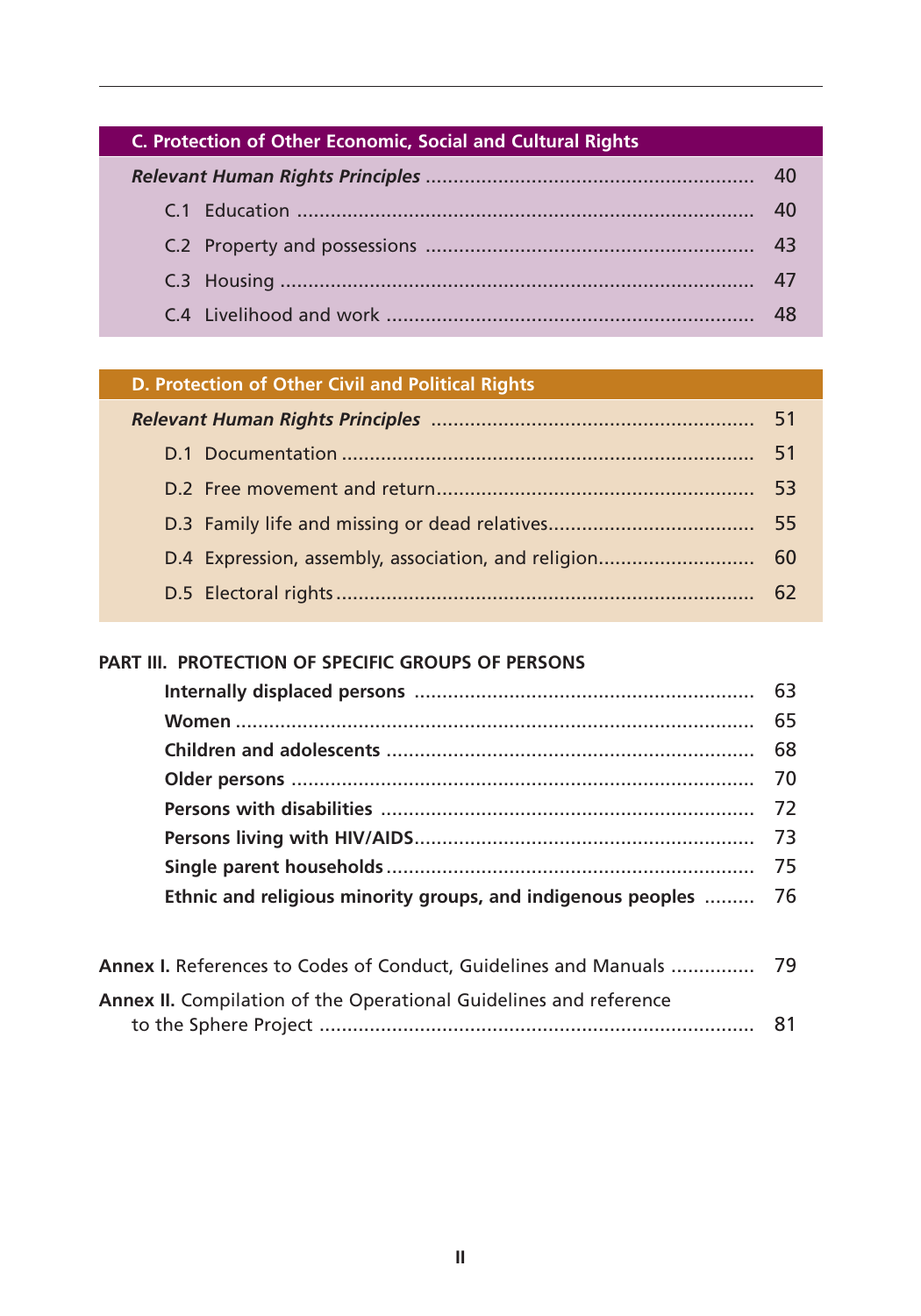## C. Protection of Other Economic, Social and Cultural Rights

| | |
|---|---|
| *Relevant Human Rights Principles* | 40 |
| C.1 Education | 40 |
| C.2 Property and possessions | 43 |
| C.3 Housing | 47 |
| C.4 Livelihood and work | 48 |

## D. Protection of Other Civil and Political Rights

| | |
|---|---|
| *Relevant Human Rights Principles* | 51 |
| D.1 Documentation | 51 |
| D.2 Free movement and return | 53 |
| D.3 Family life and missing or dead relatives | 55 |
| D.4 Expression, assembly, association, and religion | 60 |
| D.5 Electoral rights | 62 |

## PART III. PROTECTION OF SPECIFIC GROUPS OF PERSONS

| | |
|---|---|
| **Internally displaced persons** | 63 |
| **Women** | 65 |
| **Children and adolescents** | 68 |
| **Older persons** | 70 |
| **Persons with disabilities** | 72 |
| **Persons living with HIV/AIDS** | 73 |
| **Single parent households** | 75 |
| **Ethnic and religious minority groups, and indigenous peoples** | 76 |

| | |
|---|---|
| **Annex I.** References to Codes of Conduct, Guidelines and Manuals | 79 |
| **Annex II.** Compilation of the Operational Guidelines and reference to the Sphere Project | 81 |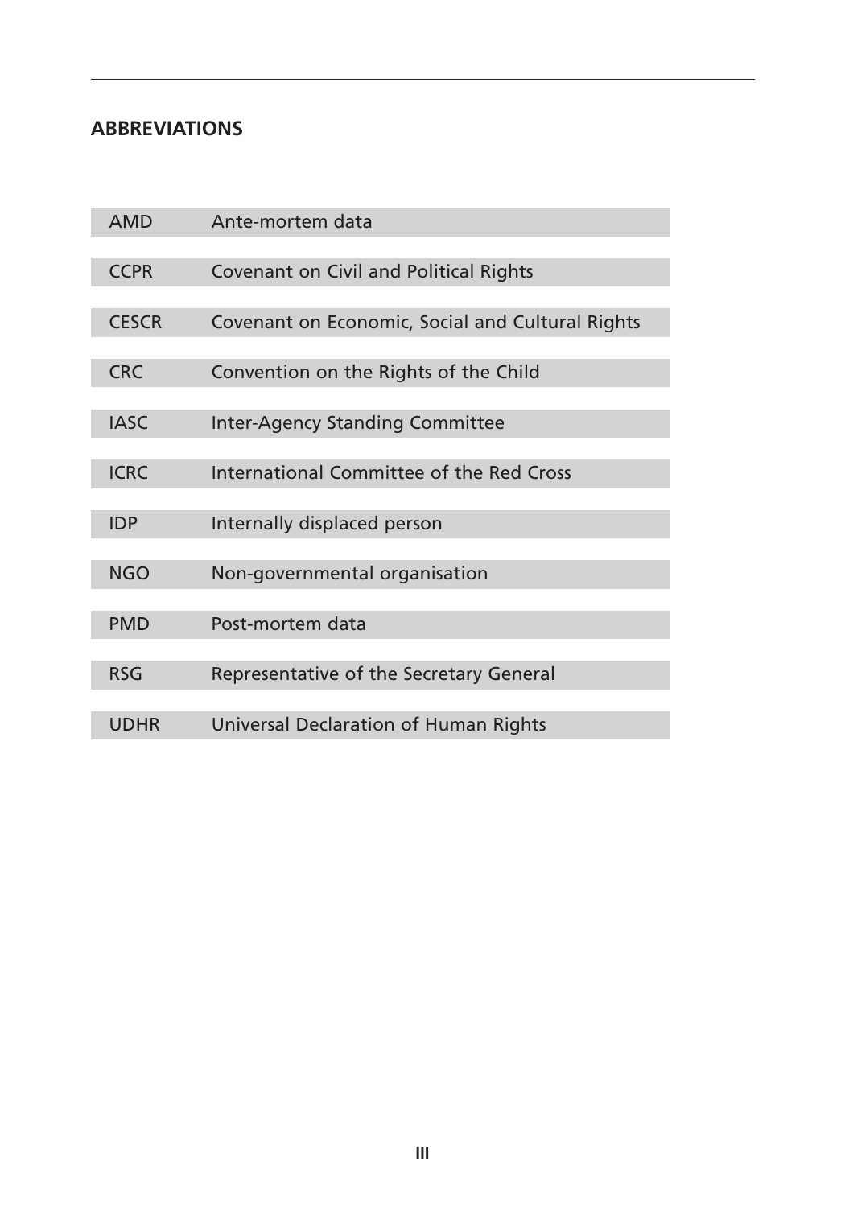## ABBREVIATIONS

| | |
|---|---|
| AMD | Ante-mortem data |
| CCPR | Covenant on Civil and Political Rights |
| CESCR | Covenant on Economic, Social and Cultural Rights |
| CRC | Convention on the Rights of the Child |
| IASC | Inter-Agency Standing Committee |
| ICRC | International Committee of the Red Cross |
| IDP | Internally displaced person |
| NGO | Non-governmental organisation |
| PMD | Post-mortem data |
| RSG | Representative of the Secretary General |
| UDHR | Universal Declaration of Human Rights |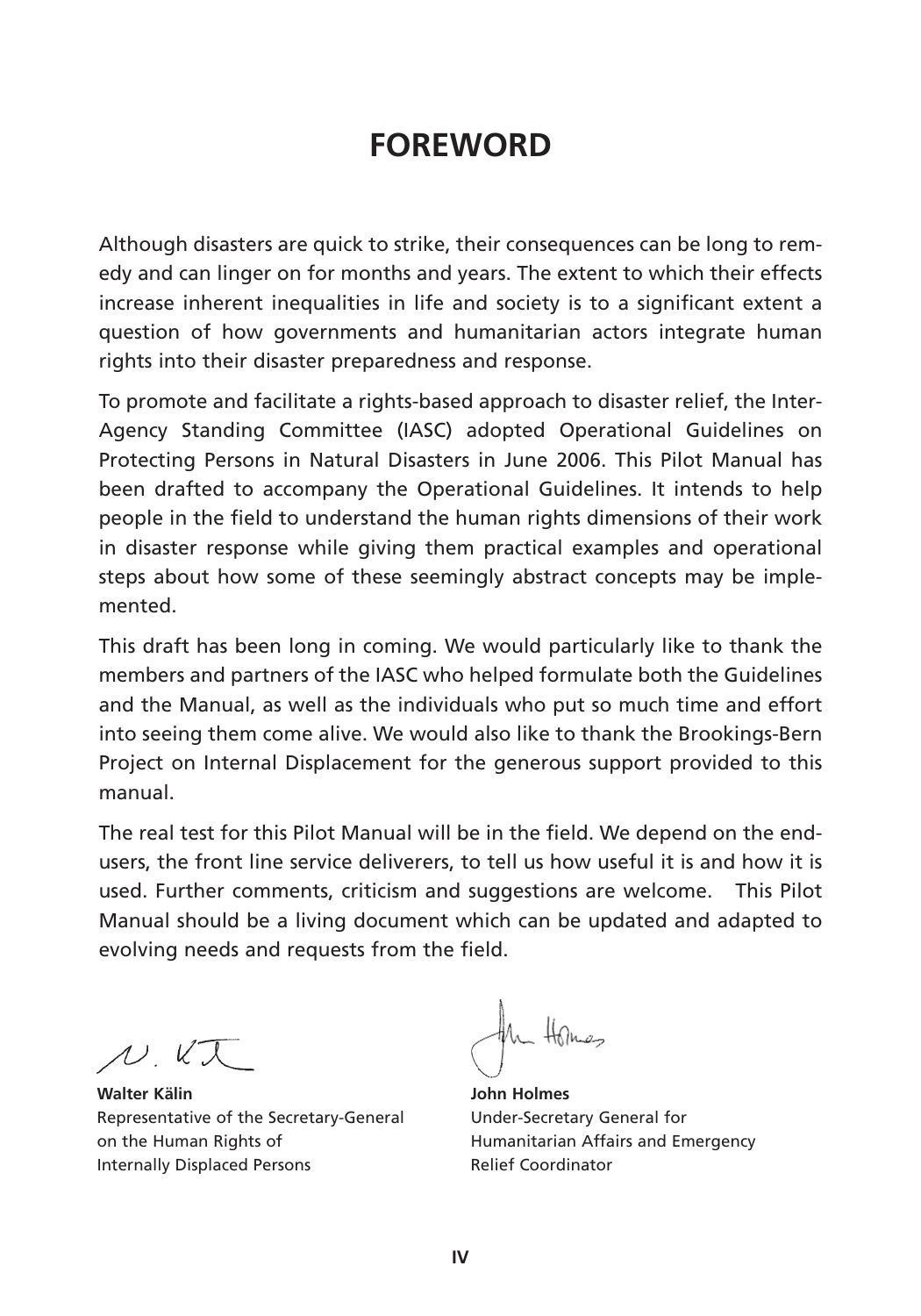# FOREWORD

Although disasters are quick to strike, their consequences can be long to remedy and can linger on for months and years. The extent to which their effects increase inherent inequalities in life and society is to a significant extent a question of how governments and humanitarian actors integrate human rights into their disaster preparedness and response.

To promote and facilitate a rights-based approach to disaster relief, the Inter-Agency Standing Committee (IASC) adopted Operational Guidelines on Protecting Persons in Natural Disasters in June 2006. This Pilot Manual has been drafted to accompany the Operational Guidelines. It intends to help people in the field to understand the human rights dimensions of their work in disaster response while giving them practical examples and operational steps about how some of these seemingly abstract concepts may be implemented.

This draft has been long in coming. We would particularly like to thank the members and partners of the IASC who helped formulate both the Guidelines and the Manual, as well as the individuals who put so much time and effort into seeing them come alive. We would also like to thank the Brookings-Bern Project on Internal Displacement for the generous support provided to this manual.

The real test for this Pilot Manual will be in the field. We depend on the end-users, the front line service deliverers, to tell us how useful it is and how it is used. Further comments, criticism and suggestions are welcome. This Pilot Manual should be a living document which can be updated and adapted to evolving needs and requests from the field.

**Walter Kälin**
Representative of the Secretary-General
on the Human Rights of
Internally Displaced Persons

**John Holmes**
Under-Secretary General for
Humanitarian Affairs and Emergency
Relief Coordinator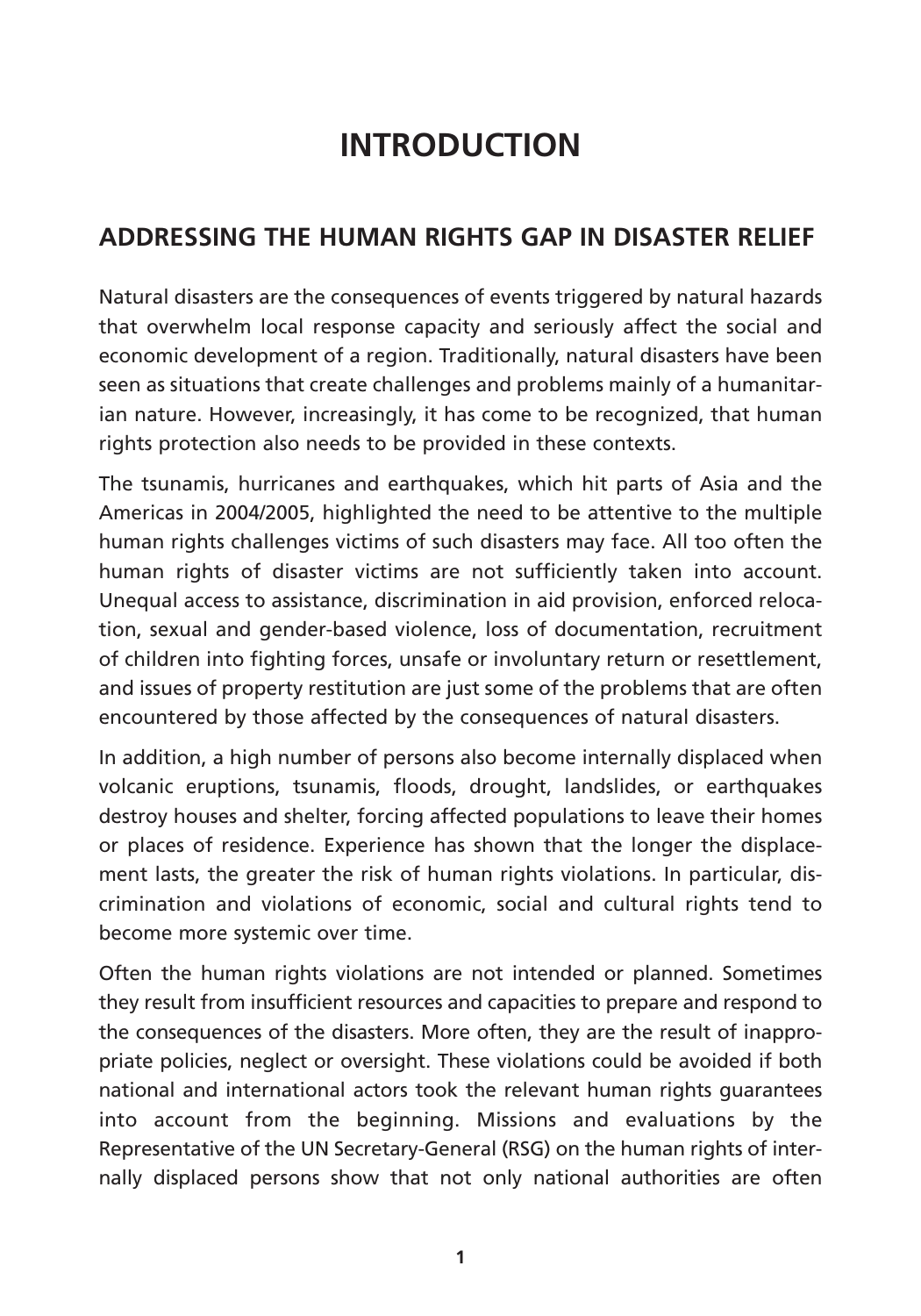# INTRODUCTION

## ADDRESSING THE HUMAN RIGHTS GAP IN DISASTER RELIEF

Natural disasters are the consequences of events triggered by natural hazards that overwhelm local response capacity and seriously affect the social and economic development of a region. Traditionally, natural disasters have been seen as situations that create challenges and problems mainly of a humanitarian nature. However, increasingly, it has come to be recognized, that human rights protection also needs to be provided in these contexts.

The tsunamis, hurricanes and earthquakes, which hit parts of Asia and the Americas in 2004/2005, highlighted the need to be attentive to the multiple human rights challenges victims of such disasters may face. All too often the human rights of disaster victims are not sufficiently taken into account. Unequal access to assistance, discrimination in aid provision, enforced relocation, sexual and gender-based violence, loss of documentation, recruitment of children into fighting forces, unsafe or involuntary return or resettlement, and issues of property restitution are just some of the problems that are often encountered by those affected by the consequences of natural disasters.

In addition, a high number of persons also become internally displaced when volcanic eruptions, tsunamis, floods, drought, landslides, or earthquakes destroy houses and shelter, forcing affected populations to leave their homes or places of residence. Experience has shown that the longer the displacement lasts, the greater the risk of human rights violations. In particular, discrimination and violations of economic, social and cultural rights tend to become more systemic over time.

Often the human rights violations are not intended or planned. Sometimes they result from insufficient resources and capacities to prepare and respond to the consequences of the disasters. More often, they are the result of inappropriate policies, neglect or oversight. These violations could be avoided if both national and international actors took the relevant human rights guarantees into account from the beginning. Missions and evaluations by the Representative of the UN Secretary-General (RSG) on the human rights of internally displaced persons show that not only national authorities are often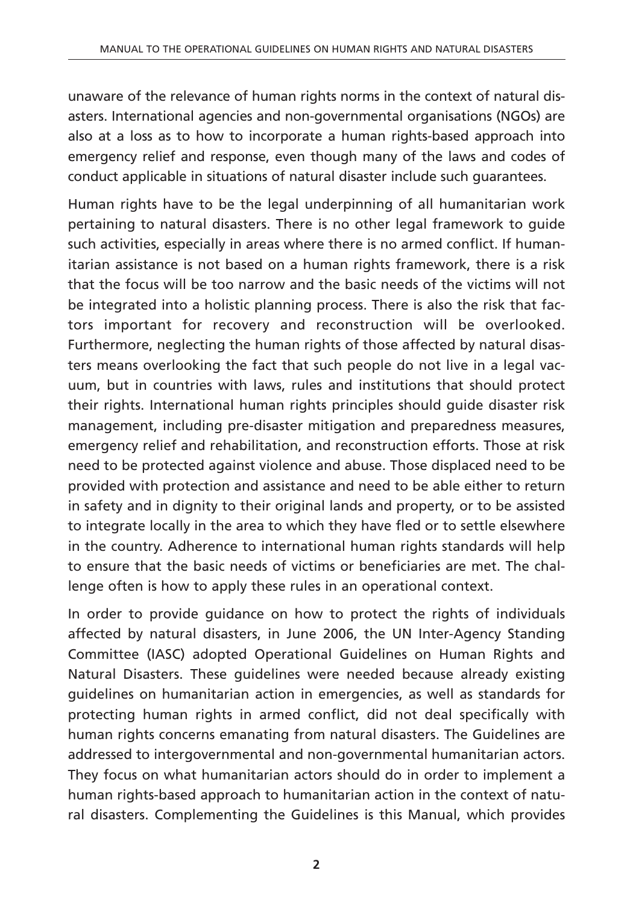unaware of the relevance of human rights norms in the context of natural disasters. International agencies and non-governmental organisations (NGOs) are also at a loss as to how to incorporate a human rights-based approach into emergency relief and response, even though many of the laws and codes of conduct applicable in situations of natural disaster include such guarantees.

Human rights have to be the legal underpinning of all humanitarian work pertaining to natural disasters. There is no other legal framework to guide such activities, especially in areas where there is no armed conflict. If humanitarian assistance is not based on a human rights framework, there is a risk that the focus will be too narrow and the basic needs of the victims will not be integrated into a holistic planning process. There is also the risk that factors important for recovery and reconstruction will be overlooked. Furthermore, neglecting the human rights of those affected by natural disasters means overlooking the fact that such people do not live in a legal vacuum, but in countries with laws, rules and institutions that should protect their rights. International human rights principles should guide disaster risk management, including pre-disaster mitigation and preparedness measures, emergency relief and rehabilitation, and reconstruction efforts. Those at risk need to be protected against violence and abuse. Those displaced need to be provided with protection and assistance and need to be able either to return in safety and in dignity to their original lands and property, or to be assisted to integrate locally in the area to which they have fled or to settle elsewhere in the country. Adherence to international human rights standards will help to ensure that the basic needs of victims or beneficiaries are met. The challenge often is how to apply these rules in an operational context.

In order to provide guidance on how to protect the rights of individuals affected by natural disasters, in June 2006, the UN Inter-Agency Standing Committee (IASC) adopted Operational Guidelines on Human Rights and Natural Disasters. These guidelines were needed because already existing guidelines on humanitarian action in emergencies, as well as standards for protecting human rights in armed conflict, did not deal specifically with human rights concerns emanating from natural disasters. The Guidelines are addressed to intergovernmental and non-governmental humanitarian actors. They focus on what humanitarian actors should do in order to implement a human rights-based approach to humanitarian action in the context of natural disasters. Complementing the Guidelines is this Manual, which provides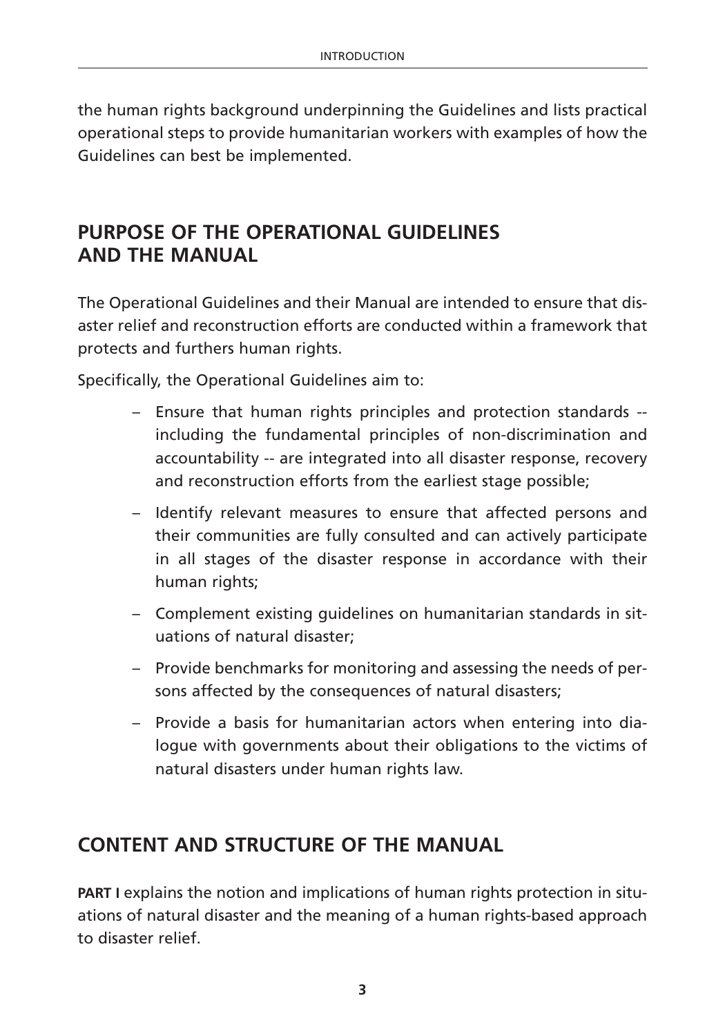the human rights background underpinning the Guidelines and lists practical operational steps to provide humanitarian workers with examples of how the Guidelines can best be implemented.

## PURPOSE OF THE OPERATIONAL GUIDELINES AND THE MANUAL

The Operational Guidelines and their Manual are intended to ensure that disaster relief and reconstruction efforts are conducted within a framework that protects and furthers human rights.

Specifically, the Operational Guidelines aim to:

- Ensure that human rights principles and protection standards -- including the fundamental principles of non-discrimination and accountability -- are integrated into all disaster response, recovery and reconstruction efforts from the earliest stage possible;
- Identify relevant measures to ensure that affected persons and their communities are fully consulted and can actively participate in all stages of the disaster response in accordance with their human rights;
- Complement existing guidelines on humanitarian standards in situations of natural disaster;
- Provide benchmarks for monitoring and assessing the needs of persons affected by the consequences of natural disasters;
- Provide a basis for humanitarian actors when entering into dialogue with governments about their obligations to the victims of natural disasters under human rights law.

## CONTENT AND STRUCTURE OF THE MANUAL

**PART I** explains the notion and implications of human rights protection in situations of natural disaster and the meaning of a human rights-based approach to disaster relief.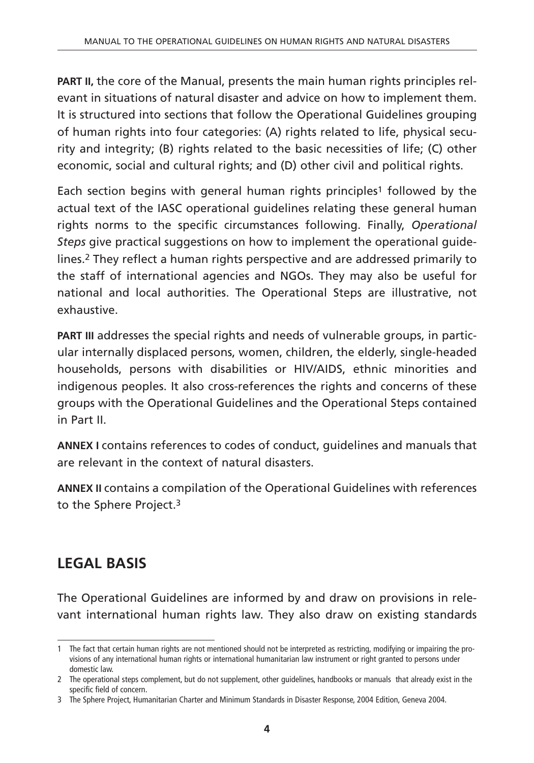**PART II,** the core of the Manual, presents the main human rights principles relevant in situations of natural disaster and advice on how to implement them. It is structured into sections that follow the Operational Guidelines grouping of human rights into four categories: (A) rights related to life, physical security and integrity; (B) rights related to the basic necessities of life; (C) other economic, social and cultural rights; and (D) other civil and political rights.

Each section begins with general human rights principles[1] followed by the actual text of the IASC operational guidelines relating these general human rights norms to the specific circumstances following. Finally, *Operational Steps* give practical suggestions on how to implement the operational guidelines.[2] They reflect a human rights perspective and are addressed primarily to the staff of international agencies and NGOs. They may also be useful for national and local authorities. The Operational Steps are illustrative, not exhaustive.

**PART III** addresses the special rights and needs of vulnerable groups, in particular internally displaced persons, women, children, the elderly, single-headed households, persons with disabilities or HIV/AIDS, ethnic minorities and indigenous peoples. It also cross-references the rights and concerns of these groups with the Operational Guidelines and the Operational Steps contained in Part II.

**ANNEX I** contains references to codes of conduct, guidelines and manuals that are relevant in the context of natural disasters.

**ANNEX II** contains a compilation of the Operational Guidelines with references to the Sphere Project.[3]

## LEGAL BASIS

The Operational Guidelines are informed by and draw on provisions in relevant international human rights law. They also draw on existing standards

---

1 The fact that certain human rights are not mentioned should not be interpreted as restricting, modifying or impairing the provisions of any international human rights or international humanitarian law instrument or right granted to persons under domestic law.

2 The operational steps complement, but do not supplement, other guidelines, handbooks or manuals that already exist in the specific field of concern.

3 The Sphere Project, Humanitarian Charter and Minimum Standards in Disaster Response, 2004 Edition, Geneva 2004.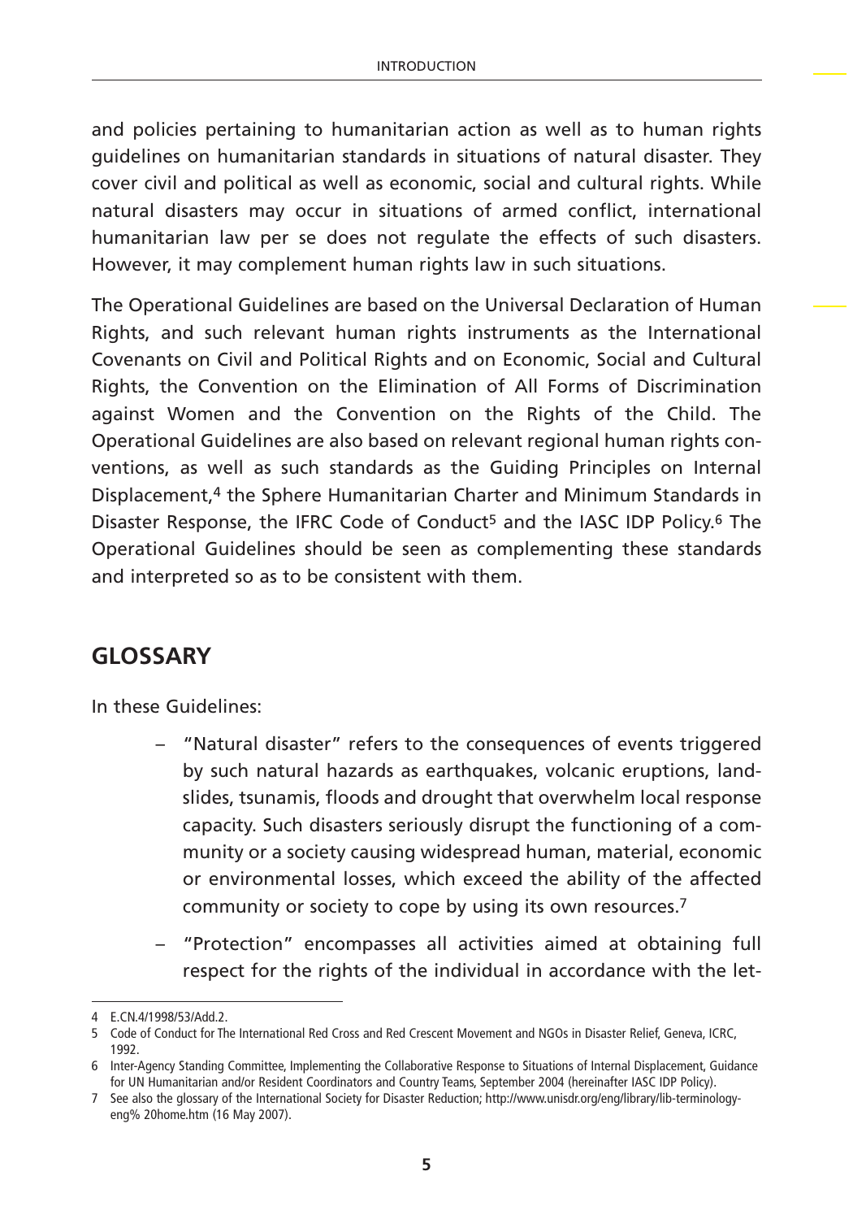and policies pertaining to humanitarian action as well as to human rights guidelines on humanitarian standards in situations of natural disaster. They cover civil and political as well as economic, social and cultural rights. While natural disasters may occur in situations of armed conflict, international humanitarian law per se does not regulate the effects of such disasters. However, it may complement human rights law in such situations.

The Operational Guidelines are based on the Universal Declaration of Human Rights, and such relevant human rights instruments as the International Covenants on Civil and Political Rights and on Economic, Social and Cultural Rights, the Convention on the Elimination of All Forms of Discrimination against Women and the Convention on the Rights of the Child. The Operational Guidelines are also based on relevant regional human rights conventions, as well as such standards as the Guiding Principles on Internal Displacement,[4] the Sphere Humanitarian Charter and Minimum Standards in Disaster Response, the IFRC Code of Conduct[5] and the IASC IDP Policy.[6] The Operational Guidelines should be seen as complementing these standards and interpreted so as to be consistent with them.

## GLOSSARY

In these Guidelines:

- "Natural disaster" refers to the consequences of events triggered by such natural hazards as earthquakes, volcanic eruptions, landslides, tsunamis, floods and drought that overwhelm local response capacity. Such disasters seriously disrupt the functioning of a community or a society causing widespread human, material, economic or environmental losses, which exceed the ability of the affected community or society to cope by using its own resources.[7]
- "Protection" encompasses all activities aimed at obtaining full respect for the rights of the individual in accordance with the let-

---

4 E.CN.4/1998/53/Add.2.

5 Code of Conduct for The International Red Cross and Red Crescent Movement and NGOs in Disaster Relief, Geneva, ICRC, 1992.

6 Inter-Agency Standing Committee, Implementing the Collaborative Response to Situations of Internal Displacement, Guidance for UN Humanitarian and/or Resident Coordinators and Country Teams, September 2004 (hereinafter IASC IDP Policy).

7 See also the glossary of the International Society for Disaster Reduction; http://www.unisdr.org/eng/library/lib-terminology-eng% 20home.htm (16 May 2007).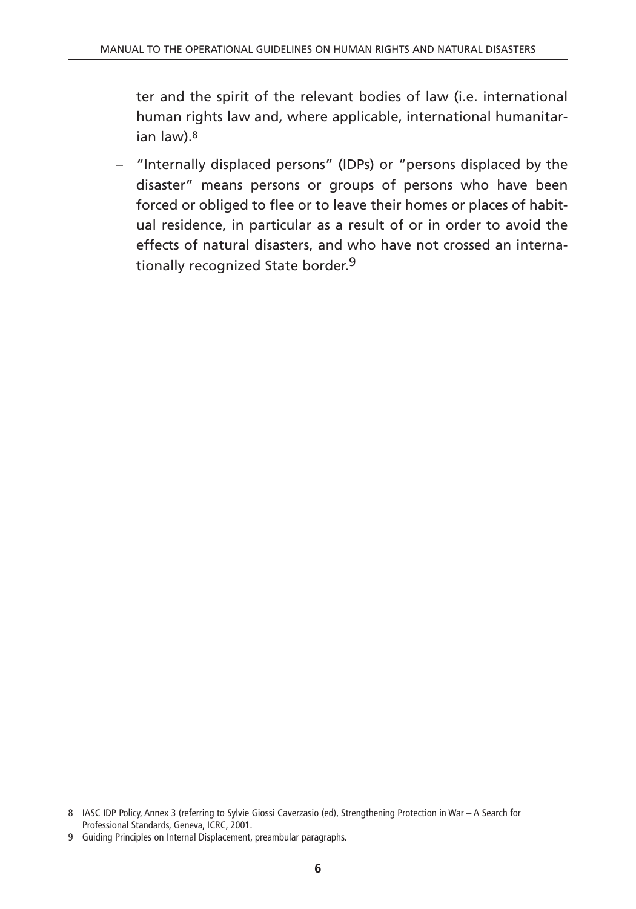ter and the spirit of the relevant bodies of law (i.e. international human rights law and, where applicable, international humanitarian law).[8]

– "Internally displaced persons" (IDPs) or "persons displaced by the disaster" means persons or groups of persons who have been forced or obliged to flee or to leave their homes or places of habitual residence, in particular as a result of or in order to avoid the effects of natural disasters, and who have not crossed an internationally recognized State border.[9]

---

8 IASC IDP Policy, Annex 3 (referring to Sylvie Giossi Caverzasio (ed), Strengthening Protection in War – A Search for Professional Standards, Geneva, ICRC, 2001.

9 Guiding Principles on Internal Displacement, preambular paragraphs.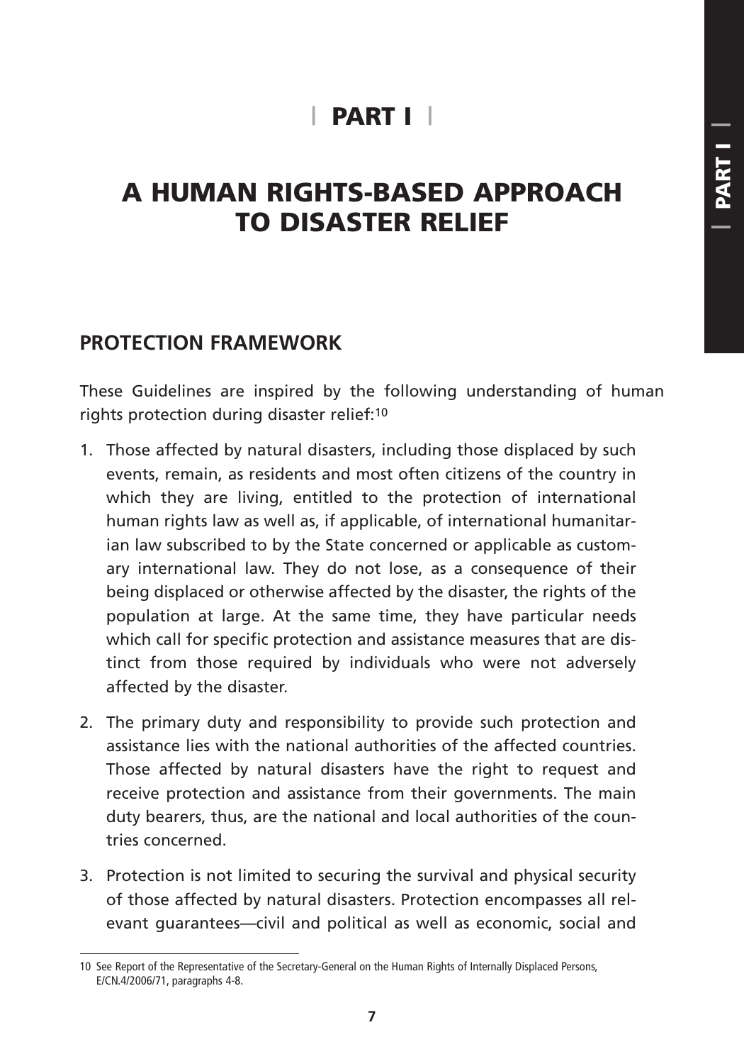# | PART I |

# A HUMAN RIGHTS-BASED APPROACH TO DISASTER RELIEF

## PROTECTION FRAMEWORK

These Guidelines are inspired by the following understanding of human rights protection during disaster relief:[10]

1. Those affected by natural disasters, including those displaced by such events, remain, as residents and most often citizens of the country in which they are living, entitled to the protection of international human rights law as well as, if applicable, of international humanitarian law subscribed to by the State concerned or applicable as customary international law. They do not lose, as a consequence of their being displaced or otherwise affected by the disaster, the rights of the population at large. At the same time, they have particular needs which call for specific protection and assistance measures that are distinct from those required by individuals who were not adversely affected by the disaster.

2. The primary duty and responsibility to provide such protection and assistance lies with the national authorities of the affected countries. Those affected by natural disasters have the right to request and receive protection and assistance from their governments. The main duty bearers, thus, are the national and local authorities of the countries concerned.

3. Protection is not limited to securing the survival and physical security of those affected by natural disasters. Protection encompasses all relevant guarantees—civil and political as well as economic, social and

---

10 See Report of the Representative of the Secretary-General on the Human Rights of Internally Displaced Persons, E/CN.4/2006/71, paragraphs 4-8.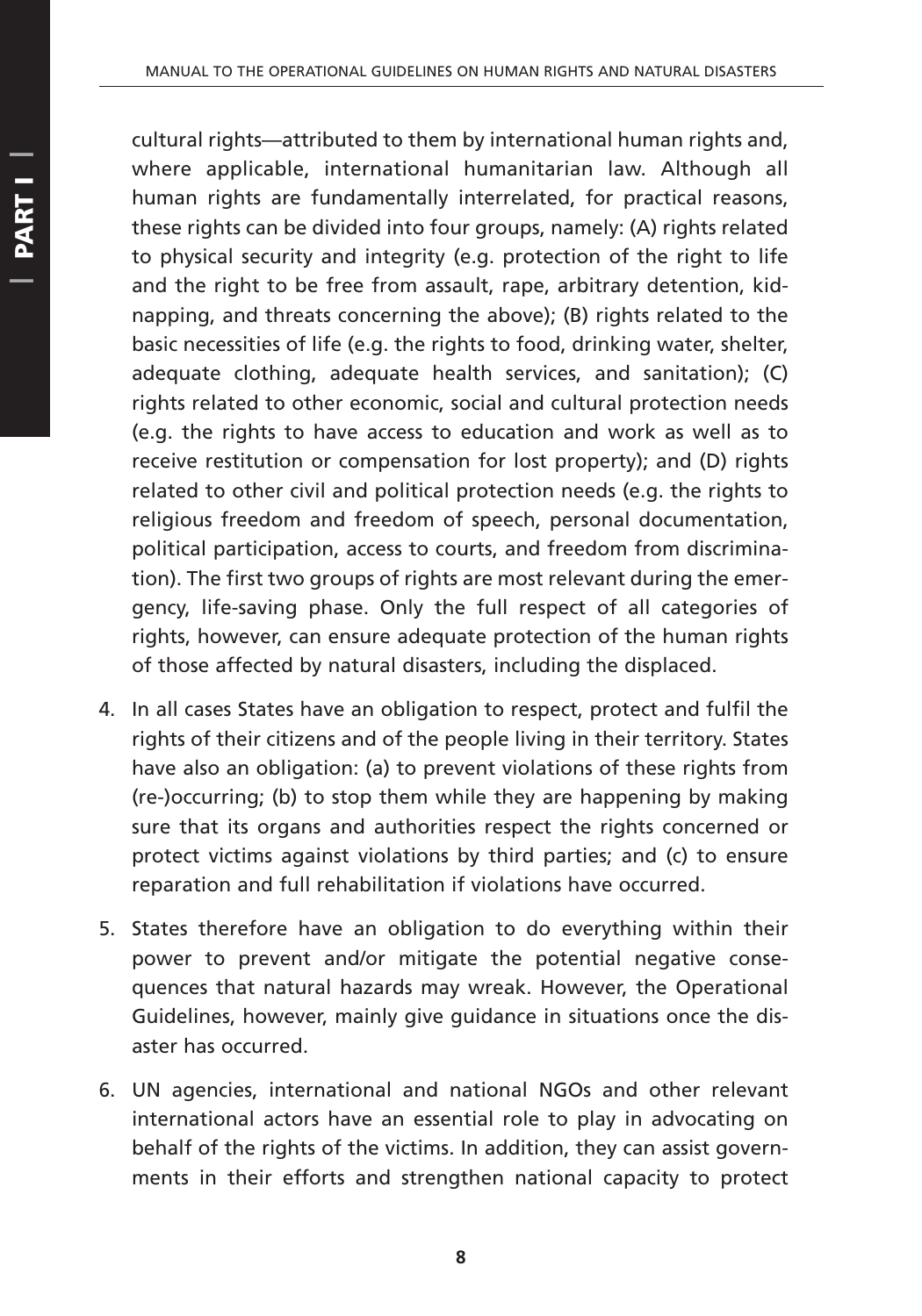cultural rights—attributed to them by international human rights and, where applicable, international humanitarian law. Although all human rights are fundamentally interrelated, for practical reasons, these rights can be divided into four groups, namely: (A) rights related to physical security and integrity (e.g. protection of the right to life and the right to be free from assault, rape, arbitrary detention, kidnapping, and threats concerning the above); (B) rights related to the basic necessities of life (e.g. the rights to food, drinking water, shelter, adequate clothing, adequate health services, and sanitation); (C) rights related to other economic, social and cultural protection needs (e.g. the rights to have access to education and work as well as to receive restitution or compensation for lost property); and (D) rights related to other civil and political protection needs (e.g. the rights to religious freedom and freedom of speech, personal documentation, political participation, access to courts, and freedom from discrimination). The first two groups of rights are most relevant during the emergency, life-saving phase. Only the full respect of all categories of rights, however, can ensure adequate protection of the human rights of those affected by natural disasters, including the displaced.

4. In all cases States have an obligation to respect, protect and fulfil the rights of their citizens and of the people living in their territory. States have also an obligation: (a) to prevent violations of these rights from (re-)occurring; (b) to stop them while they are happening by making sure that its organs and authorities respect the rights concerned or protect victims against violations by third parties; and (c) to ensure reparation and full rehabilitation if violations have occurred.

5. States therefore have an obligation to do everything within their power to prevent and/or mitigate the potential negative consequences that natural hazards may wreak. However, the Operational Guidelines, however, mainly give guidance in situations once the disaster has occurred.

6. UN agencies, international and national NGOs and other relevant international actors have an essential role to play in advocating on behalf of the rights of the victims. In addition, they can assist governments in their efforts and strengthen national capacity to protect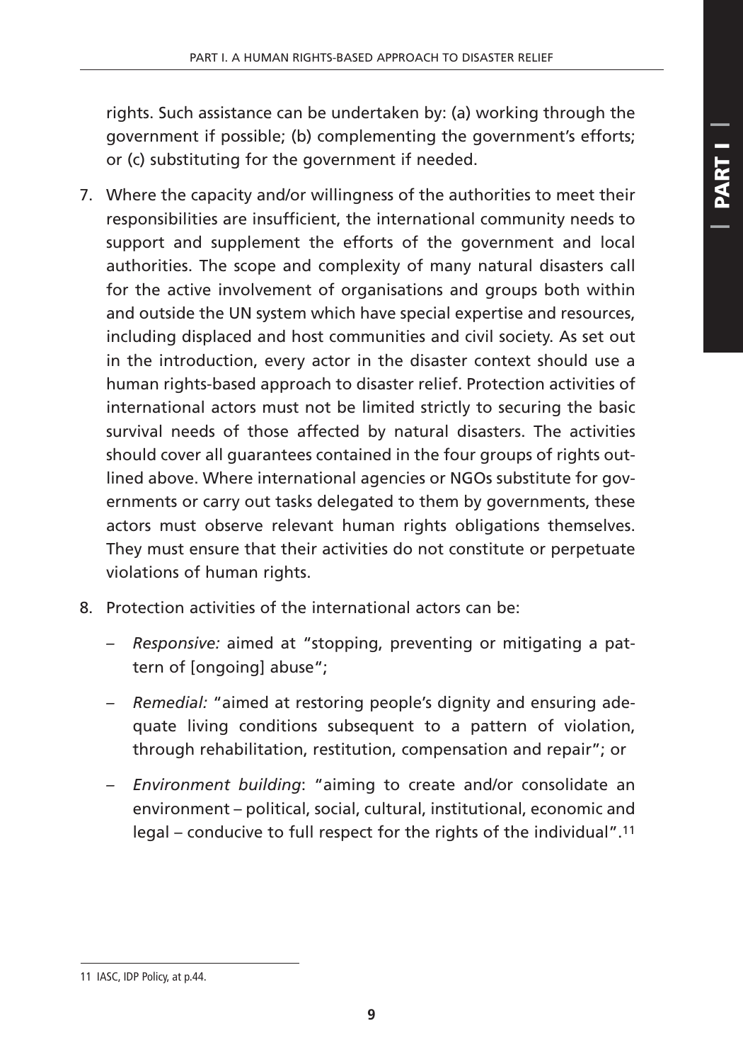rights. Such assistance can be undertaken by: (a) working through the government if possible; (b) complementing the government's efforts; or (c) substituting for the government if needed.

7. Where the capacity and/or willingness of the authorities to meet their responsibilities are insufficient, the international community needs to support and supplement the efforts of the government and local authorities. The scope and complexity of many natural disasters call for the active involvement of organisations and groups both within and outside the UN system which have special expertise and resources, including displaced and host communities and civil society. As set out in the introduction, every actor in the disaster context should use a human rights-based approach to disaster relief. Protection activities of international actors must not be limited strictly to securing the basic survival needs of those affected by natural disasters. The activities should cover all guarantees contained in the four groups of rights outlined above. Where international agencies or NGOs substitute for governments or carry out tasks delegated to them by governments, these actors must observe relevant human rights obligations themselves. They must ensure that their activities do not constitute or perpetuate violations of human rights.

8. Protection activities of the international actors can be:

   – *Responsive:* aimed at "stopping, preventing or mitigating a pattern of [ongoing] abuse";

   – *Remedial:* "aimed at restoring people's dignity and ensuring adequate living conditions subsequent to a pattern of violation, through rehabilitation, restitution, compensation and repair"; or

   – *Environment building*: "aiming to create and/or consolidate an environment – political, social, cultural, institutional, economic and legal – conducive to full respect for the rights of the individual".[11]

---

11 IASC, IDP Policy, at p.44.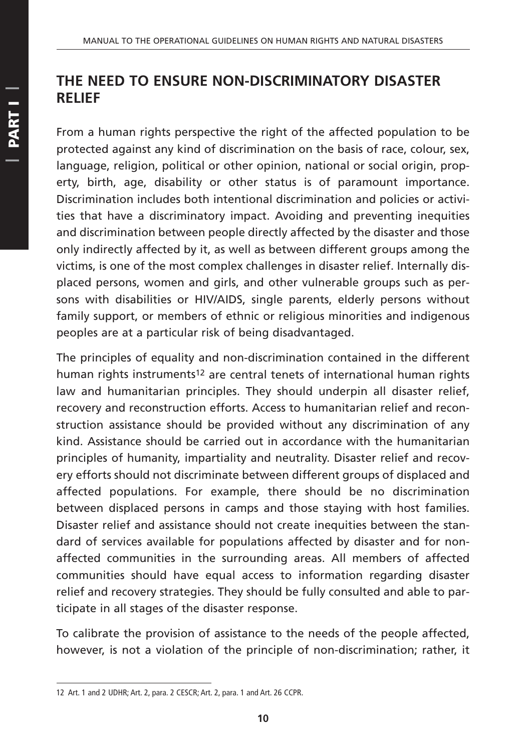## THE NEED TO ENSURE NON-DISCRIMINATORY DISASTER RELIEF

From a human rights perspective the right of the affected population to be protected against any kind of discrimination on the basis of race, colour, sex, language, religion, political or other opinion, national or social origin, property, birth, age, disability or other status is of paramount importance. Discrimination includes both intentional discrimination and policies or activities that have a discriminatory impact. Avoiding and preventing inequities and discrimination between people directly affected by the disaster and those only indirectly affected by it, as well as between different groups among the victims, is one of the most complex challenges in disaster relief. Internally displaced persons, women and girls, and other vulnerable groups such as persons with disabilities or HIV/AIDS, single parents, elderly persons without family support, or members of ethnic or religious minorities and indigenous peoples are at a particular risk of being disadvantaged.

The principles of equality and non-discrimination contained in the different human rights instruments[12] are central tenets of international human rights law and humanitarian principles. They should underpin all disaster relief, recovery and reconstruction efforts. Access to humanitarian relief and reconstruction assistance should be provided without any discrimination of any kind. Assistance should be carried out in accordance with the humanitarian principles of humanity, impartiality and neutrality. Disaster relief and recovery efforts should not discriminate between different groups of displaced and affected populations. For example, there should be no discrimination between displaced persons in camps and those staying with host families. Disaster relief and assistance should not create inequities between the standard of services available for populations affected by disaster and for non-affected communities in the surrounding areas. All members of affected communities should have equal access to information regarding disaster relief and recovery strategies. They should be fully consulted and able to participate in all stages of the disaster response.

To calibrate the provision of assistance to the needs of the people affected, however, is not a violation of the principle of non-discrimination; rather, it

12 Art. 1 and 2 UDHR; Art. 2, para. 2 CESCR; Art. 2, para. 1 and Art. 26 CCPR.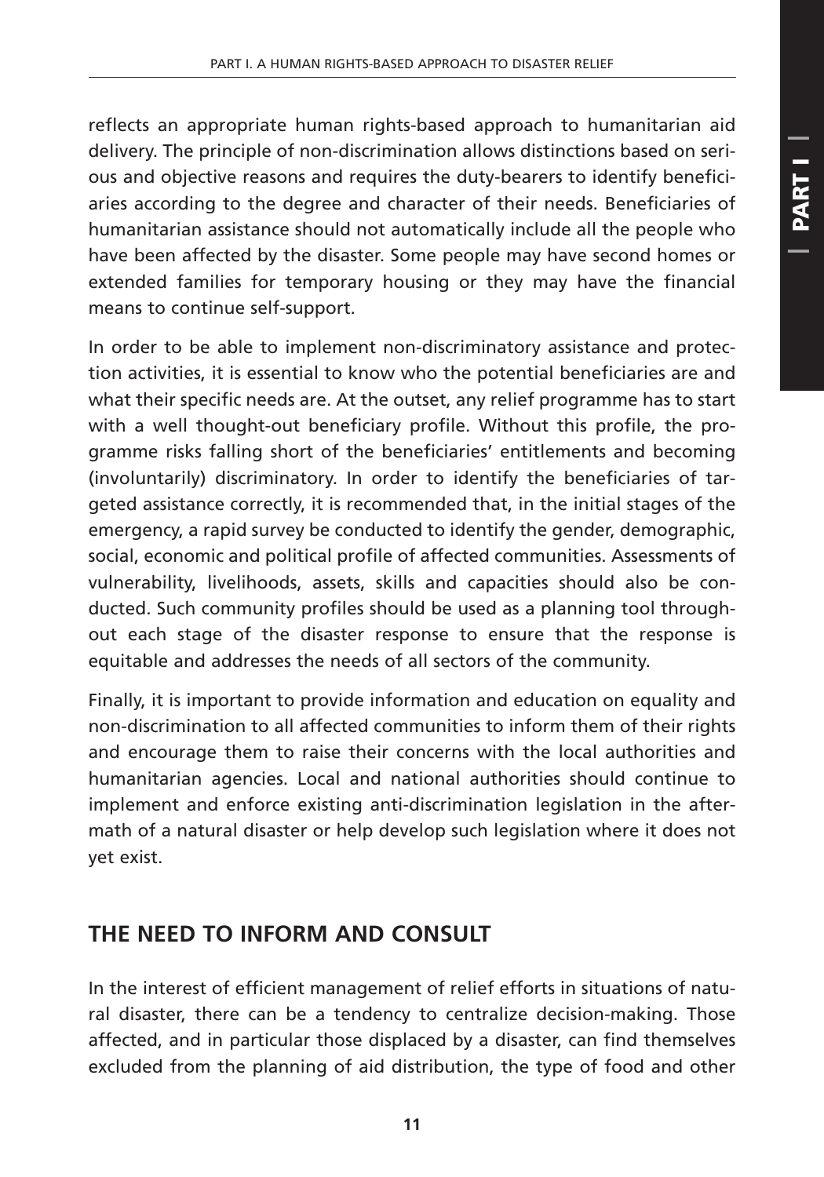reflects an appropriate human rights-based approach to humanitarian aid delivery. The principle of non-discrimination allows distinctions based on serious and objective reasons and requires the duty-bearers to identify beneficiaries according to the degree and character of their needs. Beneficiaries of humanitarian assistance should not automatically include all the people who have been affected by the disaster. Some people may have second homes or extended families for temporary housing or they may have the financial means to continue self-support.

In order to be able to implement non-discriminatory assistance and protection activities, it is essential to know who the potential beneficiaries are and what their specific needs are. At the outset, any relief programme has to start with a well thought-out beneficiary profile. Without this profile, the programme risks falling short of the beneficiaries' entitlements and becoming (involuntarily) discriminatory. In order to identify the beneficiaries of targeted assistance correctly, it is recommended that, in the initial stages of the emergency, a rapid survey be conducted to identify the gender, demographic, social, economic and political profile of affected communities. Assessments of vulnerability, livelihoods, assets, skills and capacities should also be conducted. Such community profiles should be used as a planning tool throughout each stage of the disaster response to ensure that the response is equitable and addresses the needs of all sectors of the community.

Finally, it is important to provide information and education on equality and non-discrimination to all affected communities to inform them of their rights and encourage them to raise their concerns with the local authorities and humanitarian agencies. Local and national authorities should continue to implement and enforce existing anti-discrimination legislation in the aftermath of a natural disaster or help develop such legislation where it does not yet exist.

## THE NEED TO INFORM AND CONSULT

In the interest of efficient management of relief efforts in situations of natural disaster, there can be a tendency to centralize decision-making. Those affected, and in particular those displaced by a disaster, can find themselves excluded from the planning of aid distribution, the type of food and other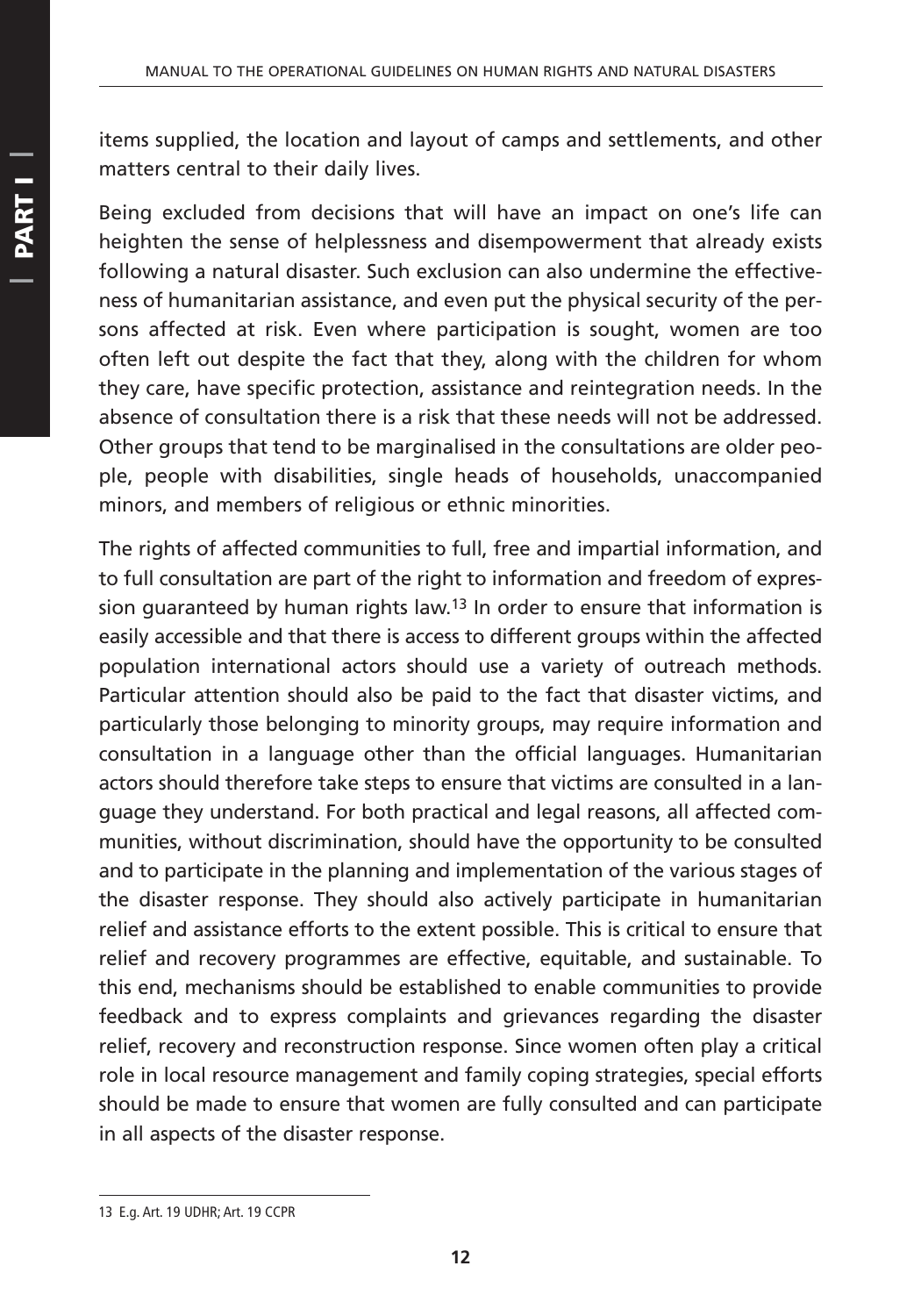items supplied, the location and layout of camps and settlements, and other matters central to their daily lives.

Being excluded from decisions that will have an impact on one's life can heighten the sense of helplessness and disempowerment that already exists following a natural disaster. Such exclusion can also undermine the effectiveness of humanitarian assistance, and even put the physical security of the persons affected at risk. Even where participation is sought, women are too often left out despite the fact that they, along with the children for whom they care, have specific protection, assistance and reintegration needs. In the absence of consultation there is a risk that these needs will not be addressed. Other groups that tend to be marginalised in the consultations are older people, people with disabilities, single heads of households, unaccompanied minors, and members of religious or ethnic minorities.

The rights of affected communities to full, free and impartial information, and to full consultation are part of the right to information and freedom of expression guaranteed by human rights law.[13] In order to ensure that information is easily accessible and that there is access to different groups within the affected population international actors should use a variety of outreach methods. Particular attention should also be paid to the fact that disaster victims, and particularly those belonging to minority groups, may require information and consultation in a language other than the official languages. Humanitarian actors should therefore take steps to ensure that victims are consulted in a language they understand. For both practical and legal reasons, all affected communities, without discrimination, should have the opportunity to be consulted and to participate in the planning and implementation of the various stages of the disaster response. They should also actively participate in humanitarian relief and assistance efforts to the extent possible. This is critical to ensure that relief and recovery programmes are effective, equitable, and sustainable. To this end, mechanisms should be established to enable communities to provide feedback and to express complaints and grievances regarding the disaster relief, recovery and reconstruction response. Since women often play a critical role in local resource management and family coping strategies, special efforts should be made to ensure that women are fully consulted and can participate in all aspects of the disaster response.

---

13 E.g. Art. 19 UDHR; Art. 19 CCPR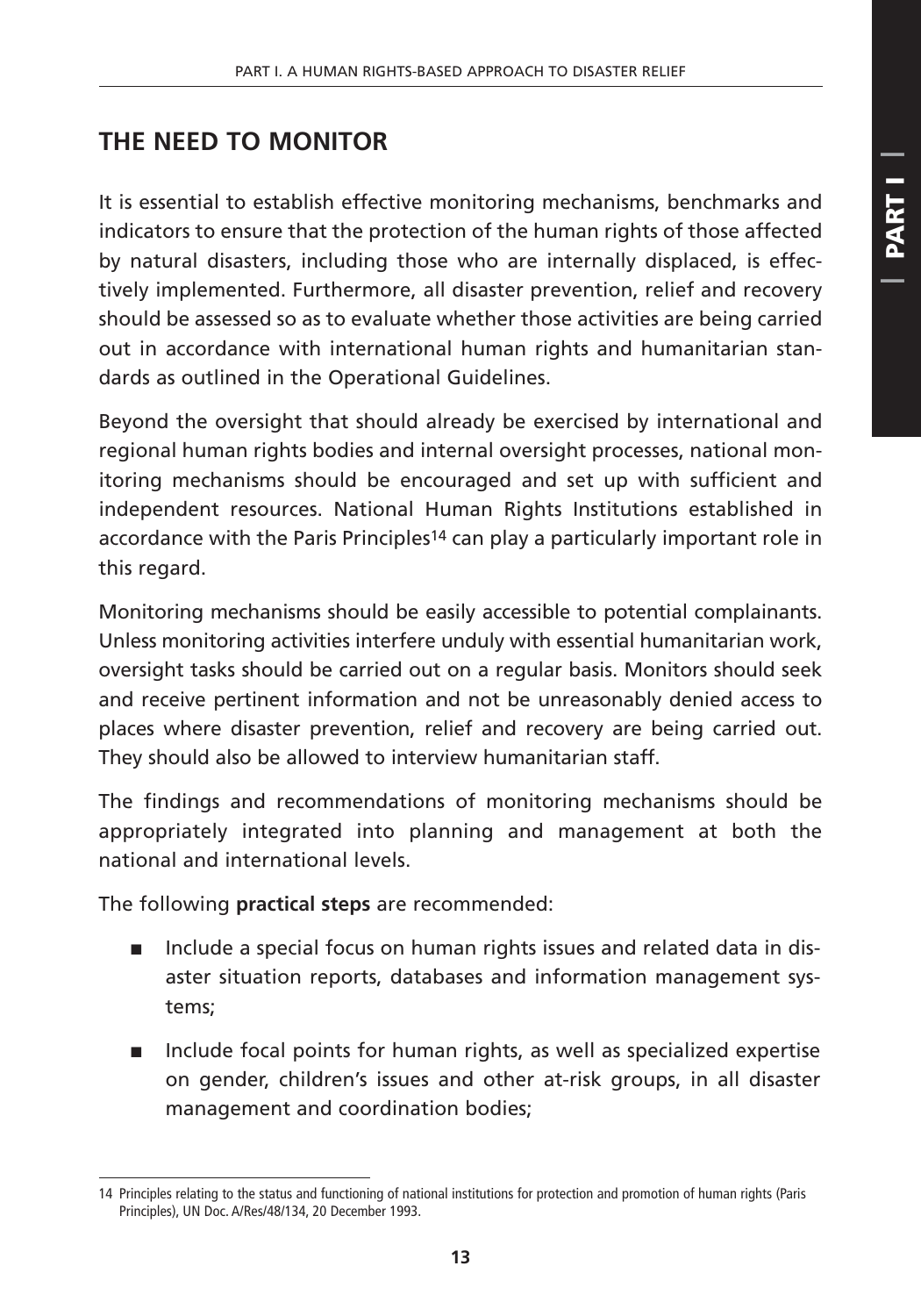## THE NEED TO MONITOR

It is essential to establish effective monitoring mechanisms, benchmarks and indicators to ensure that the protection of the human rights of those affected by natural disasters, including those who are internally displaced, is effectively implemented. Furthermore, all disaster prevention, relief and recovery should be assessed so as to evaluate whether those activities are being carried out in accordance with international human rights and humanitarian standards as outlined in the Operational Guidelines.

Beyond the oversight that should already be exercised by international and regional human rights bodies and internal oversight processes, national monitoring mechanisms should be encouraged and set up with sufficient and independent resources. National Human Rights Institutions established in accordance with the Paris Principles[14] can play a particularly important role in this regard.

Monitoring mechanisms should be easily accessible to potential complainants. Unless monitoring activities interfere unduly with essential humanitarian work, oversight tasks should be carried out on a regular basis. Monitors should seek and receive pertinent information and not be unreasonably denied access to places where disaster prevention, relief and recovery are being carried out. They should also be allowed to interview humanitarian staff.

The findings and recommendations of monitoring mechanisms should be appropriately integrated into planning and management at both the national and international levels.

The following **practical steps** are recommended:

- Include a special focus on human rights issues and related data in disaster situation reports, databases and information management systems;
- Include focal points for human rights, as well as specialized expertise on gender, children's issues and other at-risk groups, in all disaster management and coordination bodies;

14 Principles relating to the status and functioning of national institutions for protection and promotion of human rights (Paris Principles), UN Doc. A/Res/48/134, 20 December 1993.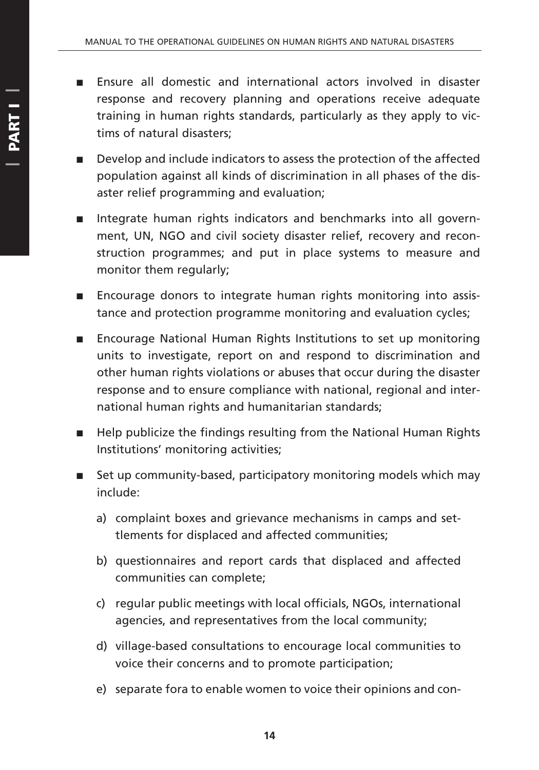- Ensure all domestic and international actors involved in disaster response and recovery planning and operations receive adequate training in human rights standards, particularly as they apply to victims of natural disasters;
- Develop and include indicators to assess the protection of the affected population against all kinds of discrimination in all phases of the disaster relief programming and evaluation;
- Integrate human rights indicators and benchmarks into all government, UN, NGO and civil society disaster relief, recovery and reconstruction programmes; and put in place systems to measure and monitor them regularly;
- Encourage donors to integrate human rights monitoring into assistance and protection programme monitoring and evaluation cycles;
- Encourage National Human Rights Institutions to set up monitoring units to investigate, report on and respond to discrimination and other human rights violations or abuses that occur during the disaster response and to ensure compliance with national, regional and international human rights and humanitarian standards;
- Help publicize the findings resulting from the National Human Rights Institutions' monitoring activities;
- Set up community-based, participatory monitoring models which may include:
  a) complaint boxes and grievance mechanisms in camps and settlements for displaced and affected communities;
  b) questionnaires and report cards that displaced and affected communities can complete;
  c) regular public meetings with local officials, NGOs, international agencies, and representatives from the local community;
  d) village-based consultations to encourage local communities to voice their concerns and to promote participation;
  e) separate fora to enable women to voice their opinions and con-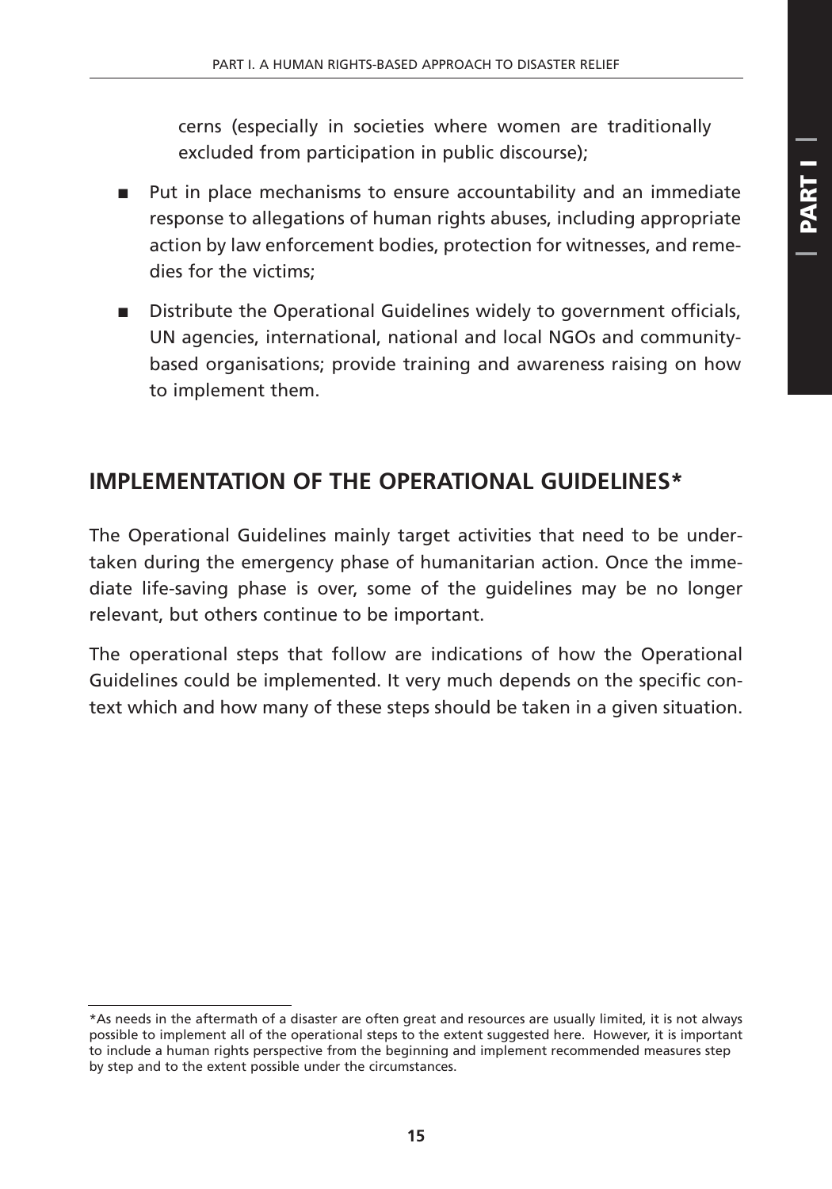cerns (especially in societies where women are traditionally excluded from participation in public discourse);

- Put in place mechanisms to ensure accountability and an immediate response to allegations of human rights abuses, including appropriate action by law enforcement bodies, protection for witnesses, and remedies for the victims;
- Distribute the Operational Guidelines widely to government officials, UN agencies, international, national and local NGOs and community-based organisations; provide training and awareness raising on how to implement them.

## IMPLEMENTATION OF THE OPERATIONAL GUIDELINES*

The Operational Guidelines mainly target activities that need to be undertaken during the emergency phase of humanitarian action. Once the immediate life-saving phase is over, some of the guidelines may be no longer relevant, but others continue to be important.

The operational steps that follow are indications of how the Operational Guidelines could be implemented. It very much depends on the specific context which and how many of these steps should be taken in a given situation.

*As needs in the aftermath of a disaster are often great and resources are usually limited, it is not always possible to implement all of the operational steps to the extent suggested here. However, it is important to include a human rights perspective from the beginning and implement recommended measures step by step and to the extent possible under the circumstances.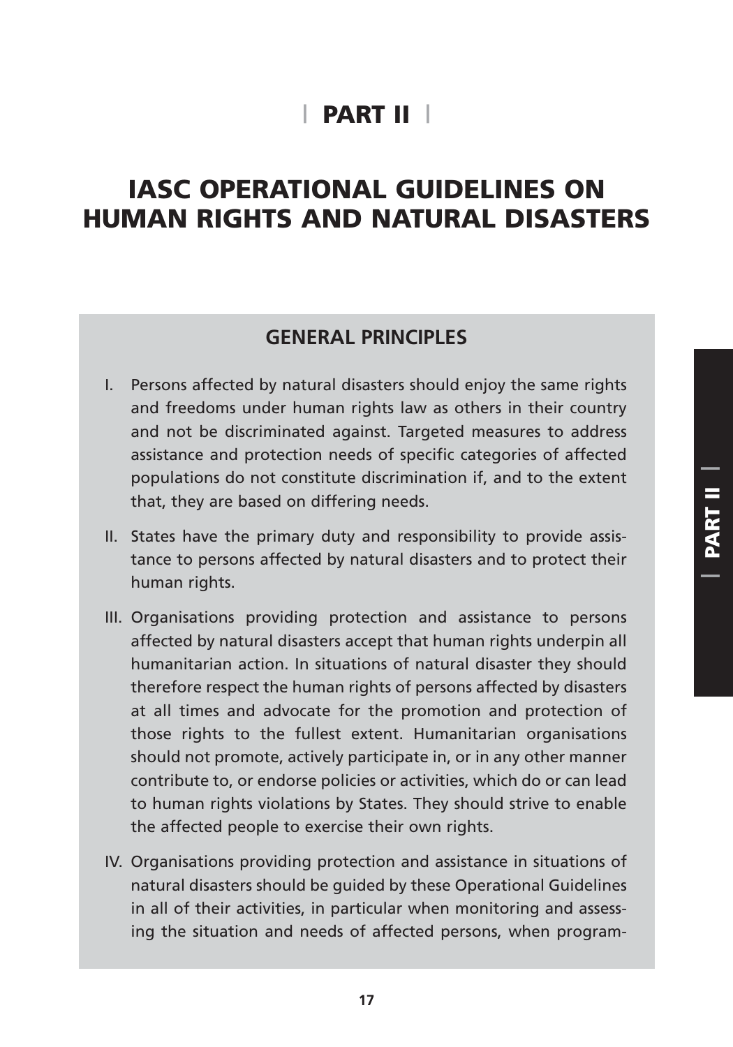# PART II

# IASC OPERATIONAL GUIDELINES ON HUMAN RIGHTS AND NATURAL DISASTERS

## GENERAL PRINCIPLES

I. Persons affected by natural disasters should enjoy the same rights and freedoms under human rights law as others in their country and not be discriminated against. Targeted measures to address assistance and protection needs of specific categories of affected populations do not constitute discrimination if, and to the extent that, they are based on differing needs.

II. States have the primary duty and responsibility to provide assistance to persons affected by natural disasters and to protect their human rights.

III. Organisations providing protection and assistance to persons affected by natural disasters accept that human rights underpin all humanitarian action. In situations of natural disaster they should therefore respect the human rights of persons affected by disasters at all times and advocate for the promotion and protection of those rights to the fullest extent. Humanitarian organisations should not promote, actively participate in, or in any other manner contribute to, or endorse policies or activities, which do or can lead to human rights violations by States. They should strive to enable the affected people to exercise their own rights.

IV. Organisations providing protection and assistance in situations of natural disasters should be guided by these Operational Guidelines in all of their activities, in particular when monitoring and assessing the situation and needs of affected persons, when program-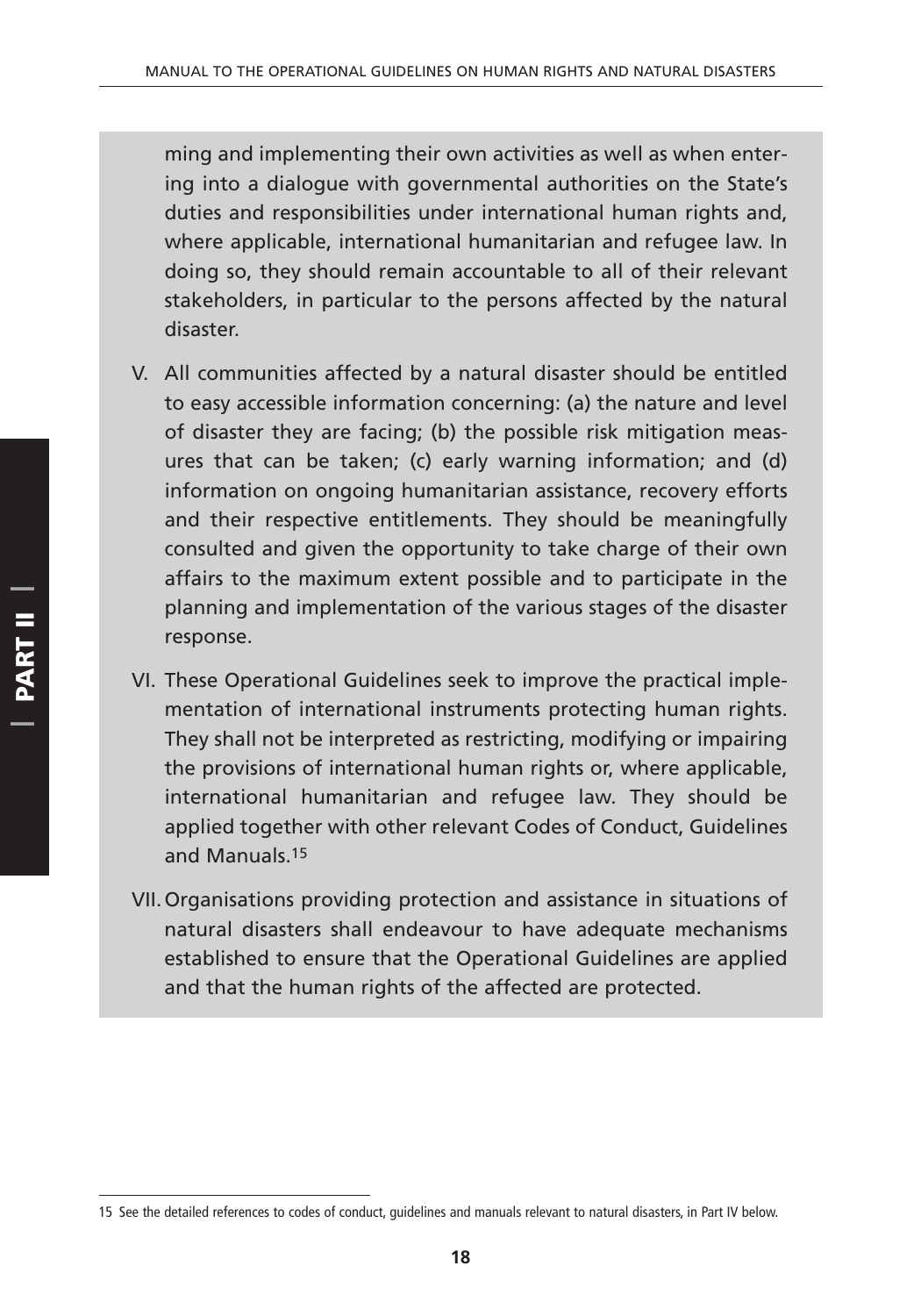ming and implementing their own activities as well as when entering into a dialogue with governmental authorities on the State's duties and responsibilities under international human rights and, where applicable, international humanitarian and refugee law. In doing so, they should remain accountable to all of their relevant stakeholders, in particular to the persons affected by the natural disaster.

V. All communities affected by a natural disaster should be entitled to easy accessible information concerning: (a) the nature and level of disaster they are facing; (b) the possible risk mitigation measures that can be taken; (c) early warning information; and (d) information on ongoing humanitarian assistance, recovery efforts and their respective entitlements. They should be meaningfully consulted and given the opportunity to take charge of their own affairs to the maximum extent possible and to participate in the planning and implementation of the various stages of the disaster response.

VI. These Operational Guidelines seek to improve the practical implementation of international instruments protecting human rights. They shall not be interpreted as restricting, modifying or impairing the provisions of international human rights or, where applicable, international humanitarian and refugee law. They should be applied together with other relevant Codes of Conduct, Guidelines and Manuals.[15]

VII. Organisations providing protection and assistance in situations of natural disasters shall endeavour to have adequate mechanisms established to ensure that the Operational Guidelines are applied and that the human rights of the affected are protected.

---

15 See the detailed references to codes of conduct, guidelines and manuals relevant to natural disasters, in Part IV below.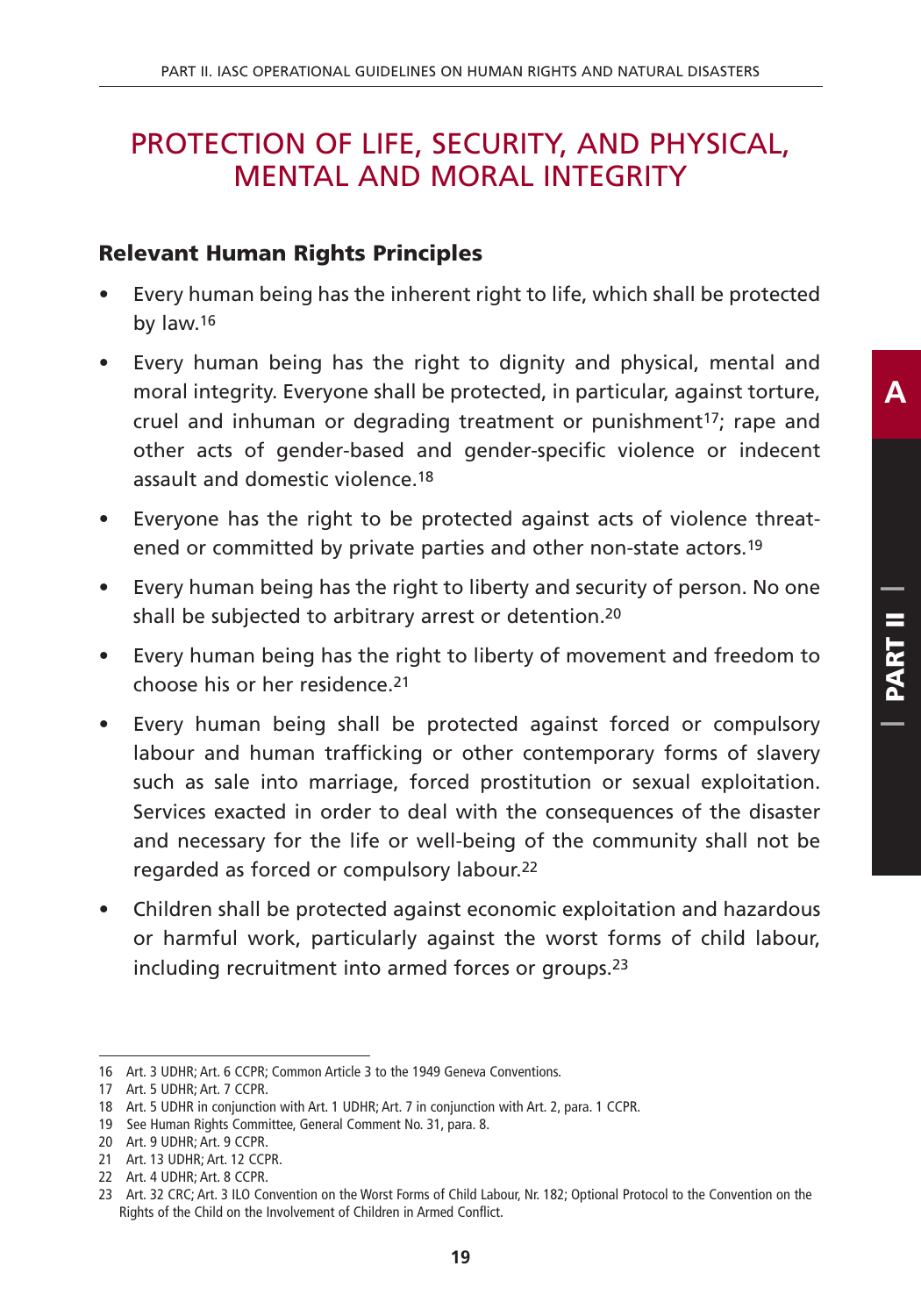# PROTECTION OF LIFE, SECURITY, AND PHYSICAL, MENTAL AND MORAL INTEGRITY

## Relevant Human Rights Principles

- Every human being has the inherent right to life, which shall be protected by law.[16]
- Every human being has the right to dignity and physical, mental and moral integrity. Everyone shall be protected, in particular, against torture, cruel and inhuman or degrading treatment or punishment[17]; rape and other acts of gender-based and gender-specific violence or indecent assault and domestic violence.[18]
- Everyone has the right to be protected against acts of violence threatened or committed by private parties and other non-state actors.[19]
- Every human being has the right to liberty and security of person. No one shall be subjected to arbitrary arrest or detention.[20]
- Every human being has the right to liberty of movement and freedom to choose his or her residence.[21]
- Every human being shall be protected against forced or compulsory labour and human trafficking or other contemporary forms of slavery such as sale into marriage, forced prostitution or sexual exploitation. Services exacted in order to deal with the consequences of the disaster and necessary for the life or well-being of the community shall not be regarded as forced or compulsory labour.[22]
- Children shall be protected against economic exploitation and hazardous or harmful work, particularly against the worst forms of child labour, including recruitment into armed forces or groups.[23]

---

16 Art. 3 UDHR; Art. 6 CCPR; Common Article 3 to the 1949 Geneva Conventions.

17 Art. 5 UDHR; Art. 7 CCPR.

18 Art. 5 UDHR in conjunction with Art. 1 UDHR; Art. 7 in conjunction with Art. 2, para. 1 CCPR.

19 See Human Rights Committee, General Comment No. 31, para. 8.

20 Art. 9 UDHR; Art. 9 CCPR.

21 Art. 13 UDHR; Art. 12 CCPR.

22 Art. 4 UDHR; Art. 8 CCPR.

23 Art. 32 CRC; Art. 3 ILO Convention on the Worst Forms of Child Labour, Nr. 182; Optional Protocol to the Convention on the Rights of the Child on the Involvement of Children in Armed Conflict.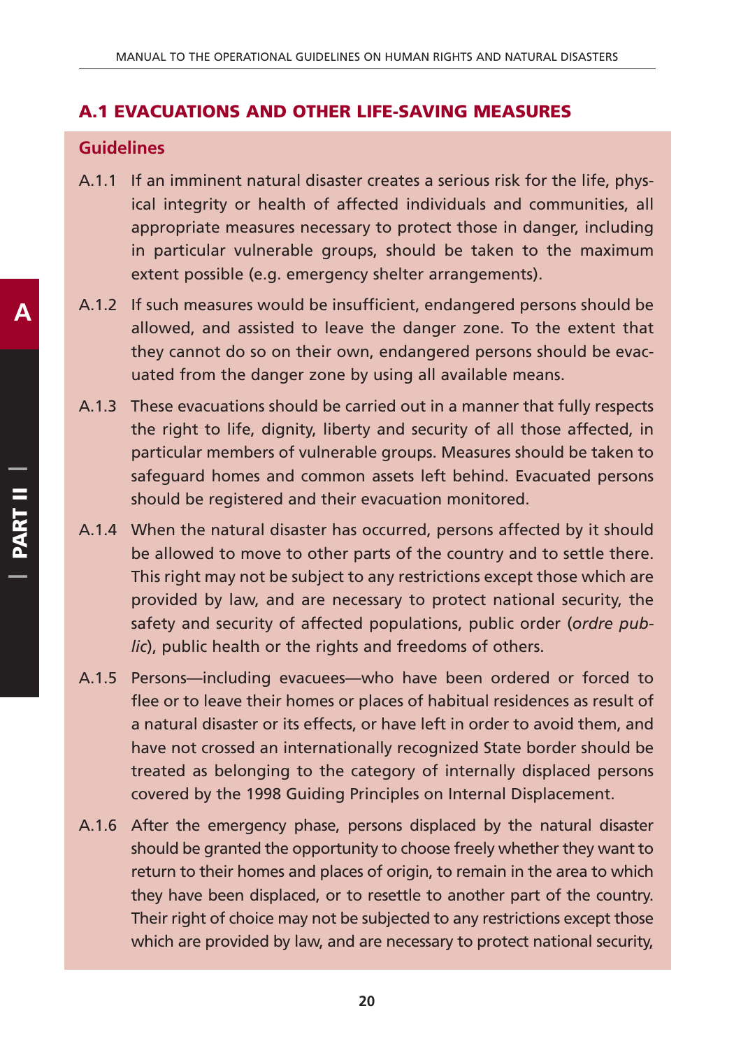## A.1 EVACUATIONS AND OTHER LIFE-SAVING MEASURES

### Guidelines

A.1.1 If an imminent natural disaster creates a serious risk for the life, physical integrity or health of affected individuals and communities, all appropriate measures necessary to protect those in danger, including in particular vulnerable groups, should be taken to the maximum extent possible (e.g. emergency shelter arrangements).

A.1.2 If such measures would be insufficient, endangered persons should be allowed, and assisted to leave the danger zone. To the extent that they cannot do so on their own, endangered persons should be evacuated from the danger zone by using all available means.

A.1.3 These evacuations should be carried out in a manner that fully respects the right to life, dignity, liberty and security of all those affected, in particular members of vulnerable groups. Measures should be taken to safeguard homes and common assets left behind. Evacuated persons should be registered and their evacuation monitored.

A.1.4 When the natural disaster has occurred, persons affected by it should be allowed to move to other parts of the country and to settle there. This right may not be subject to any restrictions except those which are provided by law, and are necessary to protect national security, the safety and security of affected populations, public order (*ordre public*), public health or the rights and freedoms of others.

A.1.5 Persons—including evacuees—who have been ordered or forced to flee or to leave their homes or places of habitual residences as result of a natural disaster or its effects, or have left in order to avoid them, and have not crossed an internationally recognized State border should be treated as belonging to the category of internally displaced persons covered by the 1998 Guiding Principles on Internal Displacement.

A.1.6 After the emergency phase, persons displaced by the natural disaster should be granted the opportunity to choose freely whether they want to return to their homes and places of origin, to remain in the area to which they have been displaced, or to resettle to another part of the country. Their right of choice may not be subjected to any restrictions except those which are provided by law, and are necessary to protect national security,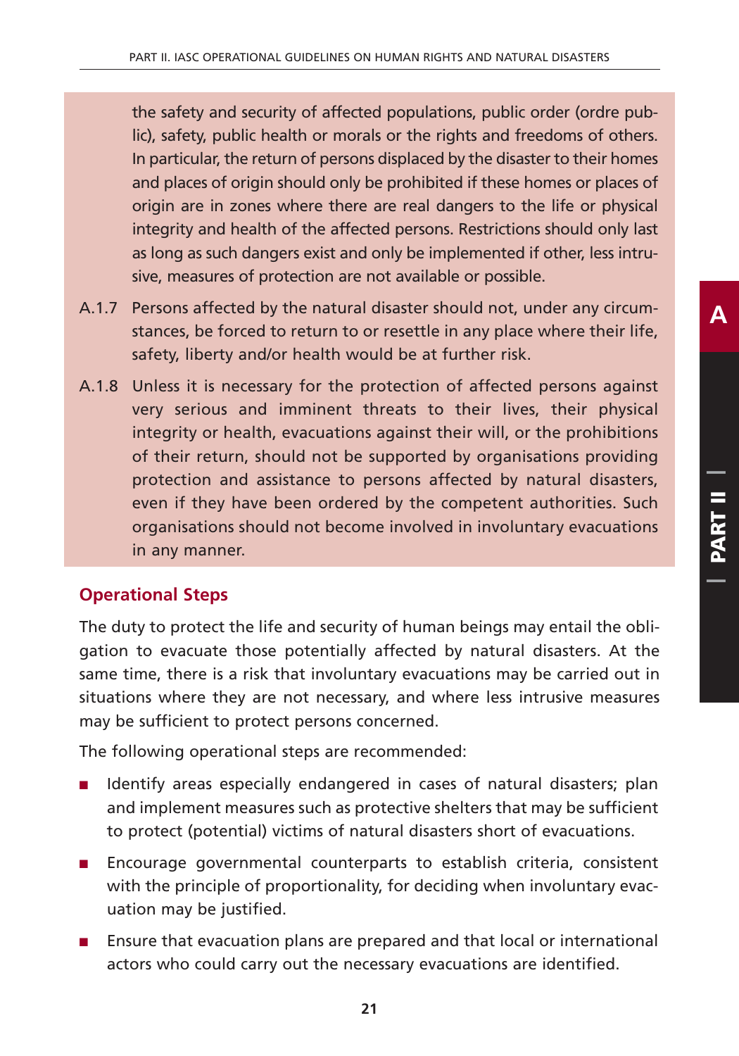the safety and security of affected populations, public order (ordre public), safety, public health or morals or the rights and freedoms of others. In particular, the return of persons displaced by the disaster to their homes and places of origin should only be prohibited if these homes or places of origin are in zones where there are real dangers to the life or physical integrity and health of the affected persons. Restrictions should only last as long as such dangers exist and only be implemented if other, less intrusive, measures of protection are not available or possible.

A.1.7 Persons affected by the natural disaster should not, under any circumstances, be forced to return to or resettle in any place where their life, safety, liberty and/or health would be at further risk.

A.1.8 Unless it is necessary for the protection of affected persons against very serious and imminent threats to their lives, their physical integrity or health, evacuations against their will, or the prohibitions of their return, should not be supported by organisations providing protection and assistance to persons affected by natural disasters, even if they have been ordered by the competent authorities. Such organisations should not become involved in involuntary evacuations in any manner.

## Operational Steps

The duty to protect the life and security of human beings may entail the obligation to evacuate those potentially affected by natural disasters. At the same time, there is a risk that involuntary evacuations may be carried out in situations where they are not necessary, and where less intrusive measures may be sufficient to protect persons concerned.

The following operational steps are recommended:

- Identify areas especially endangered in cases of natural disasters; plan and implement measures such as protective shelters that may be sufficient to protect (potential) victims of natural disasters short of evacuations.
- Encourage governmental counterparts to establish criteria, consistent with the principle of proportionality, for deciding when involuntary evacuation may be justified.
- Ensure that evacuation plans are prepared and that local or international actors who could carry out the necessary evacuations are identified.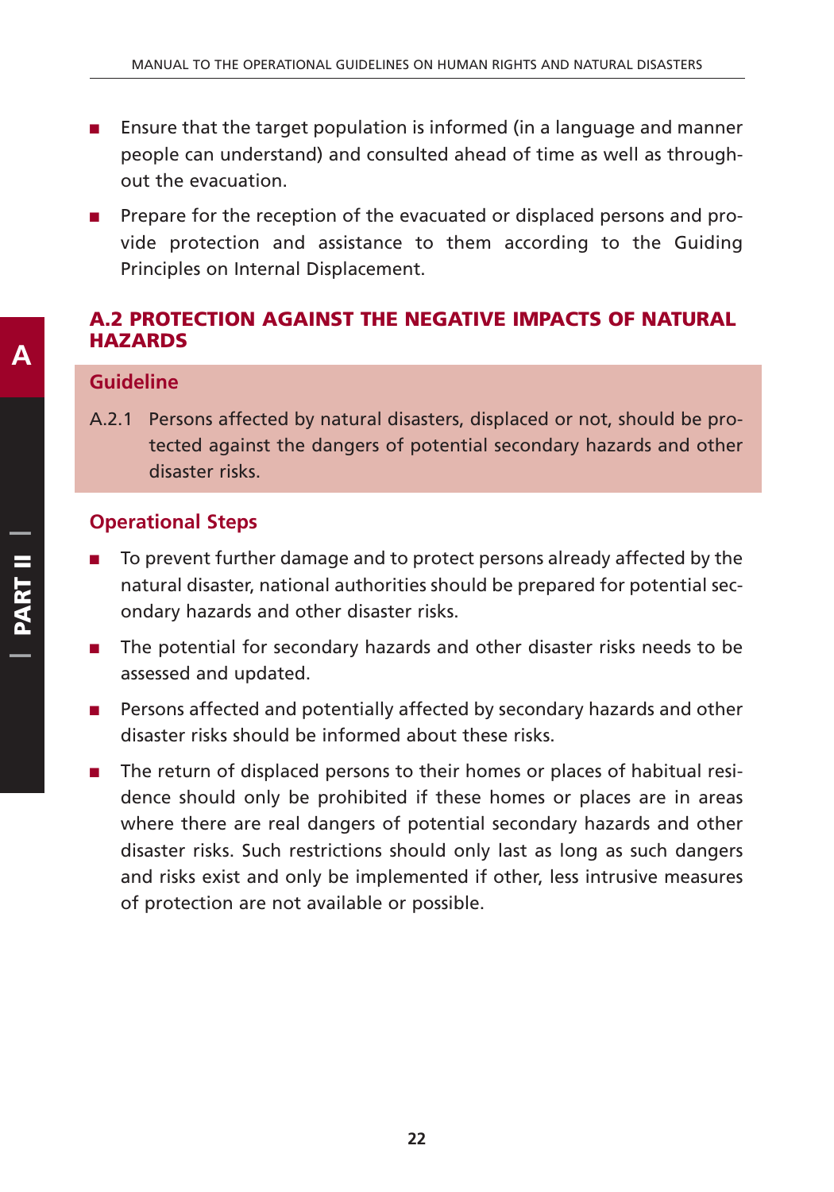- Ensure that the target population is informed (in a language and manner people can understand) and consulted ahead of time as well as throughout the evacuation.
- Prepare for the reception of the evacuated or displaced persons and provide protection and assistance to them according to the Guiding Principles on Internal Displacement.

## A.2 PROTECTION AGAINST THE NEGATIVE IMPACTS OF NATURAL HAZARDS

### Guideline

A.2.1 Persons affected by natural disasters, displaced or not, should be protected against the dangers of potential secondary hazards and other disaster risks.

### Operational Steps

- To prevent further damage and to protect persons already affected by the natural disaster, national authorities should be prepared for potential secondary hazards and other disaster risks.
- The potential for secondary hazards and other disaster risks needs to be assessed and updated.
- Persons affected and potentially affected by secondary hazards and other disaster risks should be informed about these risks.
- The return of displaced persons to their homes or places of habitual residence should only be prohibited if these homes or places are in areas where there are real dangers of potential secondary hazards and other disaster risks. Such restrictions should only last as long as such dangers and risks exist and only be implemented if other, less intrusive measures of protection are not available or possible.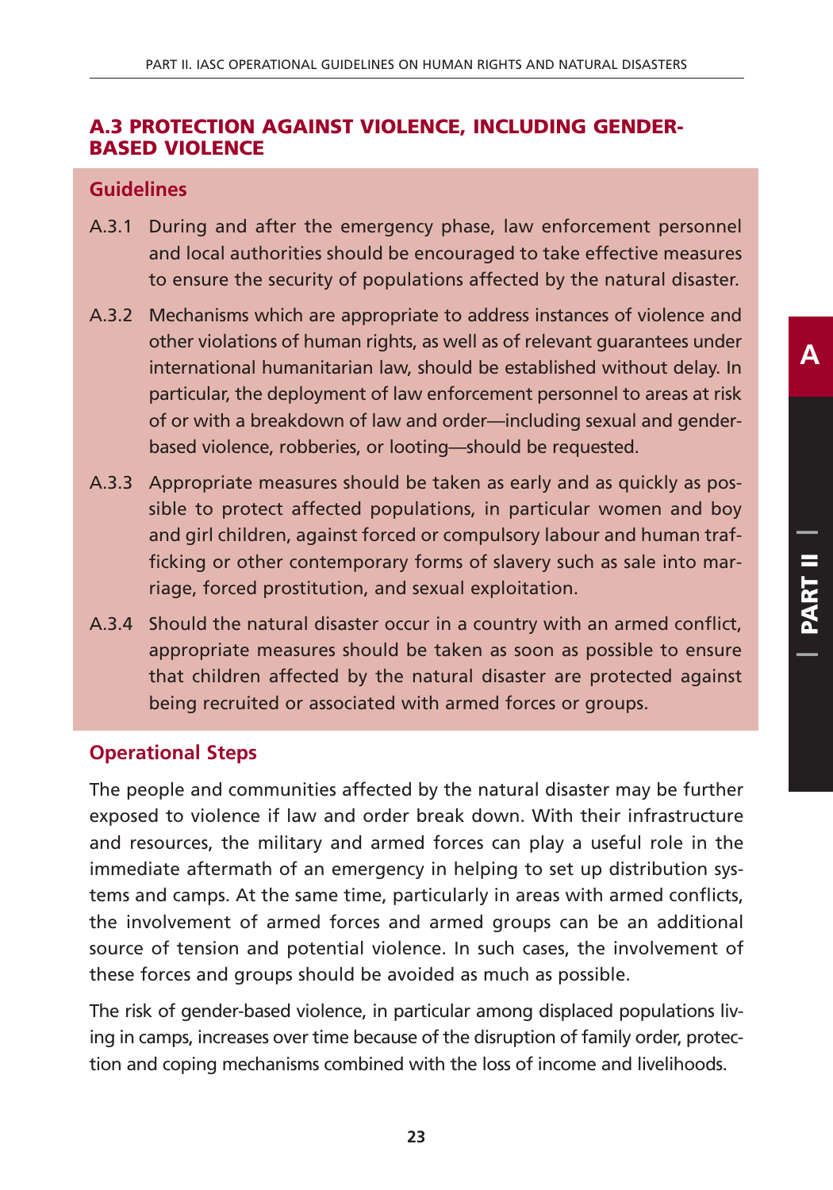## A.3 PROTECTION AGAINST VIOLENCE, INCLUDING GENDER-BASED VIOLENCE

### Guidelines

A.3.1 During and after the emergency phase, law enforcement personnel and local authorities should be encouraged to take effective measures to ensure the security of populations affected by the natural disaster.

A.3.2 Mechanisms which are appropriate to address instances of violence and other violations of human rights, as well as of relevant guarantees under international humanitarian law, should be established without delay. In particular, the deployment of law enforcement personnel to areas at risk of or with a breakdown of law and order—including sexual and gender-based violence, robberies, or looting—should be requested.

A.3.3 Appropriate measures should be taken as early and as quickly as possible to protect affected populations, in particular women and boy and girl children, against forced or compulsory labour and human trafficking or other contemporary forms of slavery such as sale into marriage, forced prostitution, and sexual exploitation.

A.3.4 Should the natural disaster occur in a country with an armed conflict, appropriate measures should be taken as soon as possible to ensure that children affected by the natural disaster are protected against being recruited or associated with armed forces or groups.

### Operational Steps

The people and communities affected by the natural disaster may be further exposed to violence if law and order break down. With their infrastructure and resources, the military and armed forces can play a useful role in the immediate aftermath of an emergency in helping to set up distribution systems and camps. At the same time, particularly in areas with armed conflicts, the involvement of armed forces and armed groups can be an additional source of tension and potential violence. In such cases, the involvement of these forces and groups should be avoided as much as possible.

The risk of gender-based violence, in particular among displaced populations living in camps, increases over time because of the disruption of family order, protection and coping mechanisms combined with the loss of income and livelihoods.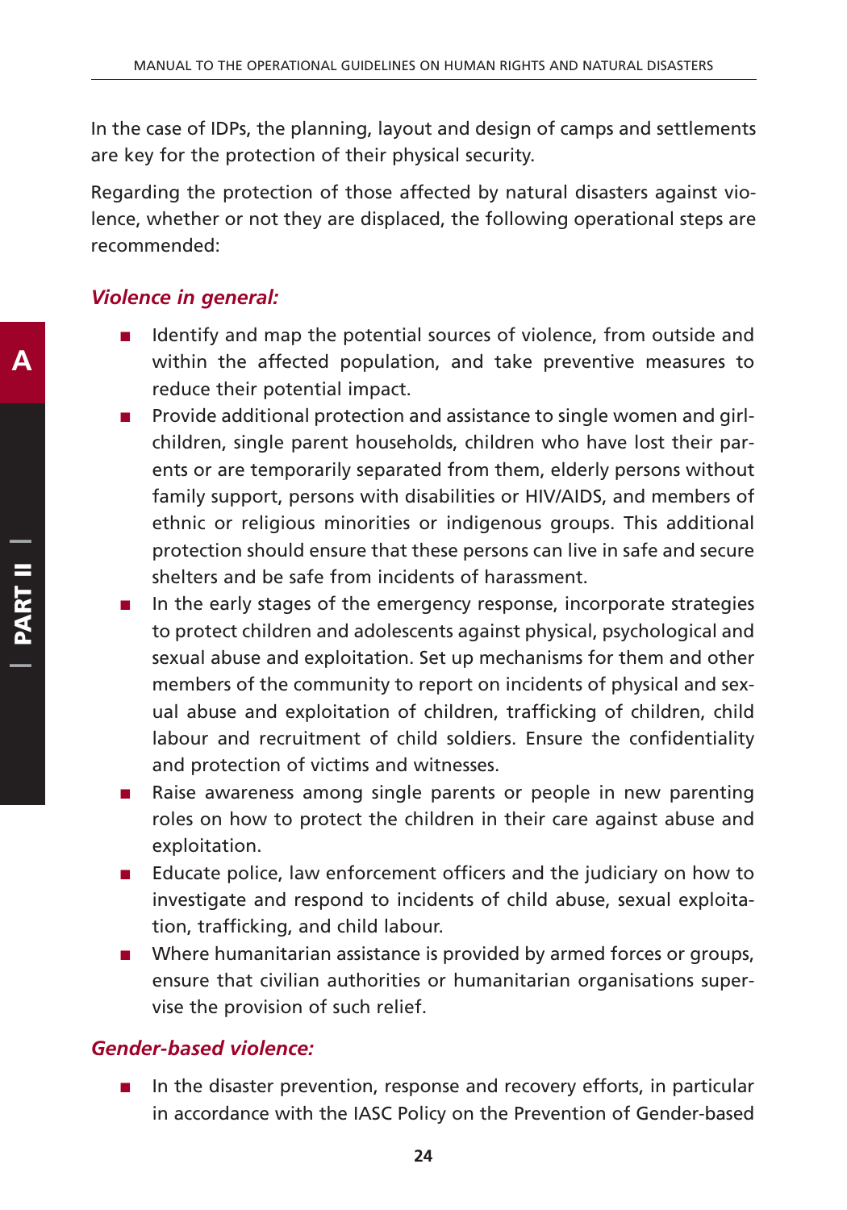In the case of IDPs, the planning, layout and design of camps and settlements are key for the protection of their physical security.

Regarding the protection of those affected by natural disasters against violence, whether or not they are displaced, the following operational steps are recommended:

### *Violence in general:*

- Identify and map the potential sources of violence, from outside and within the affected population, and take preventive measures to reduce their potential impact.
- Provide additional protection and assistance to single women and girl-children, single parent households, children who have lost their parents or are temporarily separated from them, elderly persons without family support, persons with disabilities or HIV/AIDS, and members of ethnic or religious minorities or indigenous groups. This additional protection should ensure that these persons can live in safe and secure shelters and be safe from incidents of harassment.
- In the early stages of the emergency response, incorporate strategies to protect children and adolescents against physical, psychological and sexual abuse and exploitation. Set up mechanisms for them and other members of the community to report on incidents of physical and sexual abuse and exploitation of children, trafficking of children, child labour and recruitment of child soldiers. Ensure the confidentiality and protection of victims and witnesses.
- Raise awareness among single parents or people in new parenting roles on how to protect the children in their care against abuse and exploitation.
- Educate police, law enforcement officers and the judiciary on how to investigate and respond to incidents of child abuse, sexual exploitation, trafficking, and child labour.
- Where humanitarian assistance is provided by armed forces or groups, ensure that civilian authorities or humanitarian organisations supervise the provision of such relief.

### *Gender-based violence:*

- In the disaster prevention, response and recovery efforts, in particular in accordance with the IASC Policy on the Prevention of Gender-based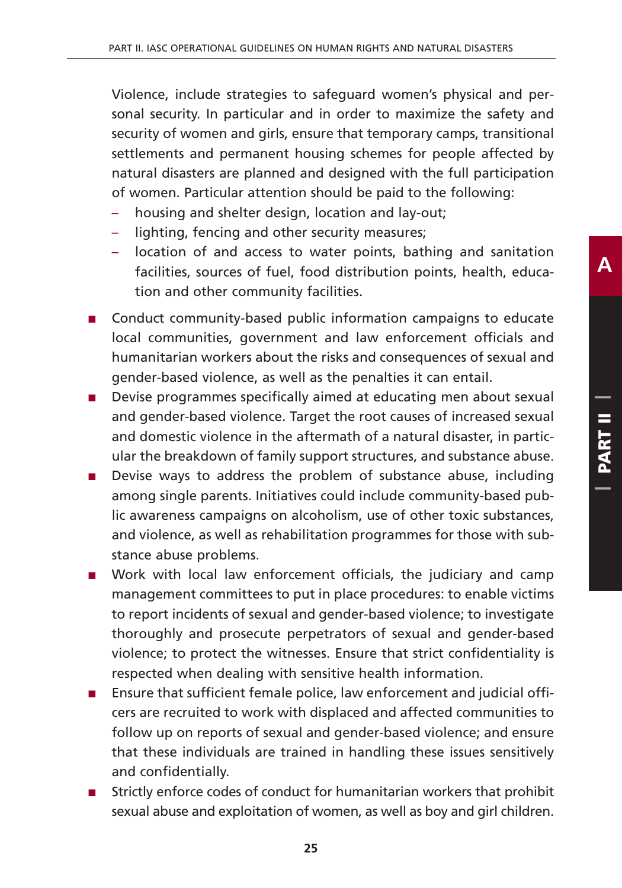Violence, include strategies to safeguard women's physical and personal security. In particular and in order to maximize the safety and security of women and girls, ensure that temporary camps, transitional settlements and permanent housing schemes for people affected by natural disasters are planned and designed with the full participation of women. Particular attention should be paid to the following:

  - housing and shelter design, location and lay-out;
  - lighting, fencing and other security measures;
  - location of and access to water points, bathing and sanitation facilities, sources of fuel, food distribution points, health, education and other community facilities.

- Conduct community-based public information campaigns to educate local communities, government and law enforcement officials and humanitarian workers about the risks and consequences of sexual and gender-based violence, as well as the penalties it can entail.
- Devise programmes specifically aimed at educating men about sexual and gender-based violence. Target the root causes of increased sexual and domestic violence in the aftermath of a natural disaster, in particular the breakdown of family support structures, and substance abuse.
- Devise ways to address the problem of substance abuse, including among single parents. Initiatives could include community-based public awareness campaigns on alcoholism, use of other toxic substances, and violence, as well as rehabilitation programmes for those with substance abuse problems.
- Work with local law enforcement officials, the judiciary and camp management committees to put in place procedures: to enable victims to report incidents of sexual and gender-based violence; to investigate thoroughly and prosecute perpetrators of sexual and gender-based violence; to protect the witnesses. Ensure that strict confidentiality is respected when dealing with sensitive health information.
- Ensure that sufficient female police, law enforcement and judicial officers are recruited to work with displaced and affected communities to follow up on reports of sexual and gender-based violence; and ensure that these individuals are trained in handling these issues sensitively and confidentially.
- Strictly enforce codes of conduct for humanitarian workers that prohibit sexual abuse and exploitation of women, as well as boy and girl children.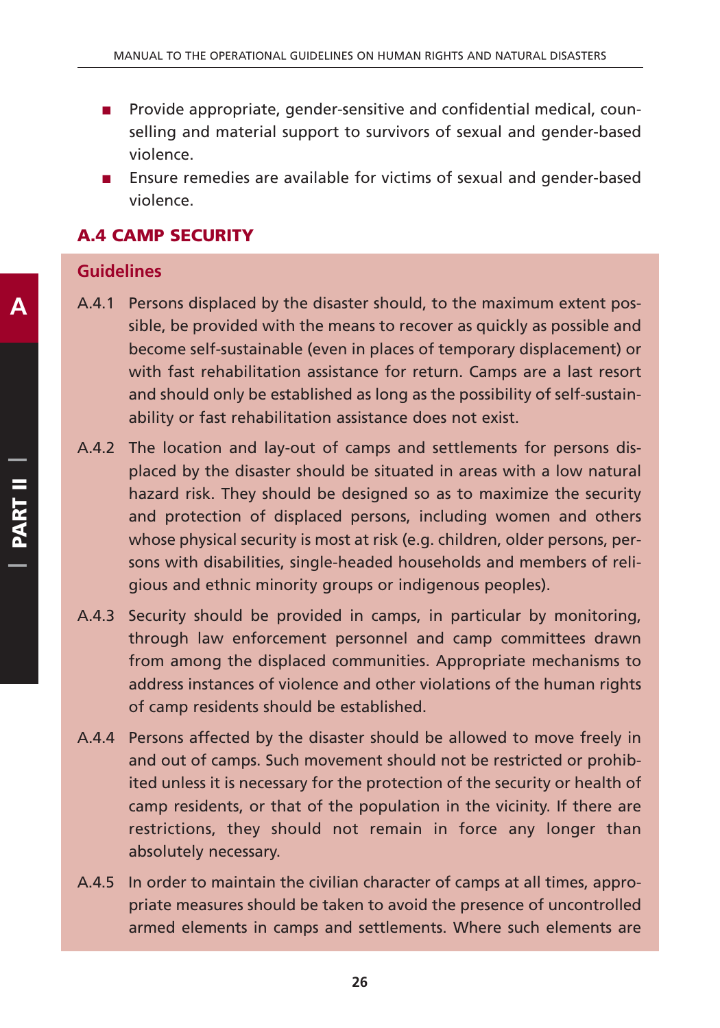- Provide appropriate, gender-sensitive and confidential medical, counselling and material support to survivors of sexual and gender-based violence.
- Ensure remedies are available for victims of sexual and gender-based violence.

## A.4 CAMP SECURITY

### Guidelines

A.4.1 Persons displaced by the disaster should, to the maximum extent possible, be provided with the means to recover as quickly as possible and become self-sustainable (even in places of temporary displacement) or with fast rehabilitation assistance for return. Camps are a last resort and should only be established as long as the possibility of self-sustainability or fast rehabilitation assistance does not exist.

A.4.2 The location and lay-out of camps and settlements for persons displaced by the disaster should be situated in areas with a low natural hazard risk. They should be designed so as to maximize the security and protection of displaced persons, including women and others whose physical security is most at risk (e.g. children, older persons, persons with disabilities, single-headed households and members of religious and ethnic minority groups or indigenous peoples).

A.4.3 Security should be provided in camps, in particular by monitoring, through law enforcement personnel and camp committees drawn from among the displaced communities. Appropriate mechanisms to address instances of violence and other violations of the human rights of camp residents should be established.

A.4.4 Persons affected by the disaster should be allowed to move freely in and out of camps. Such movement should not be restricted or prohibited unless it is necessary for the protection of the security or health of camp residents, or that of the population in the vicinity. If there are restrictions, they should not remain in force any longer than absolutely necessary.

A.4.5 In order to maintain the civilian character of camps at all times, appropriate measures should be taken to avoid the presence of uncontrolled armed elements in camps and settlements. Where such elements are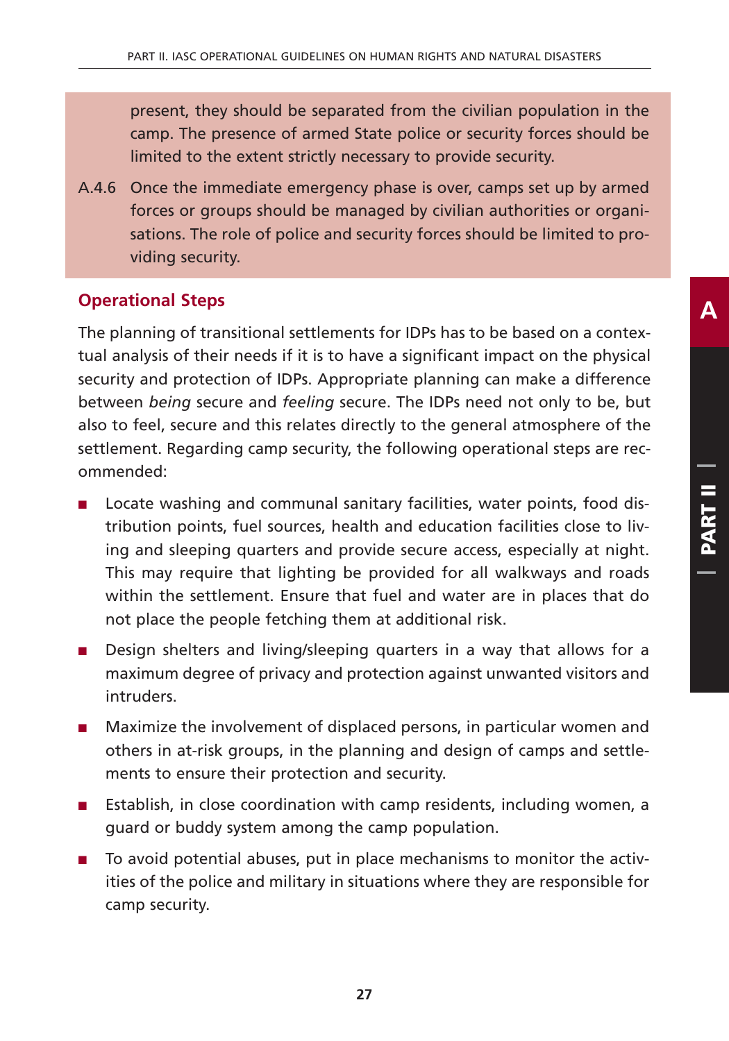present, they should be separated from the civilian population in the camp. The presence of armed State police or security forces should be limited to the extent strictly necessary to provide security.

A.4.6 Once the immediate emergency phase is over, camps set up by armed forces or groups should be managed by civilian authorities or organisations. The role of police and security forces should be limited to providing security.

## Operational Steps

The planning of transitional settlements for IDPs has to be based on a contextual analysis of their needs if it is to have a significant impact on the physical security and protection of IDPs. Appropriate planning can make a difference between *being* secure and *feeling* secure. The IDPs need not only to be, but also to feel, secure and this relates directly to the general atmosphere of the settlement. Regarding camp security, the following operational steps are recommended:

- Locate washing and communal sanitary facilities, water points, food distribution points, fuel sources, health and education facilities close to living and sleeping quarters and provide secure access, especially at night. This may require that lighting be provided for all walkways and roads within the settlement. Ensure that fuel and water are in places that do not place the people fetching them at additional risk.
- Design shelters and living/sleeping quarters in a way that allows for a maximum degree of privacy and protection against unwanted visitors and intruders.
- Maximize the involvement of displaced persons, in particular women and others in at-risk groups, in the planning and design of camps and settlements to ensure their protection and security.
- Establish, in close coordination with camp residents, including women, a guard or buddy system among the camp population.
- To avoid potential abuses, put in place mechanisms to monitor the activities of the police and military in situations where they are responsible for camp security.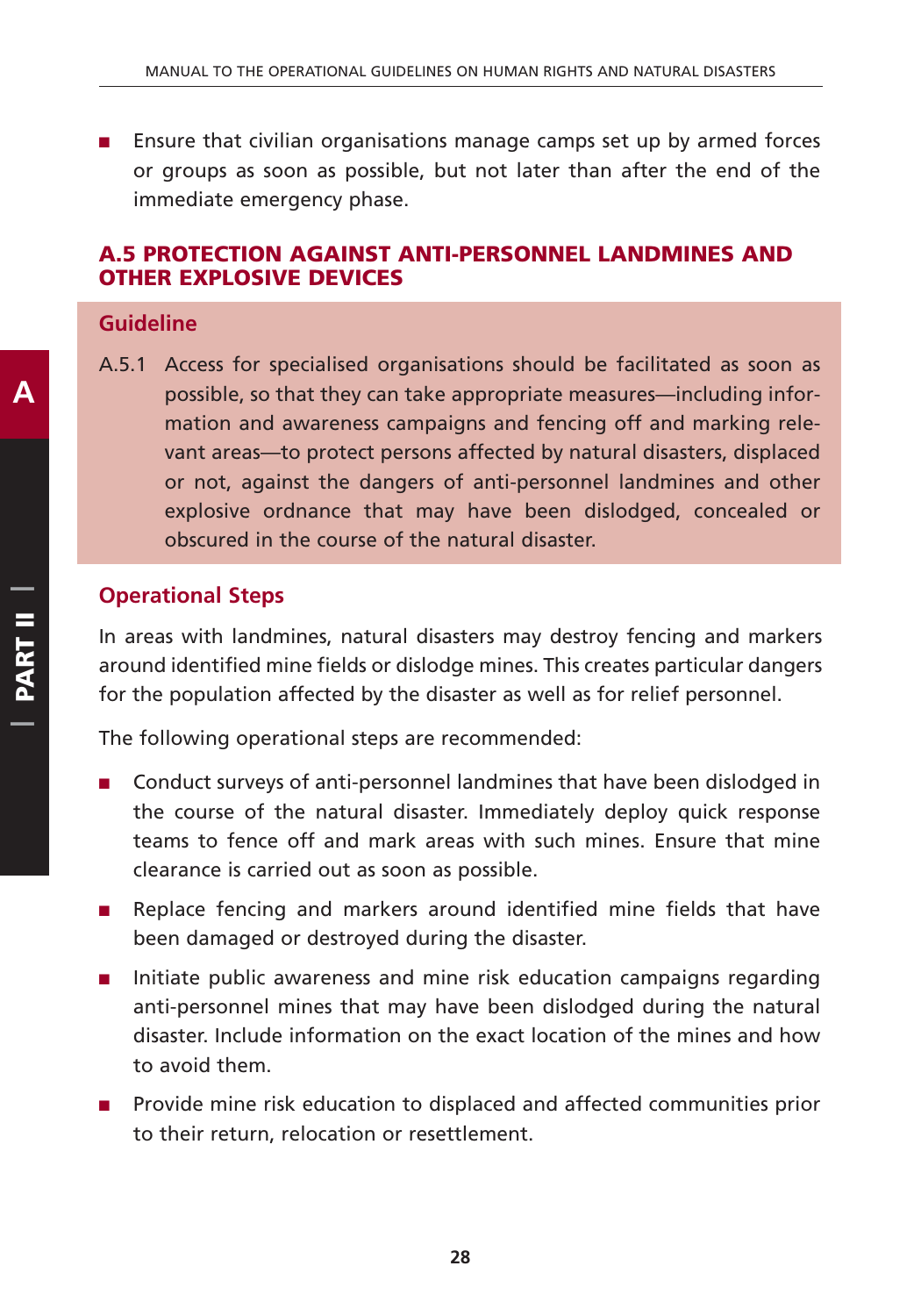- Ensure that civilian organisations manage camps set up by armed forces or groups as soon as possible, but not later than after the end of the immediate emergency phase.

## A.5 PROTECTION AGAINST ANTI-PERSONNEL LANDMINES AND OTHER EXPLOSIVE DEVICES

### Guideline

A.5.1 Access for specialised organisations should be facilitated as soon as possible, so that they can take appropriate measures—including information and awareness campaigns and fencing off and marking relevant areas—to protect persons affected by natural disasters, displaced or not, against the dangers of anti-personnel landmines and other explosive ordnance that may have been dislodged, concealed or obscured in the course of the natural disaster.

### Operational Steps

In areas with landmines, natural disasters may destroy fencing and markers around identified mine fields or dislodge mines. This creates particular dangers for the population affected by the disaster as well as for relief personnel.

The following operational steps are recommended:

- Conduct surveys of anti-personnel landmines that have been dislodged in the course of the natural disaster. Immediately deploy quick response teams to fence off and mark areas with such mines. Ensure that mine clearance is carried out as soon as possible.
- Replace fencing and markers around identified mine fields that have been damaged or destroyed during the disaster.
- Initiate public awareness and mine risk education campaigns regarding anti-personnel mines that may have been dislodged during the natural disaster. Include information on the exact location of the mines and how to avoid them.
- Provide mine risk education to displaced and affected communities prior to their return, relocation or resettlement.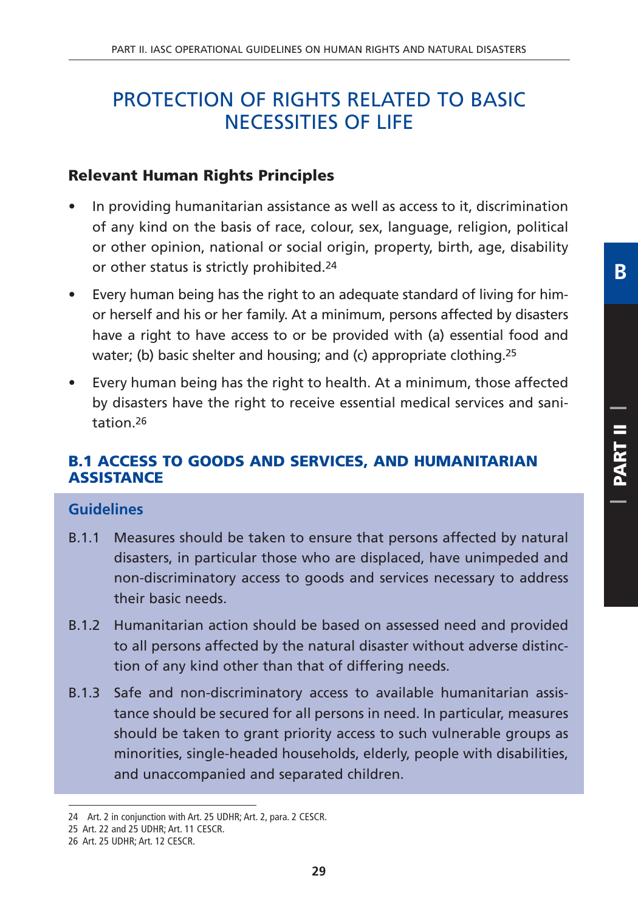# PROTECTION OF RIGHTS RELATED TO BASIC NECESSITIES OF LIFE

### Relevant Human Rights Principles

- In providing humanitarian assistance as well as access to it, discrimination of any kind on the basis of race, colour, sex, language, religion, political or other opinion, national or social origin, property, birth, age, disability or other status is strictly prohibited.[24]
- Every human being has the right to an adequate standard of living for him- or herself and his or her family. At a minimum, persons affected by disasters have a right to have access to or be provided with (a) essential food and water; (b) basic shelter and housing; and (c) appropriate clothing.[25]
- Every human being has the right to health. At a minimum, those affected by disasters have the right to receive essential medical services and sanitation.[26]

## B.1 ACCESS TO GOODS AND SERVICES, AND HUMANITARIAN ASSISTANCE

### Guidelines

B.1.1 Measures should be taken to ensure that persons affected by natural disasters, in particular those who are displaced, have unimpeded and non-discriminatory access to goods and services necessary to address their basic needs.

B.1.2 Humanitarian action should be based on assessed need and provided to all persons affected by the natural disaster without adverse distinction of any kind other than that of differing needs.

B.1.3 Safe and non-discriminatory access to available humanitarian assistance should be secured for all persons in need. In particular, measures should be taken to grant priority access to such vulnerable groups as minorities, single-headed households, elderly, people with disabilities, and unaccompanied and separated children.

---

24 Art. 2 in conjunction with Art. 25 UDHR; Art. 2, para. 2 CESCR.

25 Art. 22 and 25 UDHR; Art. 11 CESCR.

26 Art. 25 UDHR; Art. 12 CESCR.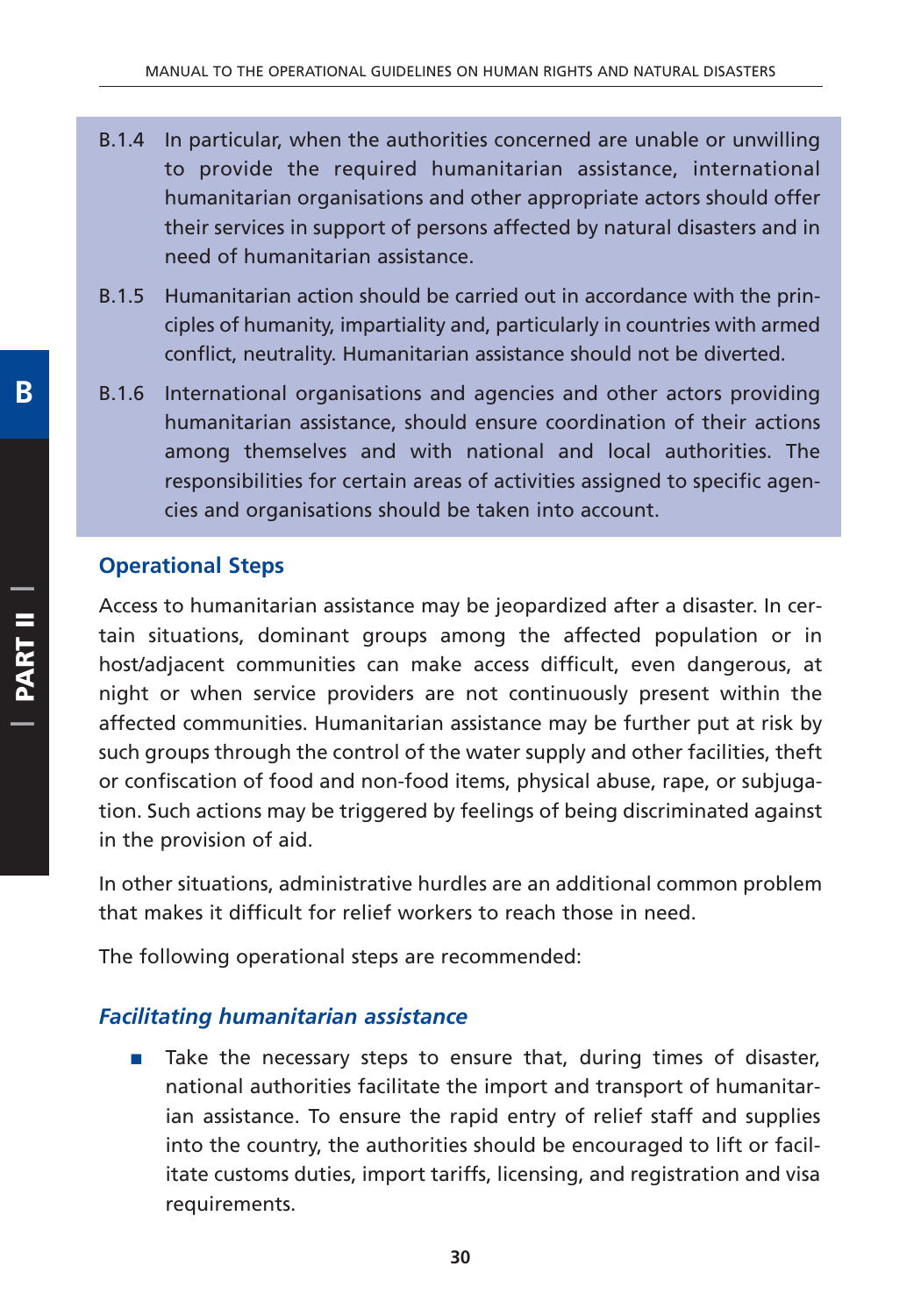B.1.4 In particular, when the authorities concerned are unable or unwilling to provide the required humanitarian assistance, international humanitarian organisations and other appropriate actors should offer their services in support of persons affected by natural disasters and in need of humanitarian assistance.

B.1.5 Humanitarian action should be carried out in accordance with the principles of humanity, impartiality and, particularly in countries with armed conflict, neutrality. Humanitarian assistance should not be diverted.

B.1.6 International organisations and agencies and other actors providing humanitarian assistance, should ensure coordination of their actions among themselves and with national and local authorities. The responsibilities for certain areas of activities assigned to specific agencies and organisations should be taken into account.

## Operational Steps

Access to humanitarian assistance may be jeopardized after a disaster. In certain situations, dominant groups among the affected population or in host/adjacent communities can make access difficult, even dangerous, at night or when service providers are not continuously present within the affected communities. Humanitarian assistance may be further put at risk by such groups through the control of the water supply and other facilities, theft or confiscation of food and non-food items, physical abuse, rape, or subjugation. Such actions may be triggered by feelings of being discriminated against in the provision of aid.

In other situations, administrative hurdles are an additional common problem that makes it difficult for relief workers to reach those in need.

The following operational steps are recommended:

### *Facilitating humanitarian assistance*

- Take the necessary steps to ensure that, during times of disaster, national authorities facilitate the import and transport of humanitarian assistance. To ensure the rapid entry of relief staff and supplies into the country, the authorities should be encouraged to lift or facilitate customs duties, import tariffs, licensing, and registration and visa requirements.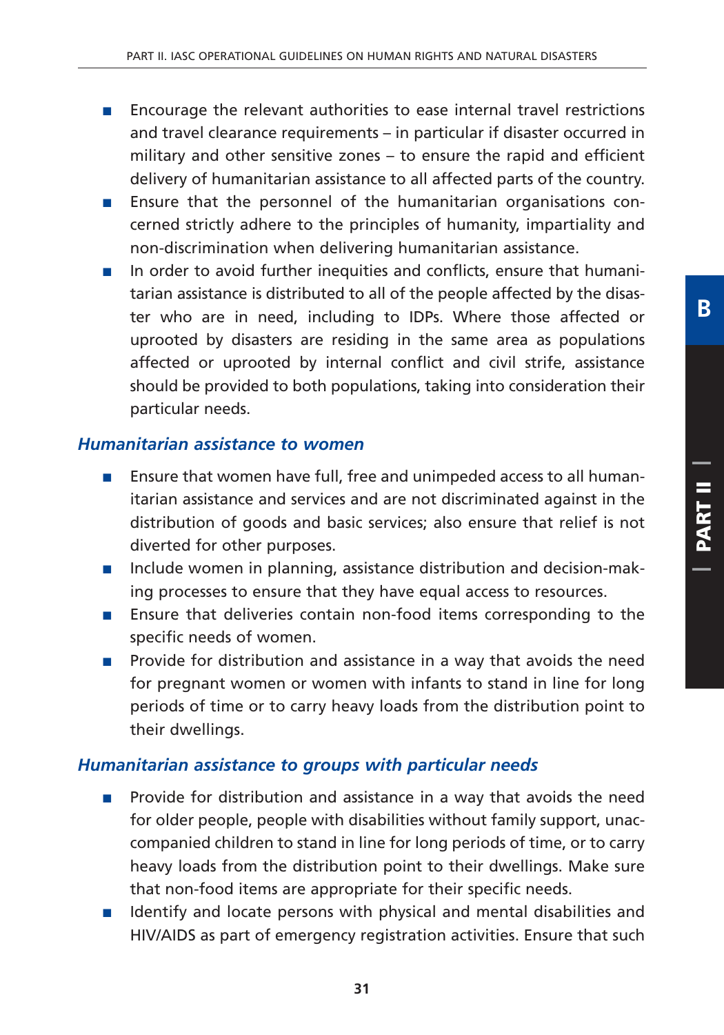- Encourage the relevant authorities to ease internal travel restrictions and travel clearance requirements – in particular if disaster occurred in military and other sensitive zones – to ensure the rapid and efficient delivery of humanitarian assistance to all affected parts of the country.
- Ensure that the personnel of the humanitarian organisations concerned strictly adhere to the principles of humanity, impartiality and non-discrimination when delivering humanitarian assistance.
- In order to avoid further inequities and conflicts, ensure that humanitarian assistance is distributed to all of the people affected by the disaster who are in need, including to IDPs. Where those affected or uprooted by disasters are residing in the same area as populations affected or uprooted by internal conflict and civil strife, assistance should be provided to both populations, taking into consideration their particular needs.

### *Humanitarian assistance to women*

- Ensure that women have full, free and unimpeded access to all humanitarian assistance and services and are not discriminated against in the distribution of goods and basic services; also ensure that relief is not diverted for other purposes.
- Include women in planning, assistance distribution and decision-making processes to ensure that they have equal access to resources.
- Ensure that deliveries contain non-food items corresponding to the specific needs of women.
- Provide for distribution and assistance in a way that avoids the need for pregnant women or women with infants to stand in line for long periods of time or to carry heavy loads from the distribution point to their dwellings.

### *Humanitarian assistance to groups with particular needs*

- Provide for distribution and assistance in a way that avoids the need for older people, people with disabilities without family support, unaccompanied children to stand in line for long periods of time, or to carry heavy loads from the distribution point to their dwellings. Make sure that non-food items are appropriate for their specific needs.
- Identify and locate persons with physical and mental disabilities and HIV/AIDS as part of emergency registration activities. Ensure that such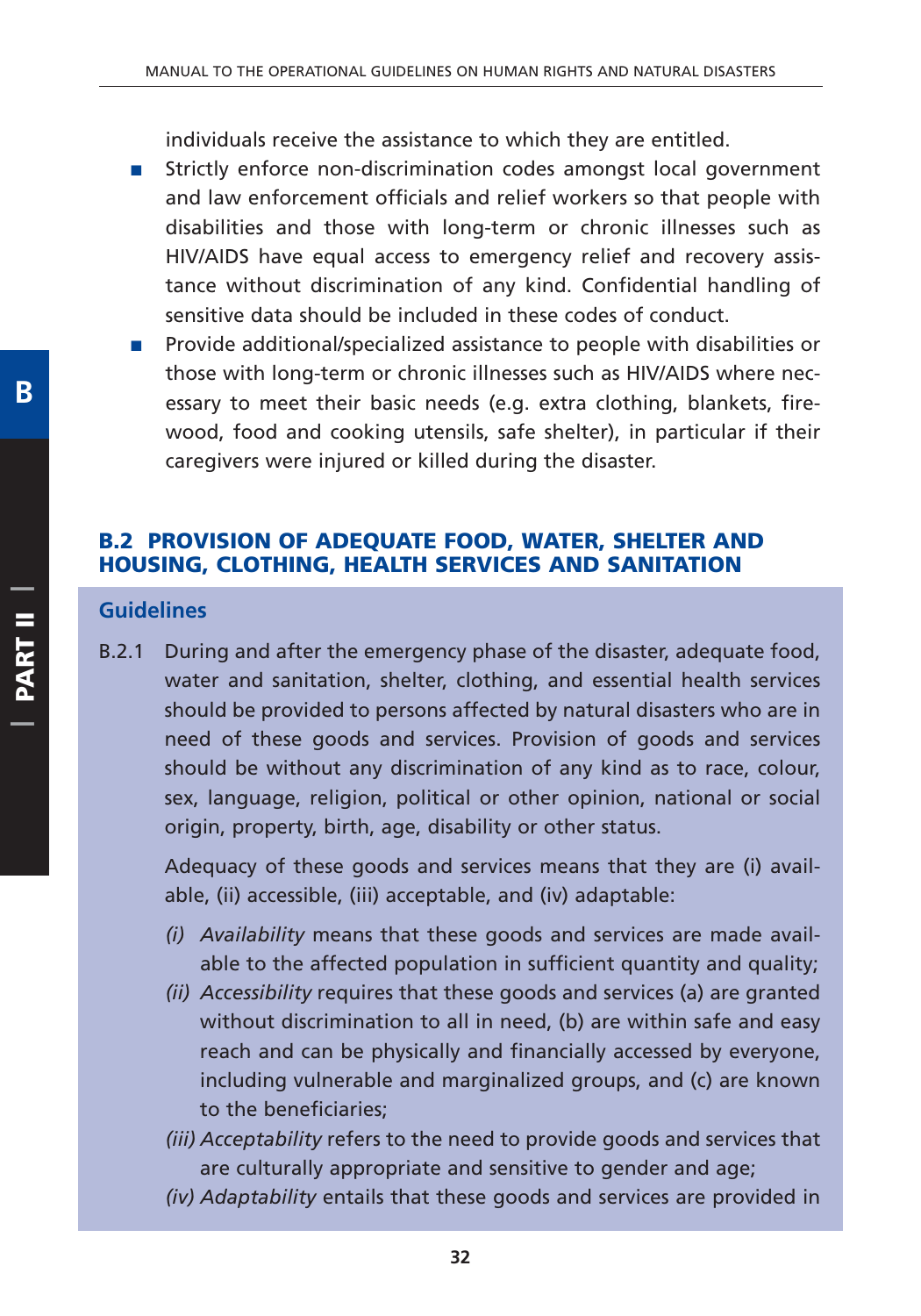individuals receive the assistance to which they are entitled.

- Strictly enforce non-discrimination codes amongst local government and law enforcement officials and relief workers so that people with disabilities and those with long-term or chronic illnesses such as HIV/AIDS have equal access to emergency relief and recovery assistance without discrimination of any kind. Confidential handling of sensitive data should be included in these codes of conduct.
- Provide additional/specialized assistance to people with disabilities or those with long-term or chronic illnesses such as HIV/AIDS where necessary to meet their basic needs (e.g. extra clothing, blankets, firewood, food and cooking utensils, safe shelter), in particular if their caregivers were injured or killed during the disaster.

## B.2 PROVISION OF ADEQUATE FOOD, WATER, SHELTER AND HOUSING, CLOTHING, HEALTH SERVICES AND SANITATION

### Guidelines

B.2.1 During and after the emergency phase of the disaster, adequate food, water and sanitation, shelter, clothing, and essential health services should be provided to persons affected by natural disasters who are in need of these goods and services. Provision of goods and services should be without any discrimination of any kind as to race, colour, sex, language, religion, political or other opinion, national or social origin, property, birth, age, disability or other status.

Adequacy of these goods and services means that they are (i) available, (ii) accessible, (iii) acceptable, and (iv) adaptable:

*(i) Availability* means that these goods and services are made available to the affected population in sufficient quantity and quality;

*(ii) Accessibility* requires that these goods and services (a) are granted without discrimination to all in need, (b) are within safe and easy reach and can be physically and financially accessed by everyone, including vulnerable and marginalized groups, and (c) are known to the beneficiaries;

*(iii) Acceptability* refers to the need to provide goods and services that are culturally appropriate and sensitive to gender and age;

*(iv) Adaptability* entails that these goods and services are provided in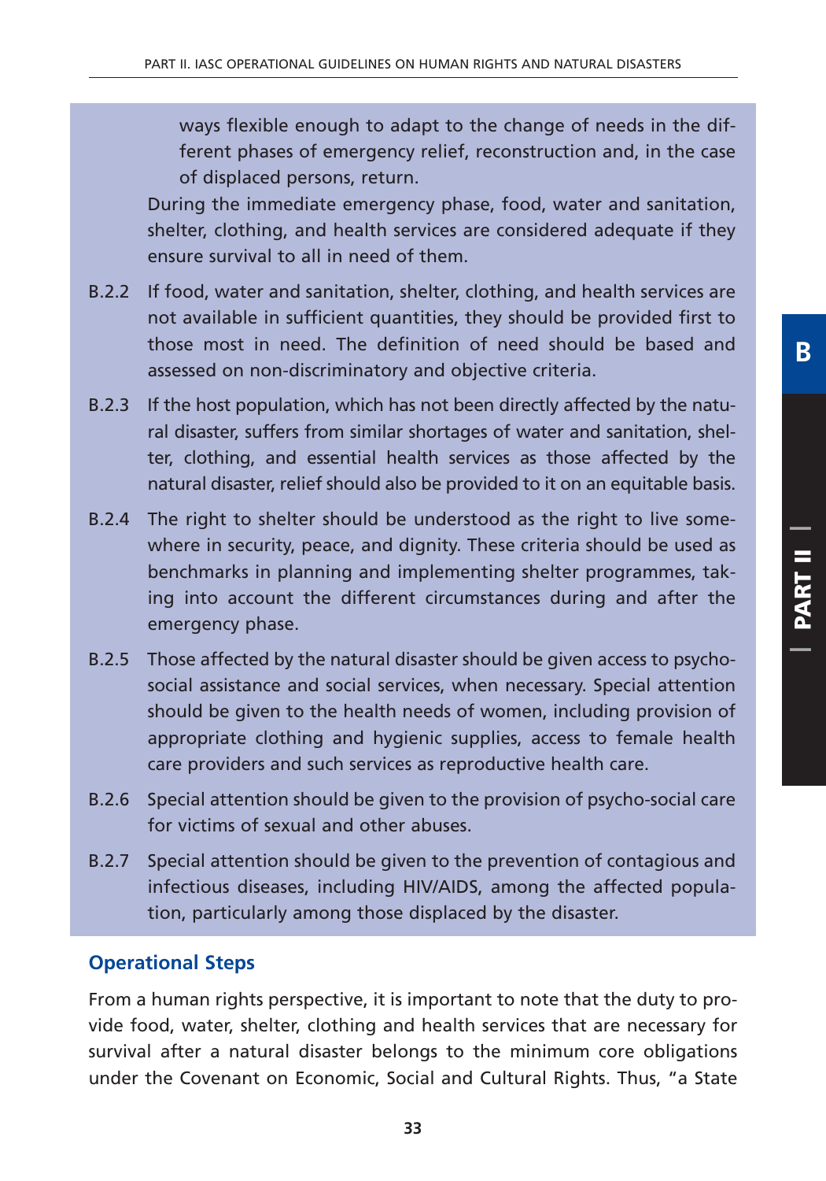ways flexible enough to adapt to the change of needs in the different phases of emergency relief, reconstruction and, in the case of displaced persons, return.

During the immediate emergency phase, food, water and sanitation, shelter, clothing, and health services are considered adequate if they ensure survival to all in need of them.

B.2.2 If food, water and sanitation, shelter, clothing, and health services are not available in sufficient quantities, they should be provided first to those most in need. The definition of need should be based and assessed on non-discriminatory and objective criteria.

B.2.3 If the host population, which has not been directly affected by the natural disaster, suffers from similar shortages of water and sanitation, shelter, clothing, and essential health services as those affected by the natural disaster, relief should also be provided to it on an equitable basis.

B.2.4 The right to shelter should be understood as the right to live somewhere in security, peace, and dignity. These criteria should be used as benchmarks in planning and implementing shelter programmes, taking into account the different circumstances during and after the emergency phase.

B.2.5 Those affected by the natural disaster should be given access to psycho-social assistance and social services, when necessary. Special attention should be given to the health needs of women, including provision of appropriate clothing and hygienic supplies, access to female health care providers and such services as reproductive health care.

B.2.6 Special attention should be given to the provision of psycho-social care for victims of sexual and other abuses.

B.2.7 Special attention should be given to the prevention of contagious and infectious diseases, including HIV/AIDS, among the affected population, particularly among those displaced by the disaster.

## Operational Steps

From a human rights perspective, it is important to note that the duty to provide food, water, shelter, clothing and health services that are necessary for survival after a natural disaster belongs to the minimum core obligations under the Covenant on Economic, Social and Cultural Rights. Thus, "a State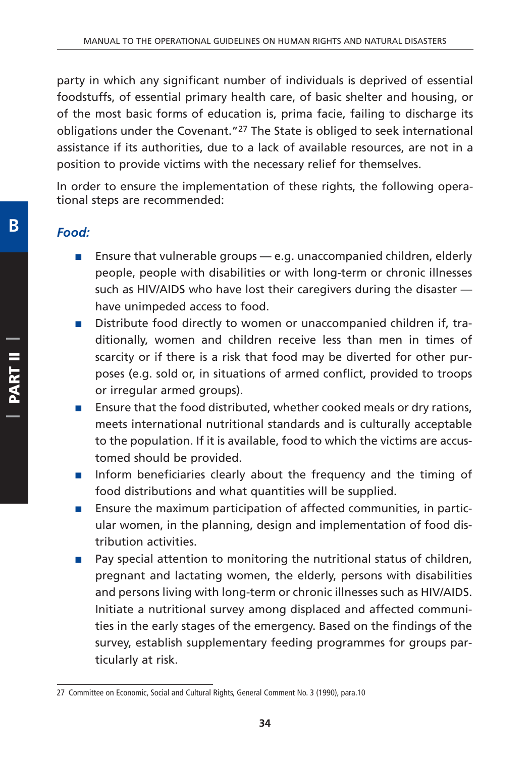party in which any significant number of individuals is deprived of essential foodstuffs, of essential primary health care, of basic shelter and housing, or of the most basic forms of education is, prima facie, failing to discharge its obligations under the Covenant."[27] The State is obliged to seek international assistance if its authorities, due to a lack of available resources, are not in a position to provide victims with the necessary relief for themselves.

In order to ensure the implementation of these rights, the following operational steps are recommended:

### *Food:*

- Ensure that vulnerable groups — e.g. unaccompanied children, elderly people, people with disabilities or with long-term or chronic illnesses such as HIV/AIDS who have lost their caregivers during the disaster — have unimpeded access to food.
- Distribute food directly to women or unaccompanied children if, traditionally, women and children receive less than men in times of scarcity or if there is a risk that food may be diverted for other purposes (e.g. sold or, in situations of armed conflict, provided to troops or irregular armed groups).
- Ensure that the food distributed, whether cooked meals or dry rations, meets international nutritional standards and is culturally acceptable to the population. If it is available, food to which the victims are accustomed should be provided.
- Inform beneficiaries clearly about the frequency and the timing of food distributions and what quantities will be supplied.
- Ensure the maximum participation of affected communities, in particular women, in the planning, design and implementation of food distribution activities.
- Pay special attention to monitoring the nutritional status of children, pregnant and lactating women, the elderly, persons with disabilities and persons living with long-term or chronic illnesses such as HIV/AIDS. Initiate a nutritional survey among displaced and affected communities in the early stages of the emergency. Based on the findings of the survey, establish supplementary feeding programmes for groups particularly at risk.

---

27 Committee on Economic, Social and Cultural Rights, General Comment No. 3 (1990), para.10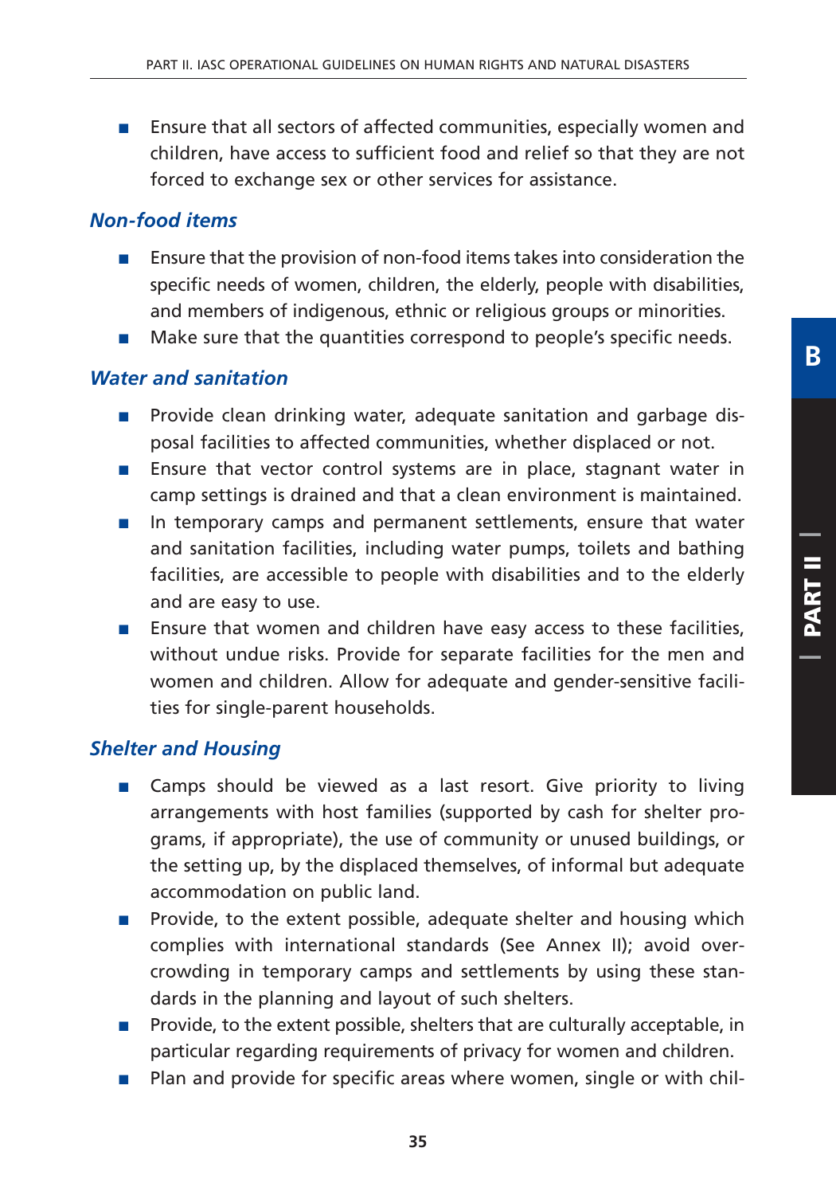- Ensure that all sectors of affected communities, especially women and children, have access to sufficient food and relief so that they are not forced to exchange sex or other services for assistance.

### *Non-food items*

- Ensure that the provision of non-food items takes into consideration the specific needs of women, children, the elderly, people with disabilities, and members of indigenous, ethnic or religious groups or minorities.
- Make sure that the quantities correspond to people's specific needs.

### *Water and sanitation*

- Provide clean drinking water, adequate sanitation and garbage disposal facilities to affected communities, whether displaced or not.
- Ensure that vector control systems are in place, stagnant water in camp settings is drained and that a clean environment is maintained.
- In temporary camps and permanent settlements, ensure that water and sanitation facilities, including water pumps, toilets and bathing facilities, are accessible to people with disabilities and to the elderly and are easy to use.
- Ensure that women and children have easy access to these facilities, without undue risks. Provide for separate facilities for the men and women and children. Allow for adequate and gender-sensitive facilities for single-parent households.

### *Shelter and Housing*

- Camps should be viewed as a last resort. Give priority to living arrangements with host families (supported by cash for shelter programs, if appropriate), the use of community or unused buildings, or the setting up, by the displaced themselves, of informal but adequate accommodation on public land.
- Provide, to the extent possible, adequate shelter and housing which complies with international standards (See Annex II); avoid overcrowding in temporary camps and settlements by using these standards in the planning and layout of such shelters.
- Provide, to the extent possible, shelters that are culturally acceptable, in particular regarding requirements of privacy for women and children.
- Plan and provide for specific areas where women, single or with chil-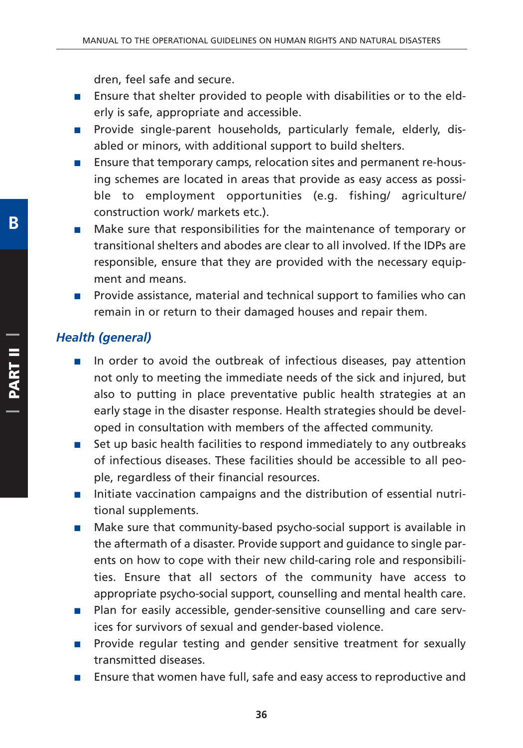dren, feel safe and secure.

- Ensure that shelter provided to people with disabilities or to the elderly is safe, appropriate and accessible.
- Provide single-parent households, particularly female, elderly, disabled or minors, with additional support to build shelters.
- Ensure that temporary camps, relocation sites and permanent re-housing schemes are located in areas that provide as easy access as possible to employment opportunities (e.g. fishing/ agriculture/ construction work/ markets etc.).
- Make sure that responsibilities for the maintenance of temporary or transitional shelters and abodes are clear to all involved. If the IDPs are responsible, ensure that they are provided with the necessary equipment and means.
- Provide assistance, material and technical support to families who can remain in or return to their damaged houses and repair them.

### *Health (general)*

- In order to avoid the outbreak of infectious diseases, pay attention not only to meeting the immediate needs of the sick and injured, but also to putting in place preventative public health strategies at an early stage in the disaster response. Health strategies should be developed in consultation with members of the affected community.
- Set up basic health facilities to respond immediately to any outbreaks of infectious diseases. These facilities should be accessible to all people, regardless of their financial resources.
- Initiate vaccination campaigns and the distribution of essential nutritional supplements.
- Make sure that community-based psycho-social support is available in the aftermath of a disaster. Provide support and guidance to single parents on how to cope with their new child-caring role and responsibilities. Ensure that all sectors of the community have access to appropriate psycho-social support, counselling and mental health care.
- Plan for easily accessible, gender-sensitive counselling and care services for survivors of sexual and gender-based violence.
- Provide regular testing and gender sensitive treatment for sexually transmitted diseases.
- Ensure that women have full, safe and easy access to reproductive and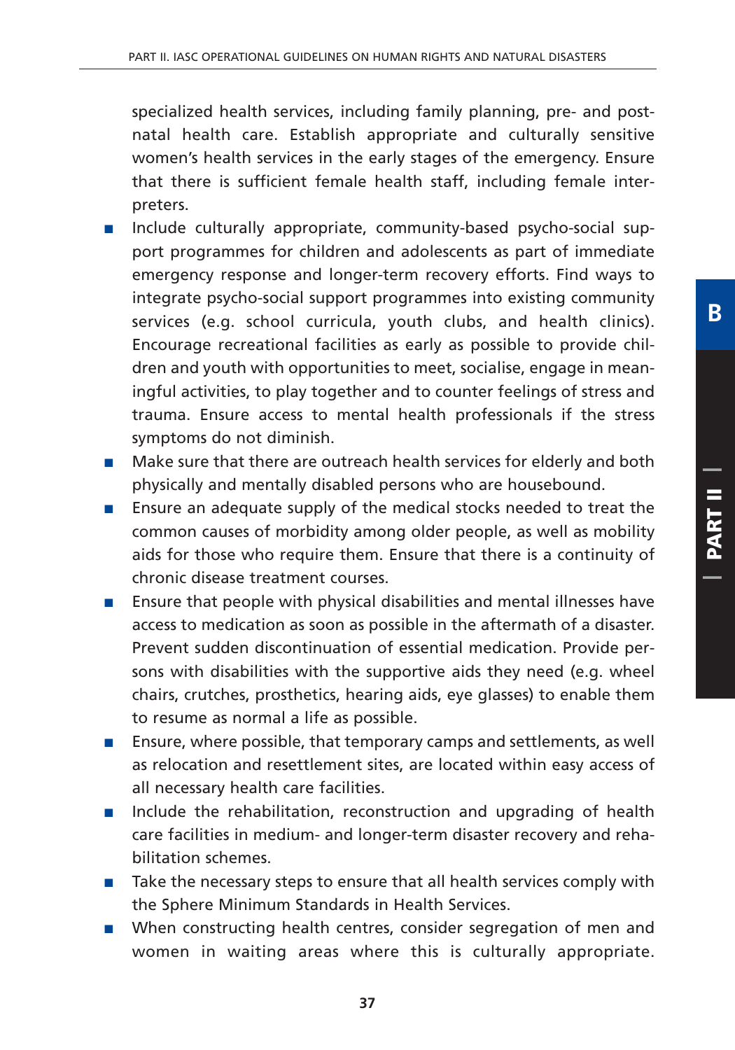specialized health services, including family planning, pre- and post-natal health care. Establish appropriate and culturally sensitive women's health services in the early stages of the emergency. Ensure that there is sufficient female health staff, including female interpreters.

- Include culturally appropriate, community-based psycho-social support programmes for children and adolescents as part of immediate emergency response and longer-term recovery efforts. Find ways to integrate psycho-social support programmes into existing community services (e.g. school curricula, youth clubs, and health clinics). Encourage recreational facilities as early as possible to provide children and youth with opportunities to meet, socialise, engage in meaningful activities, to play together and to counter feelings of stress and trauma. Ensure access to mental health professionals if the stress symptoms do not diminish.
- Make sure that there are outreach health services for elderly and both physically and mentally disabled persons who are housebound.
- Ensure an adequate supply of the medical stocks needed to treat the common causes of morbidity among older people, as well as mobility aids for those who require them. Ensure that there is a continuity of chronic disease treatment courses.
- Ensure that people with physical disabilities and mental illnesses have access to medication as soon as possible in the aftermath of a disaster. Prevent sudden discontinuation of essential medication. Provide persons with disabilities with the supportive aids they need (e.g. wheel chairs, crutches, prosthetics, hearing aids, eye glasses) to enable them to resume as normal a life as possible.
- Ensure, where possible, that temporary camps and settlements, as well as relocation and resettlement sites, are located within easy access of all necessary health care facilities.
- Include the rehabilitation, reconstruction and upgrading of health care facilities in medium- and longer-term disaster recovery and rehabilitation schemes.
- Take the necessary steps to ensure that all health services comply with the Sphere Minimum Standards in Health Services.
- When constructing health centres, consider segregation of men and women in waiting areas where this is culturally appropriate.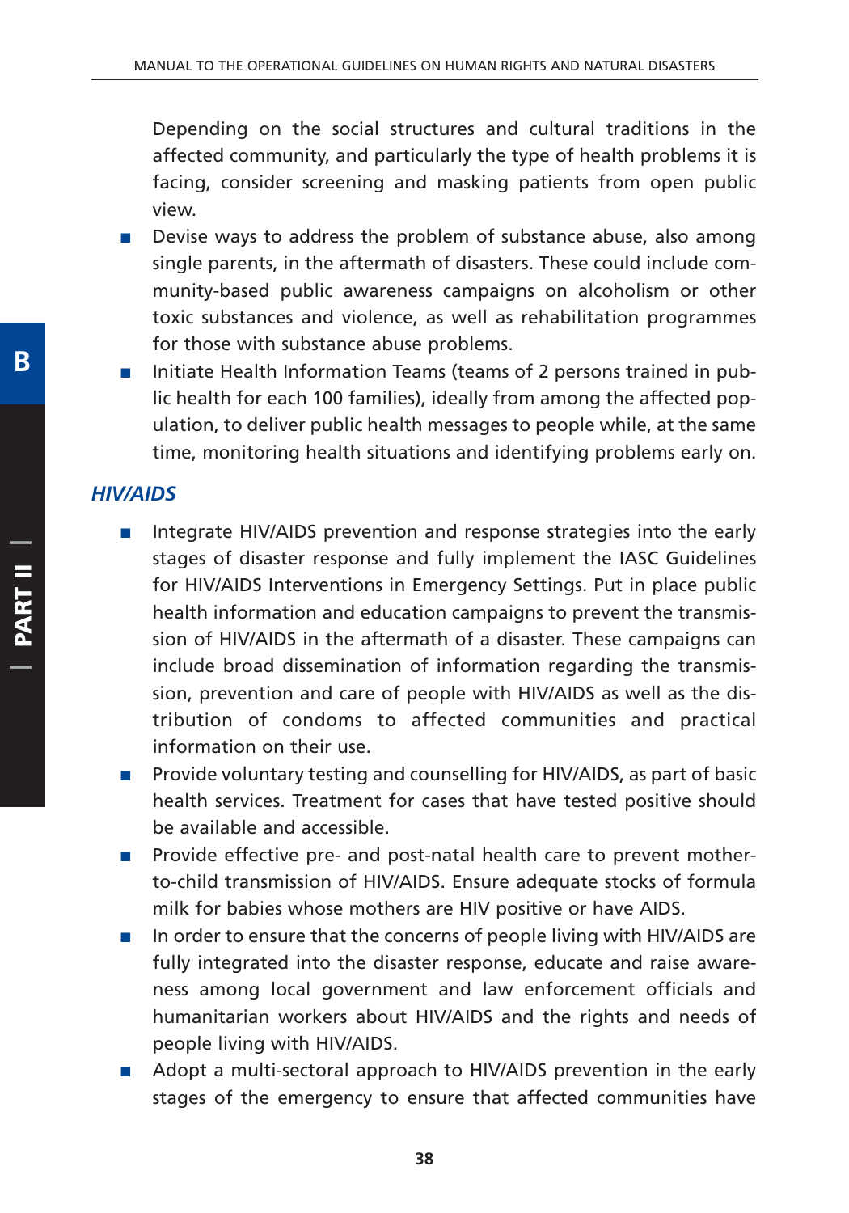Depending on the social structures and cultural traditions in the affected community, and particularly the type of health problems it is facing, consider screening and masking patients from open public view.

- Devise ways to address the problem of substance abuse, also among single parents, in the aftermath of disasters. These could include community-based public awareness campaigns on alcoholism or other toxic substances and violence, as well as rehabilitation programmes for those with substance abuse problems.
- Initiate Health Information Teams (teams of 2 persons trained in public health for each 100 families), ideally from among the affected population, to deliver public health messages to people while, at the same time, monitoring health situations and identifying problems early on.

### *HIV/AIDS*

- Integrate HIV/AIDS prevention and response strategies into the early stages of disaster response and fully implement the IASC Guidelines for HIV/AIDS Interventions in Emergency Settings. Put in place public health information and education campaigns to prevent the transmission of HIV/AIDS in the aftermath of a disaster. These campaigns can include broad dissemination of information regarding the transmission, prevention and care of people with HIV/AIDS as well as the distribution of condoms to affected communities and practical information on their use.
- Provide voluntary testing and counselling for HIV/AIDS, as part of basic health services. Treatment for cases that have tested positive should be available and accessible.
- Provide effective pre- and post-natal health care to prevent mother-to-child transmission of HIV/AIDS. Ensure adequate stocks of formula milk for babies whose mothers are HIV positive or have AIDS.
- In order to ensure that the concerns of people living with HIV/AIDS are fully integrated into the disaster response, educate and raise awareness among local government and law enforcement officials and humanitarian workers about HIV/AIDS and the rights and needs of people living with HIV/AIDS.
- Adopt a multi-sectoral approach to HIV/AIDS prevention in the early stages of the emergency to ensure that affected communities have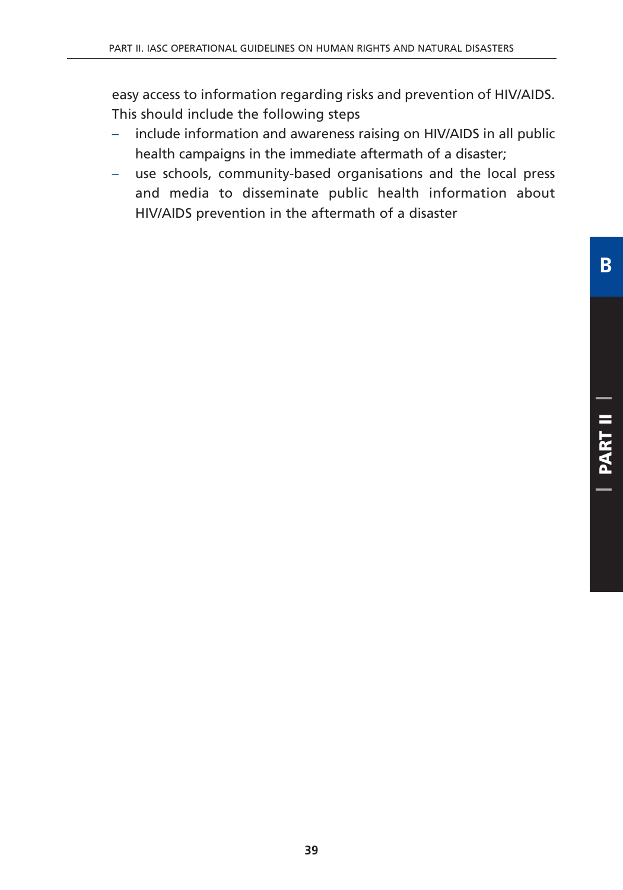easy access to information regarding risks and prevention of HIV/AIDS. This should include the following steps

- include information and awareness raising on HIV/AIDS in all public health campaigns in the immediate aftermath of a disaster;
- use schools, community-based organisations and the local press and media to disseminate public health information about HIV/AIDS prevention in the aftermath of a disaster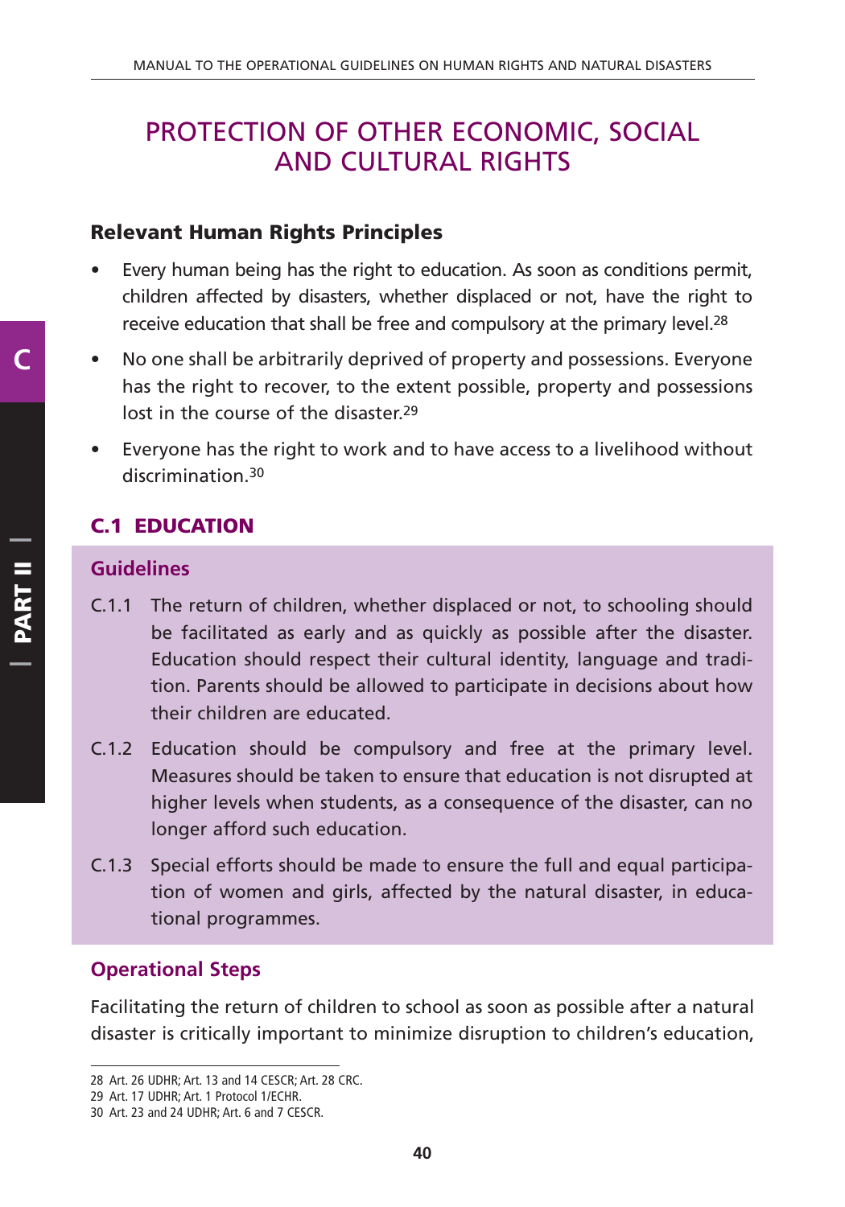# PROTECTION OF OTHER ECONOMIC, SOCIAL AND CULTURAL RIGHTS

### Relevant Human Rights Principles

- Every human being has the right to education. As soon as conditions permit, children affected by disasters, whether displaced or not, have the right to receive education that shall be free and compulsory at the primary level.[28]
- No one shall be arbitrarily deprived of property and possessions. Everyone has the right to recover, to the extent possible, property and possessions lost in the course of the disaster.[29]
- Everyone has the right to work and to have access to a livelihood without discrimination.[30]

## C.1 EDUCATION

### Guidelines

C.1.1 The return of children, whether displaced or not, to schooling should be facilitated as early and as quickly as possible after the disaster. Education should respect their cultural identity, language and tradition. Parents should be allowed to participate in decisions about how their children are educated.

C.1.2 Education should be compulsory and free at the primary level. Measures should be taken to ensure that education is not disrupted at higher levels when students, as a consequence of the disaster, can no longer afford such education.

C.1.3 Special efforts should be made to ensure the full and equal participation of women and girls, affected by the natural disaster, in educational programmes.

### Operational Steps

Facilitating the return of children to school as soon as possible after a natural disaster is critically important to minimize disruption to children's education,

---

28 Art. 26 UDHR; Art. 13 and 14 CESCR; Art. 28 CRC.

29 Art. 17 UDHR; Art. 1 Protocol 1/ECHR.

30 Art. 23 and 24 UDHR; Art. 6 and 7 CESCR.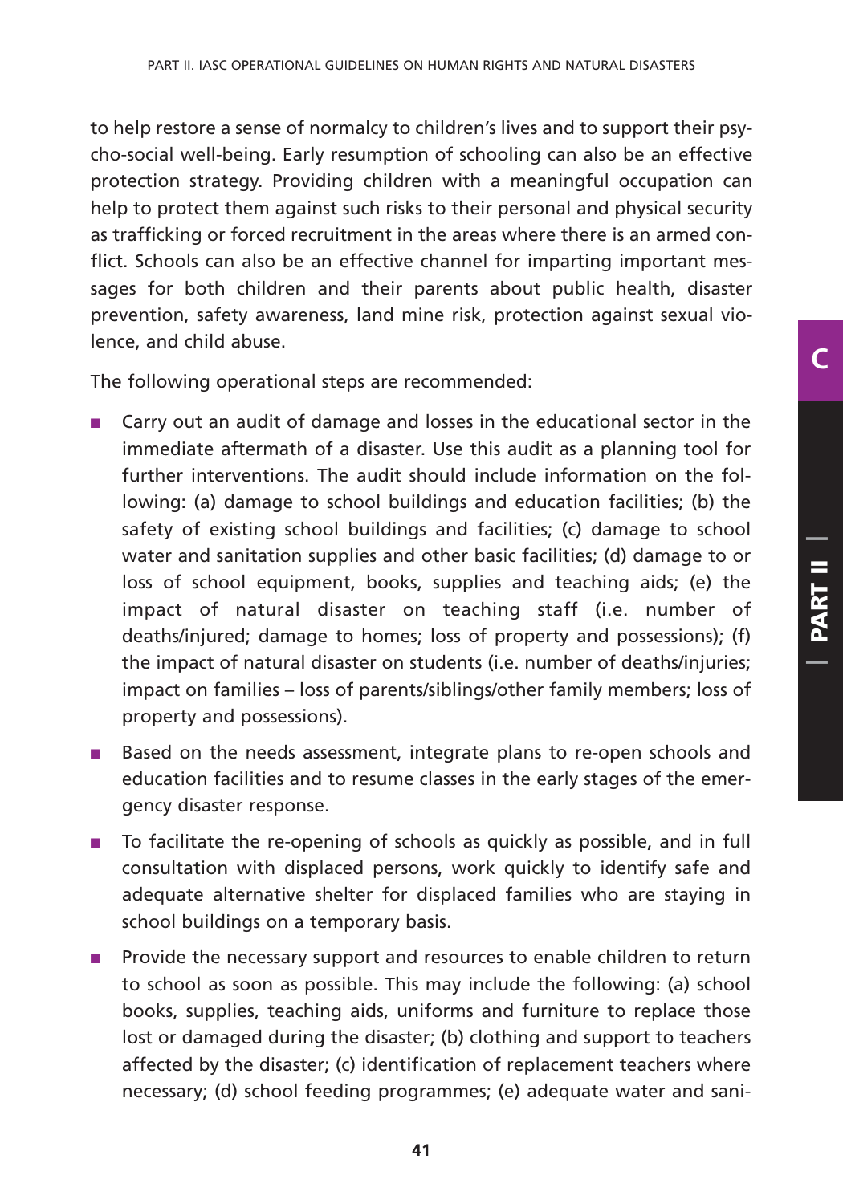to help restore a sense of normalcy to children's lives and to support their psycho-social well-being. Early resumption of schooling can also be an effective protection strategy. Providing children with a meaningful occupation can help to protect them against such risks to their personal and physical security as trafficking or forced recruitment in the areas where there is an armed conflict. Schools can also be an effective channel for imparting important messages for both children and their parents about public health, disaster prevention, safety awareness, land mine risk, protection against sexual violence, and child abuse.

The following operational steps are recommended:

- Carry out an audit of damage and losses in the educational sector in the immediate aftermath of a disaster. Use this audit as a planning tool for further interventions. The audit should include information on the following: (a) damage to school buildings and education facilities; (b) the safety of existing school buildings and facilities; (c) damage to school water and sanitation supplies and other basic facilities; (d) damage to or loss of school equipment, books, supplies and teaching aids; (e) the impact of natural disaster on teaching staff (i.e. number of deaths/injured; damage to homes; loss of property and possessions); (f) the impact of natural disaster on students (i.e. number of deaths/injuries; impact on families – loss of parents/siblings/other family members; loss of property and possessions).
- Based on the needs assessment, integrate plans to re-open schools and education facilities and to resume classes in the early stages of the emergency disaster response.
- To facilitate the re-opening of schools as quickly as possible, and in full consultation with displaced persons, work quickly to identify safe and adequate alternative shelter for displaced families who are staying in school buildings on a temporary basis.
- Provide the necessary support and resources to enable children to return to school as soon as possible. This may include the following: (a) school books, supplies, teaching aids, uniforms and furniture to replace those lost or damaged during the disaster; (b) clothing and support to teachers affected by the disaster; (c) identification of replacement teachers where necessary; (d) school feeding programmes; (e) adequate water and sani-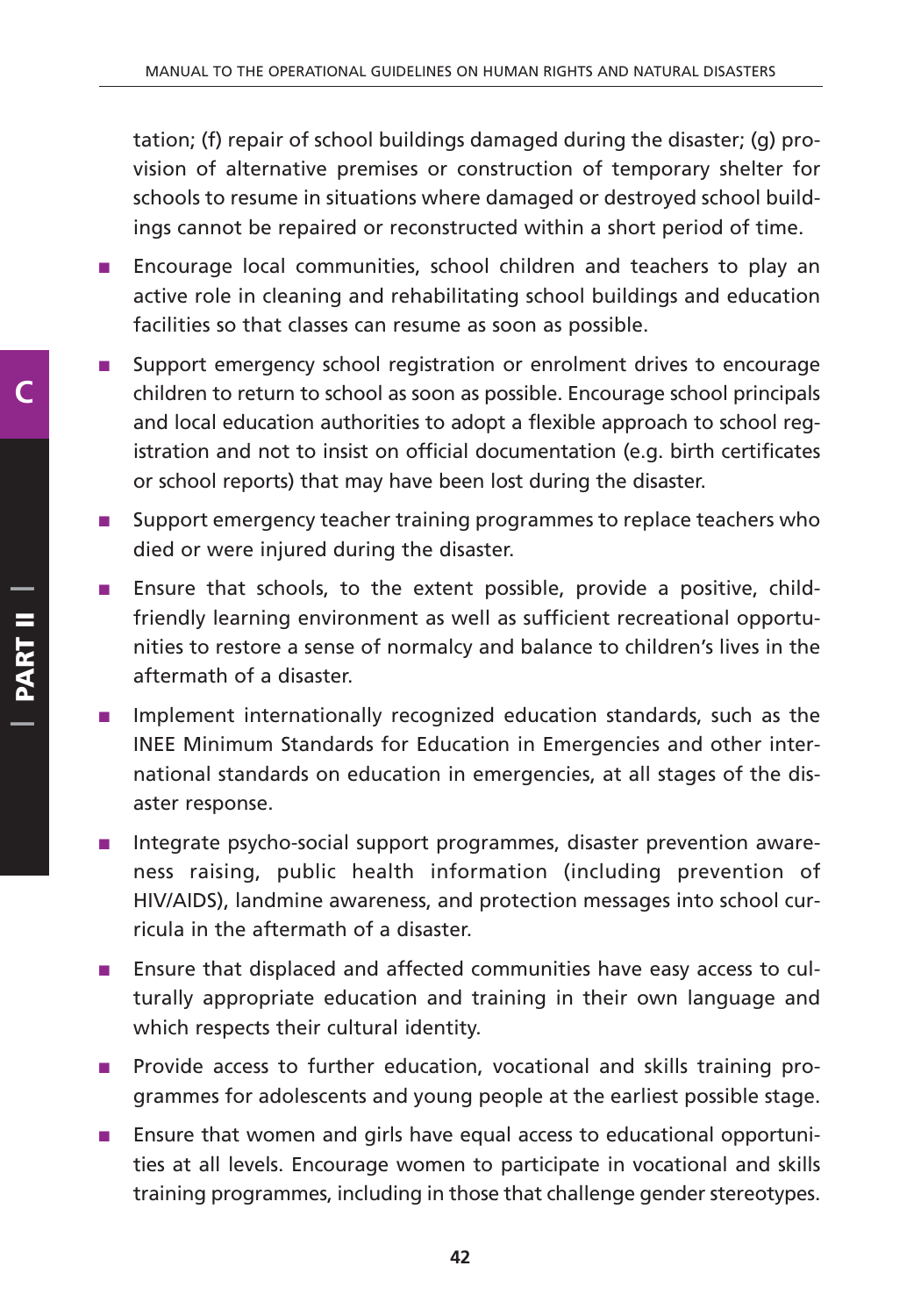tation; (f) repair of school buildings damaged during the disaster; (g) provision of alternative premises or construction of temporary shelter for schools to resume in situations where damaged or destroyed school buildings cannot be repaired or reconstructed within a short period of time.

- Encourage local communities, school children and teachers to play an active role in cleaning and rehabilitating school buildings and education facilities so that classes can resume as soon as possible.
- Support emergency school registration or enrolment drives to encourage children to return to school as soon as possible. Encourage school principals and local education authorities to adopt a flexible approach to school registration and not to insist on official documentation (e.g. birth certificates or school reports) that may have been lost during the disaster.
- Support emergency teacher training programmes to replace teachers who died or were injured during the disaster.
- Ensure that schools, to the extent possible, provide a positive, child-friendly learning environment as well as sufficient recreational opportunities to restore a sense of normalcy and balance to children's lives in the aftermath of a disaster.
- Implement internationally recognized education standards, such as the INEE Minimum Standards for Education in Emergencies and other international standards on education in emergencies, at all stages of the disaster response.
- Integrate psycho-social support programmes, disaster prevention awareness raising, public health information (including prevention of HIV/AIDS), landmine awareness, and protection messages into school curricula in the aftermath of a disaster.
- Ensure that displaced and affected communities have easy access to culturally appropriate education and training in their own language and which respects their cultural identity.
- Provide access to further education, vocational and skills training programmes for adolescents and young people at the earliest possible stage.
- Ensure that women and girls have equal access to educational opportunities at all levels. Encourage women to participate in vocational and skills training programmes, including in those that challenge gender stereotypes.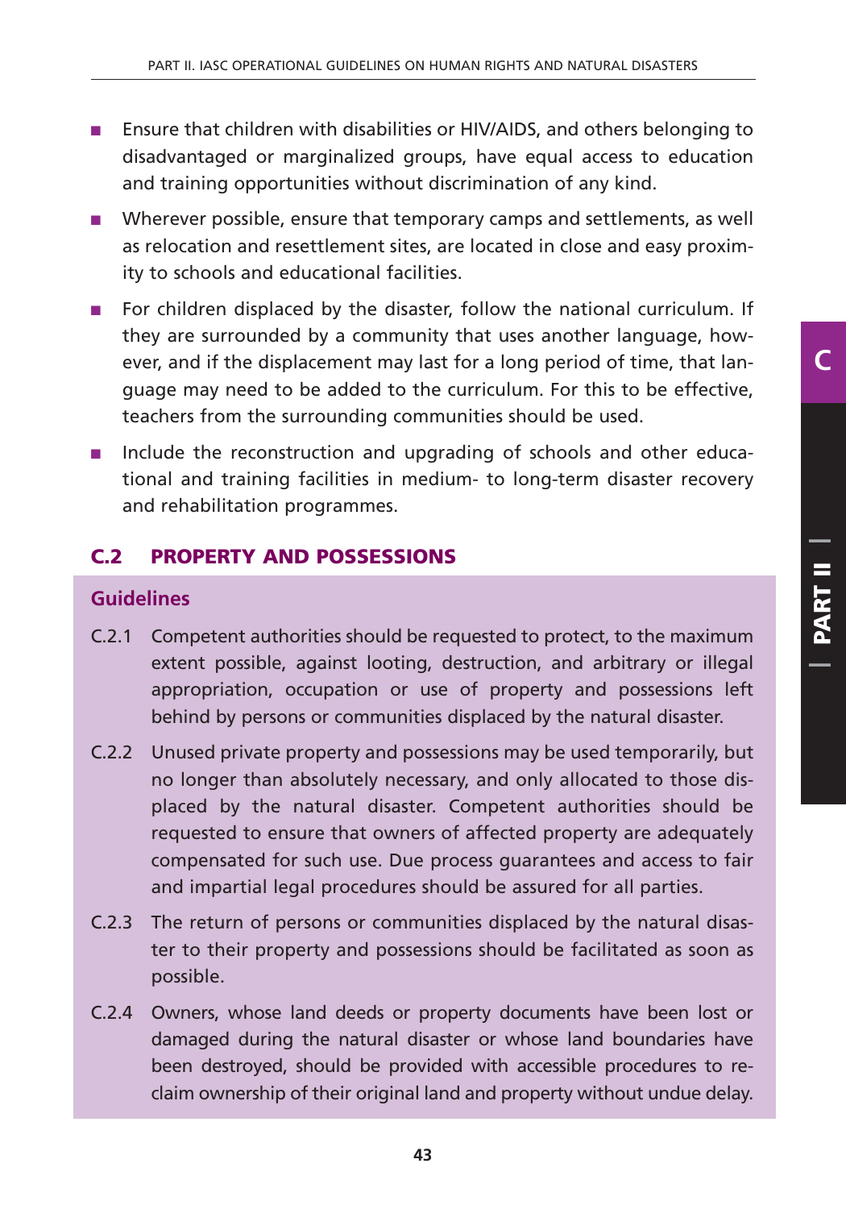- Ensure that children with disabilities or HIV/AIDS, and others belonging to disadvantaged or marginalized groups, have equal access to education and training opportunities without discrimination of any kind.
- Wherever possible, ensure that temporary camps and settlements, as well as relocation and resettlement sites, are located in close and easy proximity to schools and educational facilities.
- For children displaced by the disaster, follow the national curriculum. If they are surrounded by a community that uses another language, however, and if the displacement may last for a long period of time, that language may need to be added to the curriculum. For this to be effective, teachers from the surrounding communities should be used.
- Include the reconstruction and upgrading of schools and other educational and training facilities in medium- to long-term disaster recovery and rehabilitation programmes.

## C.2 PROPERTY AND POSSESSIONS

### Guidelines

C.2.1 Competent authorities should be requested to protect, to the maximum extent possible, against looting, destruction, and arbitrary or illegal appropriation, occupation or use of property and possessions left behind by persons or communities displaced by the natural disaster.

C.2.2 Unused private property and possessions may be used temporarily, but no longer than absolutely necessary, and only allocated to those displaced by the natural disaster. Competent authorities should be requested to ensure that owners of affected property are adequately compensated for such use. Due process guarantees and access to fair and impartial legal procedures should be assured for all parties.

C.2.3 The return of persons or communities displaced by the natural disaster to their property and possessions should be facilitated as soon as possible.

C.2.4 Owners, whose land deeds or property documents have been lost or damaged during the natural disaster or whose land boundaries have been destroyed, should be provided with accessible procedures to reclaim ownership of their original land and property without undue delay.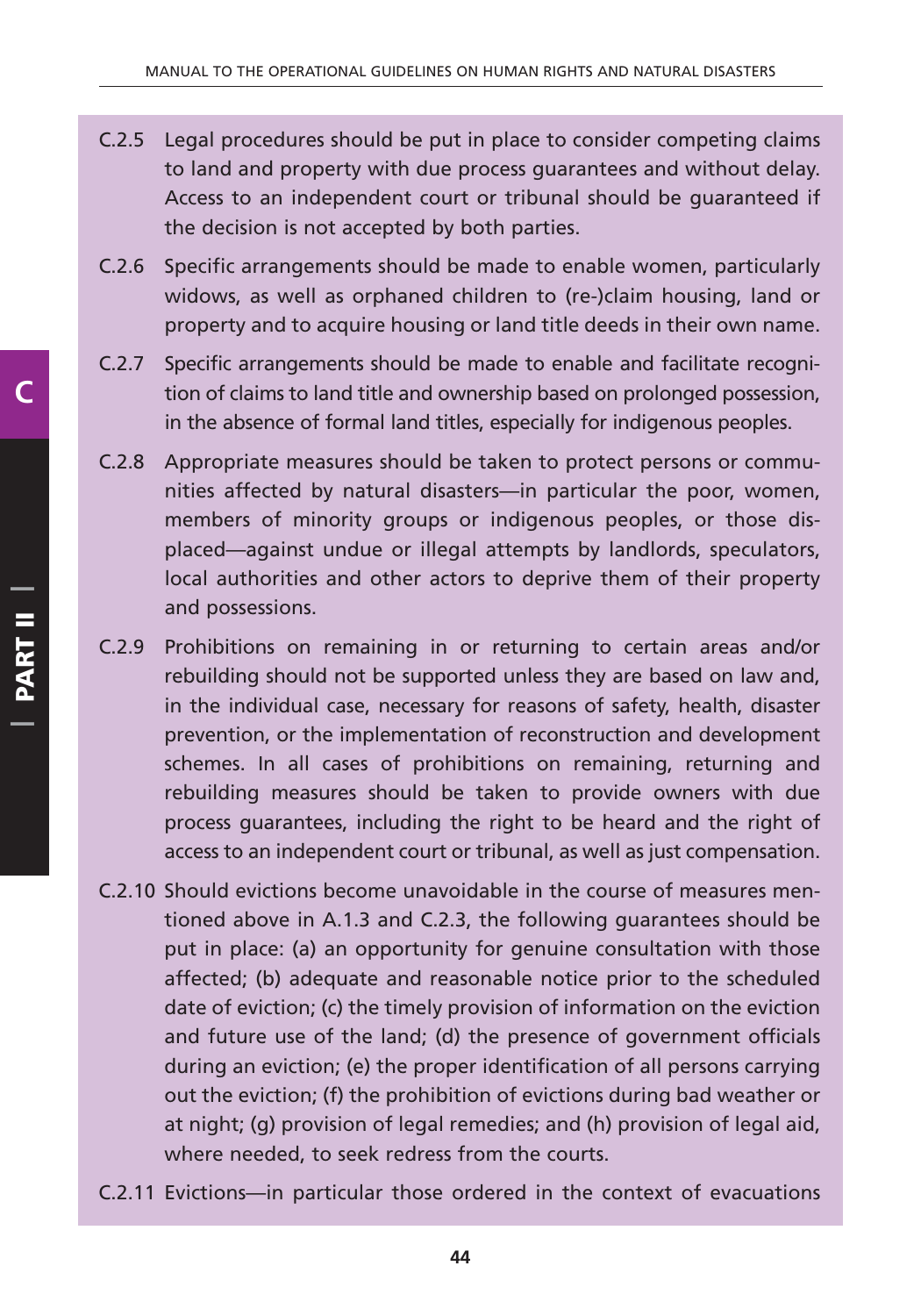C.2.5 Legal procedures should be put in place to consider competing claims to land and property with due process guarantees and without delay. Access to an independent court or tribunal should be guaranteed if the decision is not accepted by both parties.

C.2.6 Specific arrangements should be made to enable women, particularly widows, as well as orphaned children to (re-)claim housing, land or property and to acquire housing or land title deeds in their own name.

C.2.7 Specific arrangements should be made to enable and facilitate recognition of claims to land title and ownership based on prolonged possession, in the absence of formal land titles, especially for indigenous peoples.

C.2.8 Appropriate measures should be taken to protect persons or communities affected by natural disasters—in particular the poor, women, members of minority groups or indigenous peoples, or those displaced—against undue or illegal attempts by landlords, speculators, local authorities and other actors to deprive them of their property and possessions.

C.2.9 Prohibitions on remaining in or returning to certain areas and/or rebuilding should not be supported unless they are based on law and, in the individual case, necessary for reasons of safety, health, disaster prevention, or the implementation of reconstruction and development schemes. In all cases of prohibitions on remaining, returning and rebuilding measures should be taken to provide owners with due process guarantees, including the right to be heard and the right of access to an independent court or tribunal, as well as just compensation.

C.2.10 Should evictions become unavoidable in the course of measures mentioned above in A.1.3 and C.2.3, the following guarantees should be put in place: (a) an opportunity for genuine consultation with those affected; (b) adequate and reasonable notice prior to the scheduled date of eviction; (c) the timely provision of information on the eviction and future use of the land; (d) the presence of government officials during an eviction; (e) the proper identification of all persons carrying out the eviction; (f) the prohibition of evictions during bad weather or at night; (g) provision of legal remedies; and (h) provision of legal aid, where needed, to seek redress from the courts.

C.2.11 Evictions—in particular those ordered in the context of evacuations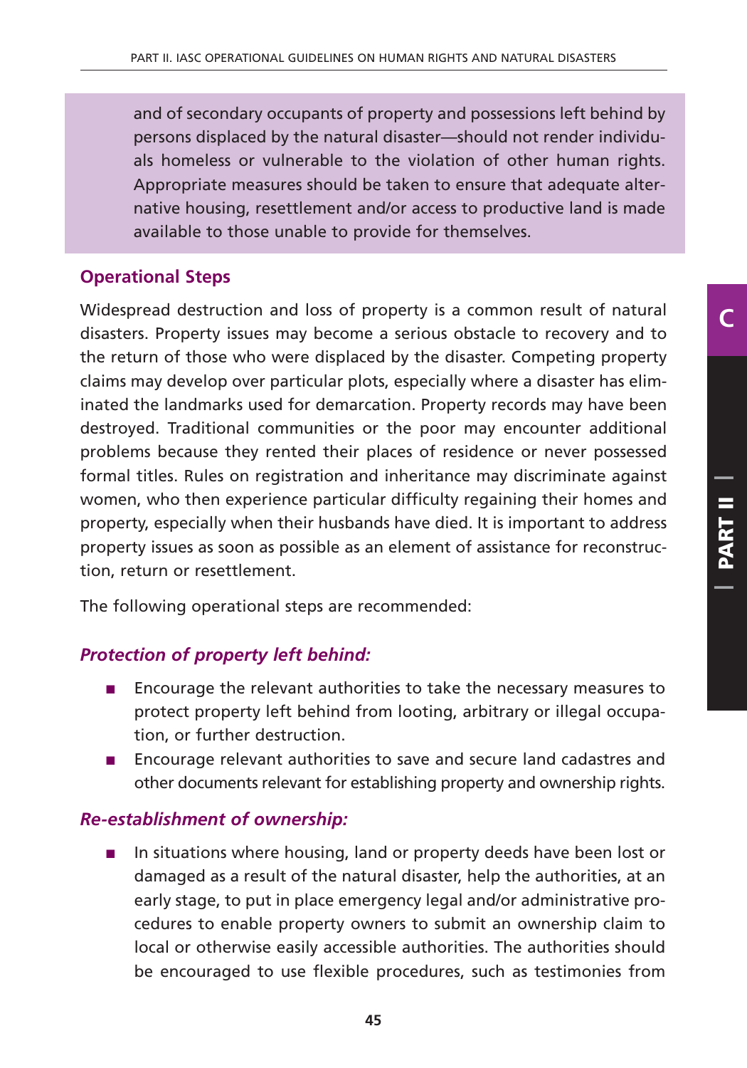and of secondary occupants of property and possessions left behind by persons displaced by the natural disaster—should not render individuals homeless or vulnerable to the violation of other human rights. Appropriate measures should be taken to ensure that adequate alternative housing, resettlement and/or access to productive land is made available to those unable to provide for themselves.

## Operational Steps

Widespread destruction and loss of property is a common result of natural disasters. Property issues may become a serious obstacle to recovery and to the return of those who were displaced by the disaster. Competing property claims may develop over particular plots, especially where a disaster has eliminated the landmarks used for demarcation. Property records may have been destroyed. Traditional communities or the poor may encounter additional problems because they rented their places of residence or never possessed formal titles. Rules on registration and inheritance may discriminate against women, who then experience particular difficulty regaining their homes and property, especially when their husbands have died. It is important to address property issues as soon as possible as an element of assistance for reconstruction, return or resettlement.

The following operational steps are recommended:

### *Protection of property left behind:*

- Encourage the relevant authorities to take the necessary measures to protect property left behind from looting, arbitrary or illegal occupation, or further destruction.
- Encourage relevant authorities to save and secure land cadastres and other documents relevant for establishing property and ownership rights.

### *Re-establishment of ownership:*

- In situations where housing, land or property deeds have been lost or damaged as a result of the natural disaster, help the authorities, at an early stage, to put in place emergency legal and/or administrative procedures to enable property owners to submit an ownership claim to local or otherwise easily accessible authorities. The authorities should be encouraged to use flexible procedures, such as testimonies from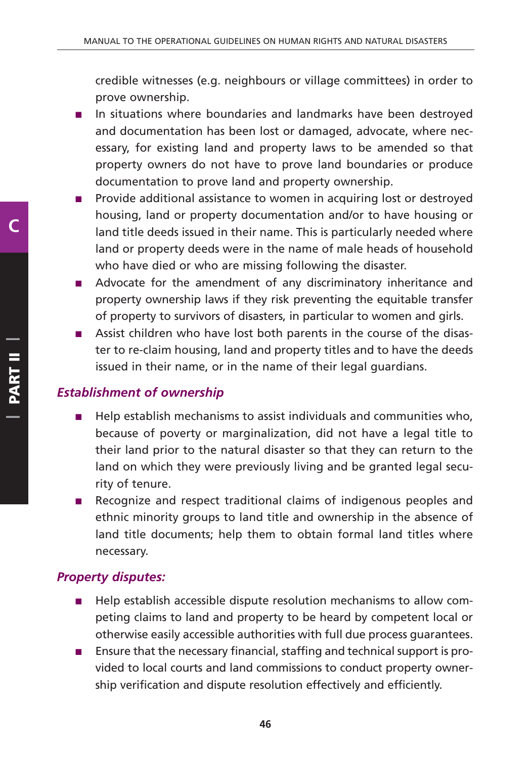credible witnesses (e.g. neighbours or village committees) in order to prove ownership.

- In situations where boundaries and landmarks have been destroyed and documentation has been lost or damaged, advocate, where necessary, for existing land and property laws to be amended so that property owners do not have to prove land boundaries or produce documentation to prove land and property ownership.
- Provide additional assistance to women in acquiring lost or destroyed housing, land or property documentation and/or to have housing or land title deeds issued in their name. This is particularly needed where land or property deeds were in the name of male heads of household who have died or who are missing following the disaster.
- Advocate for the amendment of any discriminatory inheritance and property ownership laws if they risk preventing the equitable transfer of property to survivors of disasters, in particular to women and girls.
- Assist children who have lost both parents in the course of the disaster to re-claim housing, land and property titles and to have the deeds issued in their name, or in the name of their legal guardians.

### *Establishment of ownership*

- Help establish mechanisms to assist individuals and communities who, because of poverty or marginalization, did not have a legal title to their land prior to the natural disaster so that they can return to the land on which they were previously living and be granted legal security of tenure.
- Recognize and respect traditional claims of indigenous peoples and ethnic minority groups to land title and ownership in the absence of land title documents; help them to obtain formal land titles where necessary.

### *Property disputes:*

- Help establish accessible dispute resolution mechanisms to allow competing claims to land and property to be heard by competent local or otherwise easily accessible authorities with full due process guarantees.
- Ensure that the necessary financial, staffing and technical support is provided to local courts and land commissions to conduct property ownership verification and dispute resolution effectively and efficiently.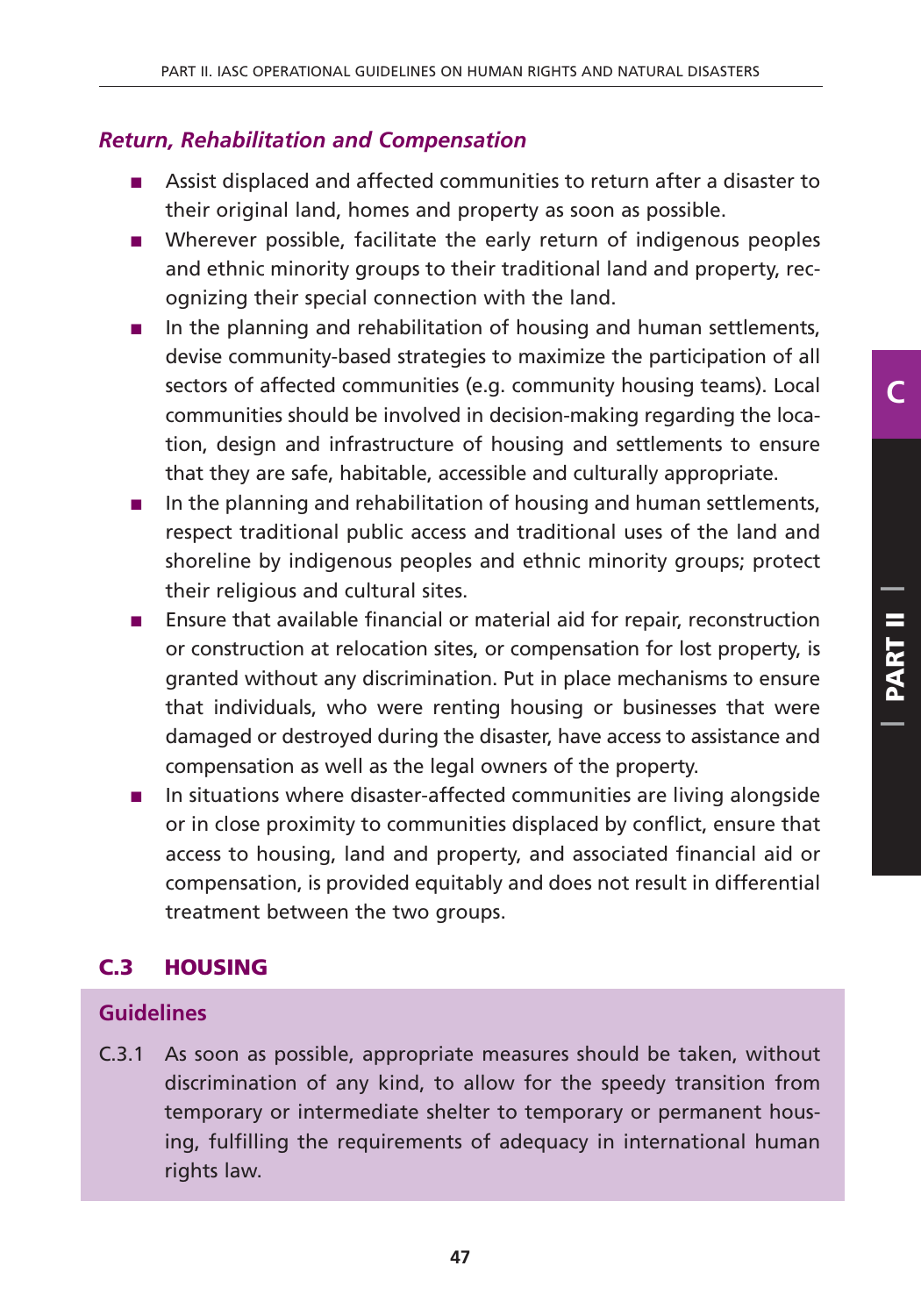### *Return, Rehabilitation and Compensation*

- Assist displaced and affected communities to return after a disaster to their original land, homes and property as soon as possible.
- Wherever possible, facilitate the early return of indigenous peoples and ethnic minority groups to their traditional land and property, recognizing their special connection with the land.
- In the planning and rehabilitation of housing and human settlements, devise community-based strategies to maximize the participation of all sectors of affected communities (e.g. community housing teams). Local communities should be involved in decision-making regarding the location, design and infrastructure of housing and settlements to ensure that they are safe, habitable, accessible and culturally appropriate.
- In the planning and rehabilitation of housing and human settlements, respect traditional public access and traditional uses of the land and shoreline by indigenous peoples and ethnic minority groups; protect their religious and cultural sites.
- Ensure that available financial or material aid for repair, reconstruction or construction at relocation sites, or compensation for lost property, is granted without any discrimination. Put in place mechanisms to ensure that individuals, who were renting housing or businesses that were damaged or destroyed during the disaster, have access to assistance and compensation as well as the legal owners of the property.
- In situations where disaster-affected communities are living alongside or in close proximity to communities displaced by conflict, ensure that access to housing, land and property, and associated financial aid or compensation, is provided equitably and does not result in differential treatment between the two groups.

## C.3 HOUSING

### Guidelines

C.3.1 As soon as possible, appropriate measures should be taken, without discrimination of any kind, to allow for the speedy transition from temporary or intermediate shelter to temporary or permanent housing, fulfilling the requirements of adequacy in international human rights law.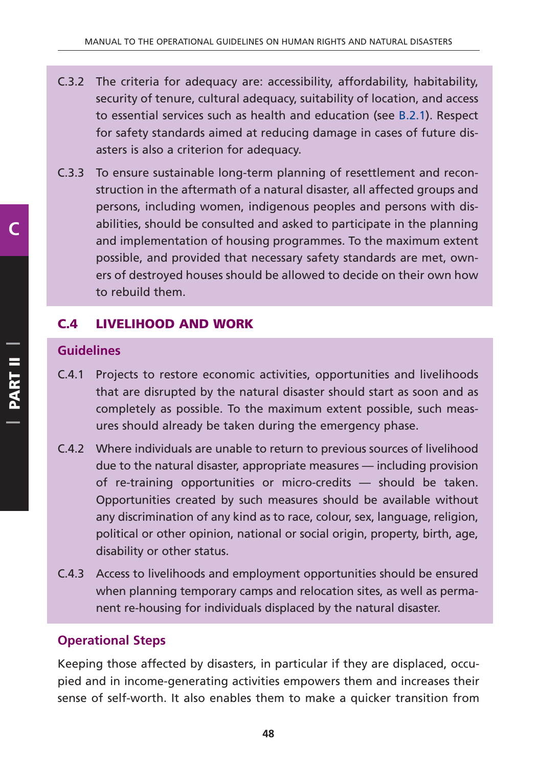C.3.2 The criteria for adequacy are: accessibility, affordability, habitability, security of tenure, cultural adequacy, suitability of location, and access to essential services such as health and education (see B.2.1). Respect for safety standards aimed at reducing damage in cases of future disasters is also a criterion for adequacy.

C.3.3 To ensure sustainable long-term planning of resettlement and reconstruction in the aftermath of a natural disaster, all affected groups and persons, including women, indigenous peoples and persons with disabilities, should be consulted and asked to participate in the planning and implementation of housing programmes. To the maximum extent possible, and provided that necessary safety standards are met, owners of destroyed houses should be allowed to decide on their own how to rebuild them.

## C.4 LIVELIHOOD AND WORK

### Guidelines

C.4.1 Projects to restore economic activities, opportunities and livelihoods that are disrupted by the natural disaster should start as soon and as completely as possible. To the maximum extent possible, such measures should already be taken during the emergency phase.

C.4.2 Where individuals are unable to return to previous sources of livelihood due to the natural disaster, appropriate measures — including provision of re-training opportunities or micro-credits — should be taken. Opportunities created by such measures should be available without any discrimination of any kind as to race, colour, sex, language, religion, political or other opinion, national or social origin, property, birth, age, disability or other status.

C.4.3 Access to livelihoods and employment opportunities should be ensured when planning temporary camps and relocation sites, as well as permanent re-housing for individuals displaced by the natural disaster.

### Operational Steps

Keeping those affected by disasters, in particular if they are displaced, occupied and in income-generating activities empowers them and increases their sense of self-worth. It also enables them to make a quicker transition from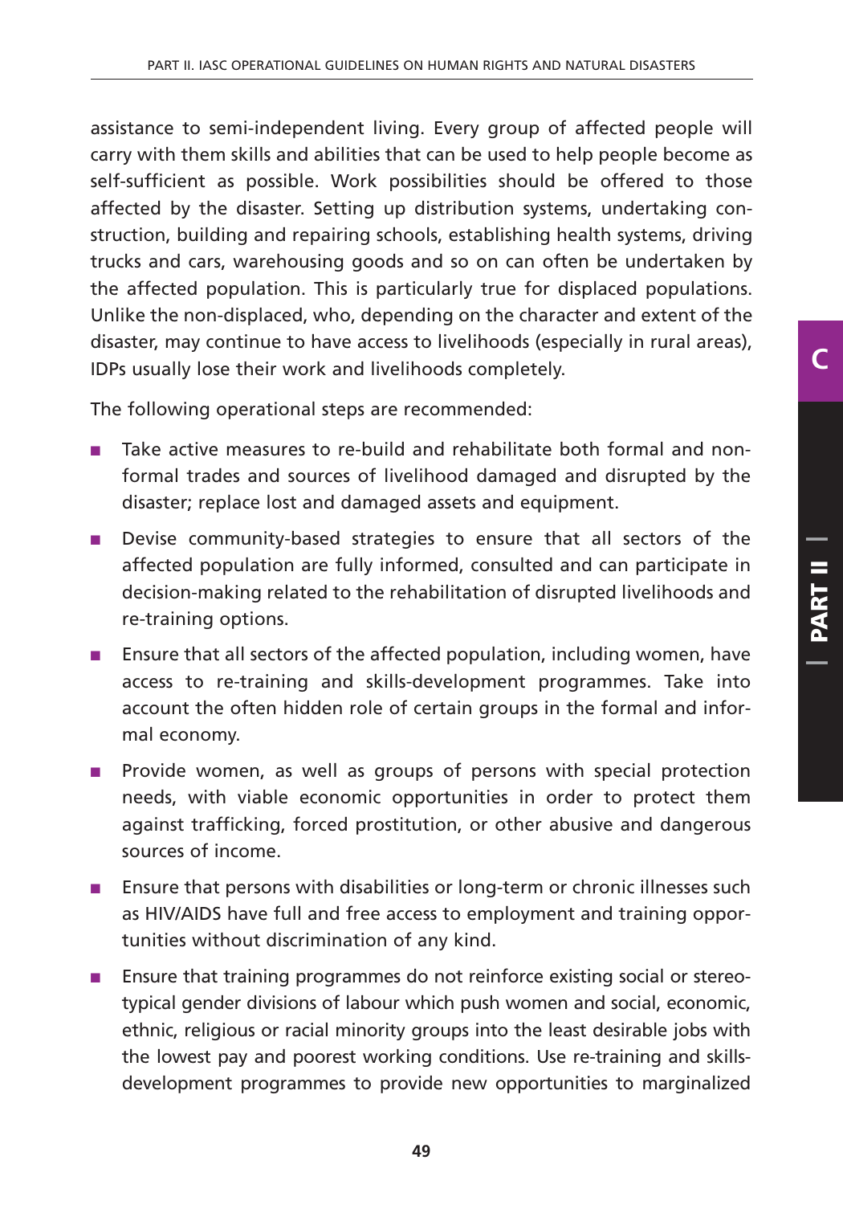assistance to semi-independent living. Every group of affected people will carry with them skills and abilities that can be used to help people become as self-sufficient as possible. Work possibilities should be offered to those affected by the disaster. Setting up distribution systems, undertaking construction, building and repairing schools, establishing health systems, driving trucks and cars, warehousing goods and so on can often be undertaken by the affected population. This is particularly true for displaced populations. Unlike the non-displaced, who, depending on the character and extent of the disaster, may continue to have access to livelihoods (especially in rural areas), IDPs usually lose their work and livelihoods completely.

The following operational steps are recommended:

- Take active measures to re-build and rehabilitate both formal and non-formal trades and sources of livelihood damaged and disrupted by the disaster; replace lost and damaged assets and equipment.
- Devise community-based strategies to ensure that all sectors of the affected population are fully informed, consulted and can participate in decision-making related to the rehabilitation of disrupted livelihoods and re-training options.
- Ensure that all sectors of the affected population, including women, have access to re-training and skills-development programmes. Take into account the often hidden role of certain groups in the formal and informal economy.
- Provide women, as well as groups of persons with special protection needs, with viable economic opportunities in order to protect them against trafficking, forced prostitution, or other abusive and dangerous sources of income.
- Ensure that persons with disabilities or long-term or chronic illnesses such as HIV/AIDS have full and free access to employment and training opportunities without discrimination of any kind.
- Ensure that training programmes do not reinforce existing social or stereotypical gender divisions of labour which push women and social, economic, ethnic, religious or racial minority groups into the least desirable jobs with the lowest pay and poorest working conditions. Use re-training and skills-development programmes to provide new opportunities to marginalized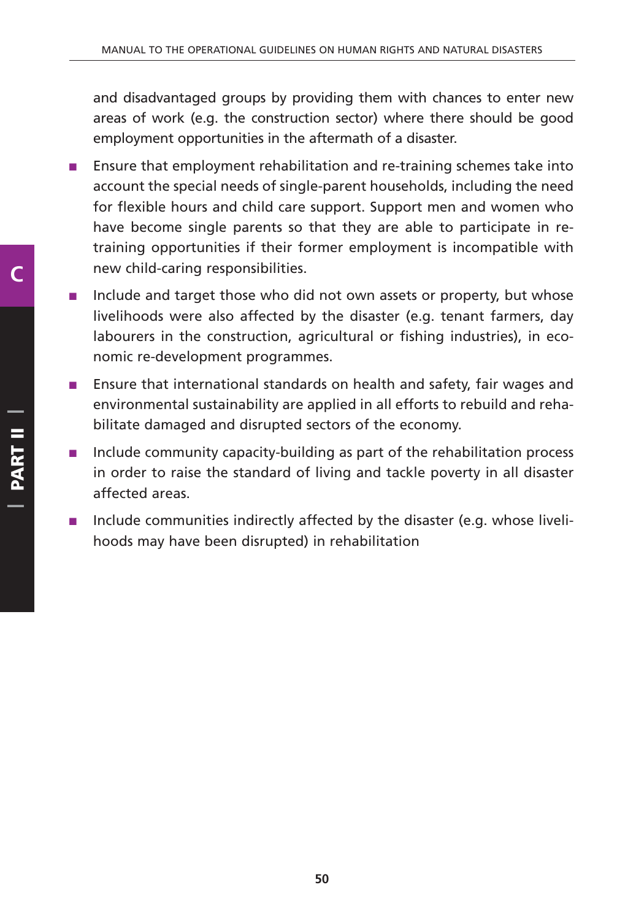and disadvantaged groups by providing them with chances to enter new areas of work (e.g. the construction sector) where there should be good employment opportunities in the aftermath of a disaster.

- Ensure that employment rehabilitation and re-training schemes take into account the special needs of single-parent households, including the need for flexible hours and child care support. Support men and women who have become single parents so that they are able to participate in re-training opportunities if their former employment is incompatible with new child-caring responsibilities.
- Include and target those who did not own assets or property, but whose livelihoods were also affected by the disaster (e.g. tenant farmers, day labourers in the construction, agricultural or fishing industries), in economic re-development programmes.
- Ensure that international standards on health and safety, fair wages and environmental sustainability are applied in all efforts to rebuild and rehabilitate damaged and disrupted sectors of the economy.
- Include community capacity-building as part of the rehabilitation process in order to raise the standard of living and tackle poverty in all disaster affected areas.
- Include communities indirectly affected by the disaster (e.g. whose livelihoods may have been disrupted) in rehabilitation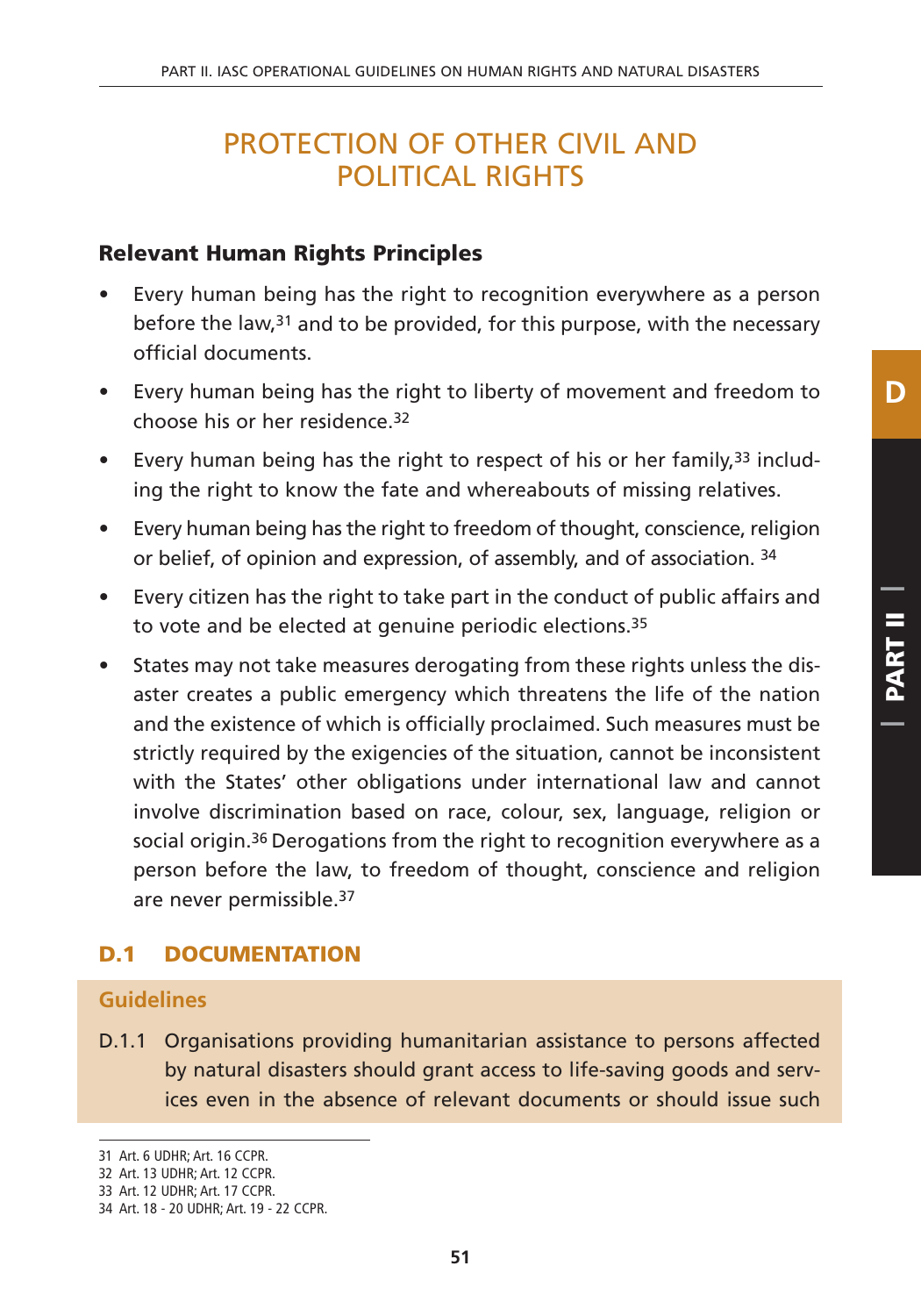# PROTECTION OF OTHER CIVIL AND POLITICAL RIGHTS

## Relevant Human Rights Principles

- Every human being has the right to recognition everywhere as a person before the law,[31] and to be provided, for this purpose, with the necessary official documents.
- Every human being has the right to liberty of movement and freedom to choose his or her residence.[32]
- Every human being has the right to respect of his or her family,[33] including the right to know the fate and whereabouts of missing relatives.
- Every human being has the right to freedom of thought, conscience, religion or belief, of opinion and expression, of assembly, and of association. [34]
- Every citizen has the right to take part in the conduct of public affairs and to vote and be elected at genuine periodic elections.[35]
- States may not take measures derogating from these rights unless the disaster creates a public emergency which threatens the life of the nation and the existence of which is officially proclaimed. Such measures must be strictly required by the exigencies of the situation, cannot be inconsistent with the States' other obligations under international law and cannot involve discrimination based on race, colour, sex, language, religion or social origin.[36] Derogations from the right to recognition everywhere as a person before the law, to freedom of thought, conscience and religion are never permissible.[37]

## D.1 DOCUMENTATION

### Guidelines

D.1.1 Organisations providing humanitarian assistance to persons affected by natural disasters should grant access to life-saving goods and services even in the absence of relevant documents or should issue such

---

31 Art. 6 UDHR; Art. 16 CCPR.
32 Art. 13 UDHR; Art. 12 CCPR.
33 Art. 12 UDHR; Art. 17 CCPR.
34 Art. 18 - 20 UDHR; Art. 19 - 22 CCPR.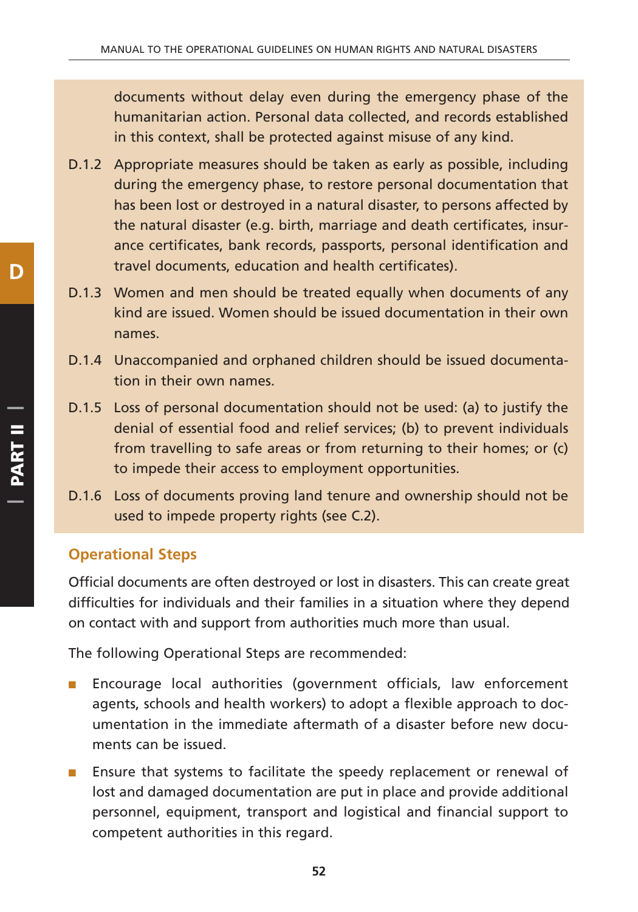documents without delay even during the emergency phase of the humanitarian action. Personal data collected, and records established in this context, shall be protected against misuse of any kind.

D.1.2 Appropriate measures should be taken as early as possible, including during the emergency phase, to restore personal documentation that has been lost or destroyed in a natural disaster, to persons affected by the natural disaster (e.g. birth, marriage and death certificates, insurance certificates, bank records, passports, personal identification and travel documents, education and health certificates).

D.1.3 Women and men should be treated equally when documents of any kind are issued. Women should be issued documentation in their own names.

D.1.4 Unaccompanied and orphaned children should be issued documentation in their own names.

D.1.5 Loss of personal documentation should not be used: (a) to justify the denial of essential food and relief services; (b) to prevent individuals from travelling to safe areas or from returning to their homes; or (c) to impede their access to employment opportunities.

D.1.6 Loss of documents proving land tenure and ownership should not be used to impede property rights (see C.2).

### Operational Steps

Official documents are often destroyed or lost in disasters. This can create great difficulties for individuals and their families in a situation where they depend on contact with and support from authorities much more than usual.

The following Operational Steps are recommended:

- Encourage local authorities (government officials, law enforcement agents, schools and health workers) to adopt a flexible approach to documentation in the immediate aftermath of a disaster before new documents can be issued.
- Ensure that systems to facilitate the speedy replacement or renewal of lost and damaged documentation are put in place and provide additional personnel, equipment, transport and logistical and financial support to competent authorities in this regard.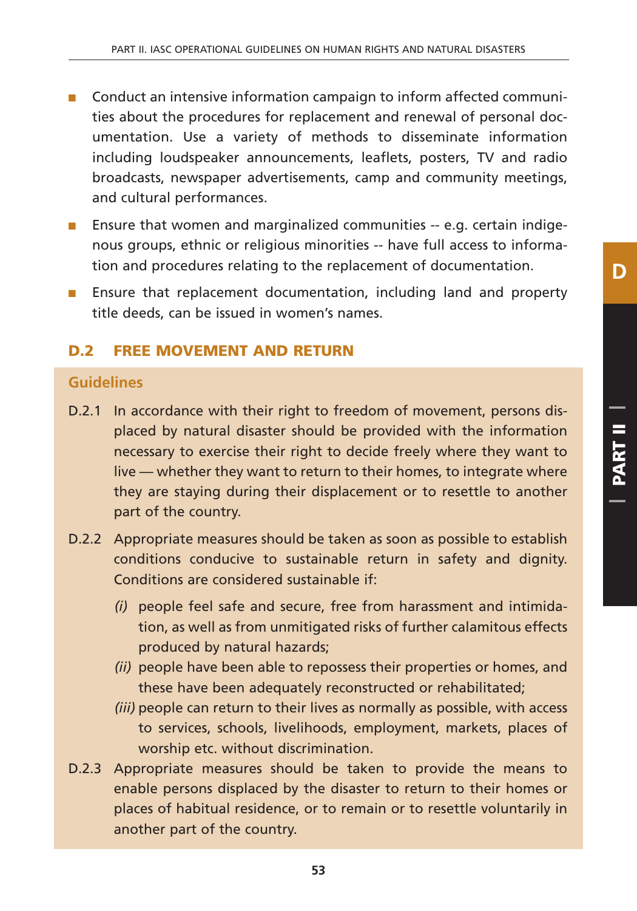- Conduct an intensive information campaign to inform affected communities about the procedures for replacement and renewal of personal documentation. Use a variety of methods to disseminate information including loudspeaker announcements, leaflets, posters, TV and radio broadcasts, newspaper advertisements, camp and community meetings, and cultural performances.
- Ensure that women and marginalized communities -- e.g. certain indigenous groups, ethnic or religious minorities -- have full access to information and procedures relating to the replacement of documentation.
- Ensure that replacement documentation, including land and property title deeds, can be issued in women's names.

## D.2 FREE MOVEMENT AND RETURN

### Guidelines

D.2.1 In accordance with their right to freedom of movement, persons displaced by natural disaster should be provided with the information necessary to exercise their right to decide freely where they want to live — whether they want to return to their homes, to integrate where they are staying during their displacement or to resettle to another part of the country.

D.2.2 Appropriate measures should be taken as soon as possible to establish conditions conducive to sustainable return in safety and dignity. Conditions are considered sustainable if:

*(i)* people feel safe and secure, free from harassment and intimidation, as well as from unmitigated risks of further calamitous effects produced by natural hazards;

*(ii)* people have been able to repossess their properties or homes, and these have been adequately reconstructed or rehabilitated;

*(iii)* people can return to their lives as normally as possible, with access to services, schools, livelihoods, employment, markets, places of worship etc. without discrimination.

D.2.3 Appropriate measures should be taken to provide the means to enable persons displaced by the disaster to return to their homes or places of habitual residence, or to remain or to resettle voluntarily in another part of the country.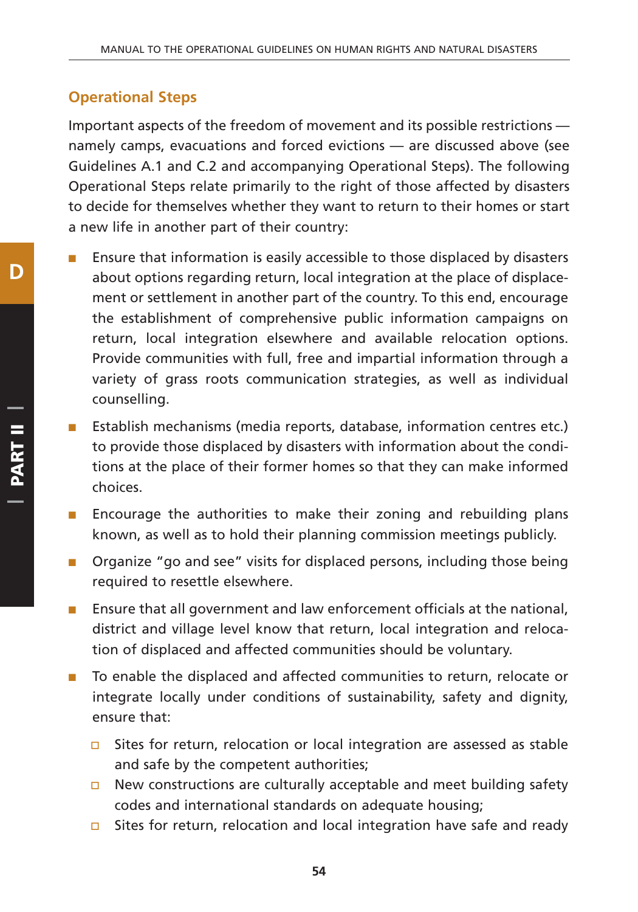## Operational Steps

Important aspects of the freedom of movement and its possible restrictions — namely camps, evacuations and forced evictions — are discussed above (see Guidelines A.1 and C.2 and accompanying Operational Steps). The following Operational Steps relate primarily to the right of those affected by disasters to decide for themselves whether they want to return to their homes or start a new life in another part of their country:

- Ensure that information is easily accessible to those displaced by disasters about options regarding return, local integration at the place of displacement or settlement in another part of the country. To this end, encourage the establishment of comprehensive public information campaigns on return, local integration elsewhere and available relocation options. Provide communities with full, free and impartial information through a variety of grass roots communication strategies, as well as individual counselling.
- Establish mechanisms (media reports, database, information centres etc.) to provide those displaced by disasters with information about the conditions at the place of their former homes so that they can make informed choices.
- Encourage the authorities to make their zoning and rebuilding plans known, as well as to hold their planning commission meetings publicly.
- Organize "go and see" visits for displaced persons, including those being required to resettle elsewhere.
- Ensure that all government and law enforcement officials at the national, district and village level know that return, local integration and relocation of displaced and affected communities should be voluntary.
- To enable the displaced and affected communities to return, relocate or integrate locally under conditions of sustainability, safety and dignity, ensure that:
  - Sites for return, relocation or local integration are assessed as stable and safe by the competent authorities;
  - New constructions are culturally acceptable and meet building safety codes and international standards on adequate housing;
  - Sites for return, relocation and local integration have safe and ready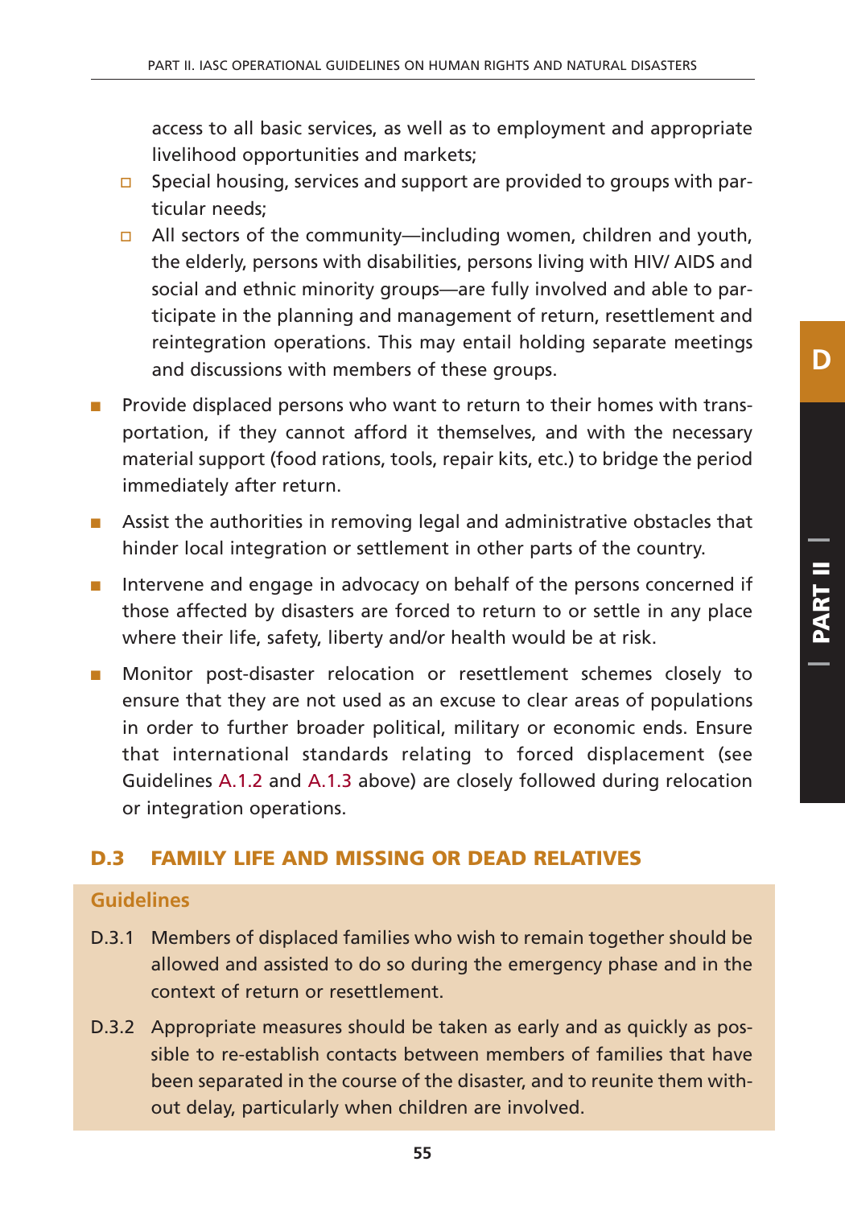access to all basic services, as well as to employment and appropriate livelihood opportunities and markets;

- Special housing, services and support are provided to groups with particular needs;
- All sectors of the community—including women, children and youth, the elderly, persons with disabilities, persons living with HIV/ AIDS and social and ethnic minority groups—are fully involved and able to participate in the planning and management of return, resettlement and reintegration operations. This may entail holding separate meetings and discussions with members of these groups.

- Provide displaced persons who want to return to their homes with transportation, if they cannot afford it themselves, and with the necessary material support (food rations, tools, repair kits, etc.) to bridge the period immediately after return.
- Assist the authorities in removing legal and administrative obstacles that hinder local integration or settlement in other parts of the country.
- Intervene and engage in advocacy on behalf of the persons concerned if those affected by disasters are forced to return to or settle in any place where their life, safety, liberty and/or health would be at risk.
- Monitor post-disaster relocation or resettlement schemes closely to ensure that they are not used as an excuse to clear areas of populations in order to further broader political, military or economic ends. Ensure that international standards relating to forced displacement (see Guidelines A.1.2 and A.1.3 above) are closely followed during relocation or integration operations.

## D.3 FAMILY LIFE AND MISSING OR DEAD RELATIVES

### Guidelines

D.3.1 Members of displaced families who wish to remain together should be allowed and assisted to do so during the emergency phase and in the context of return or resettlement.

D.3.2 Appropriate measures should be taken as early and as quickly as possible to re-establish contacts between members of families that have been separated in the course of the disaster, and to reunite them without delay, particularly when children are involved.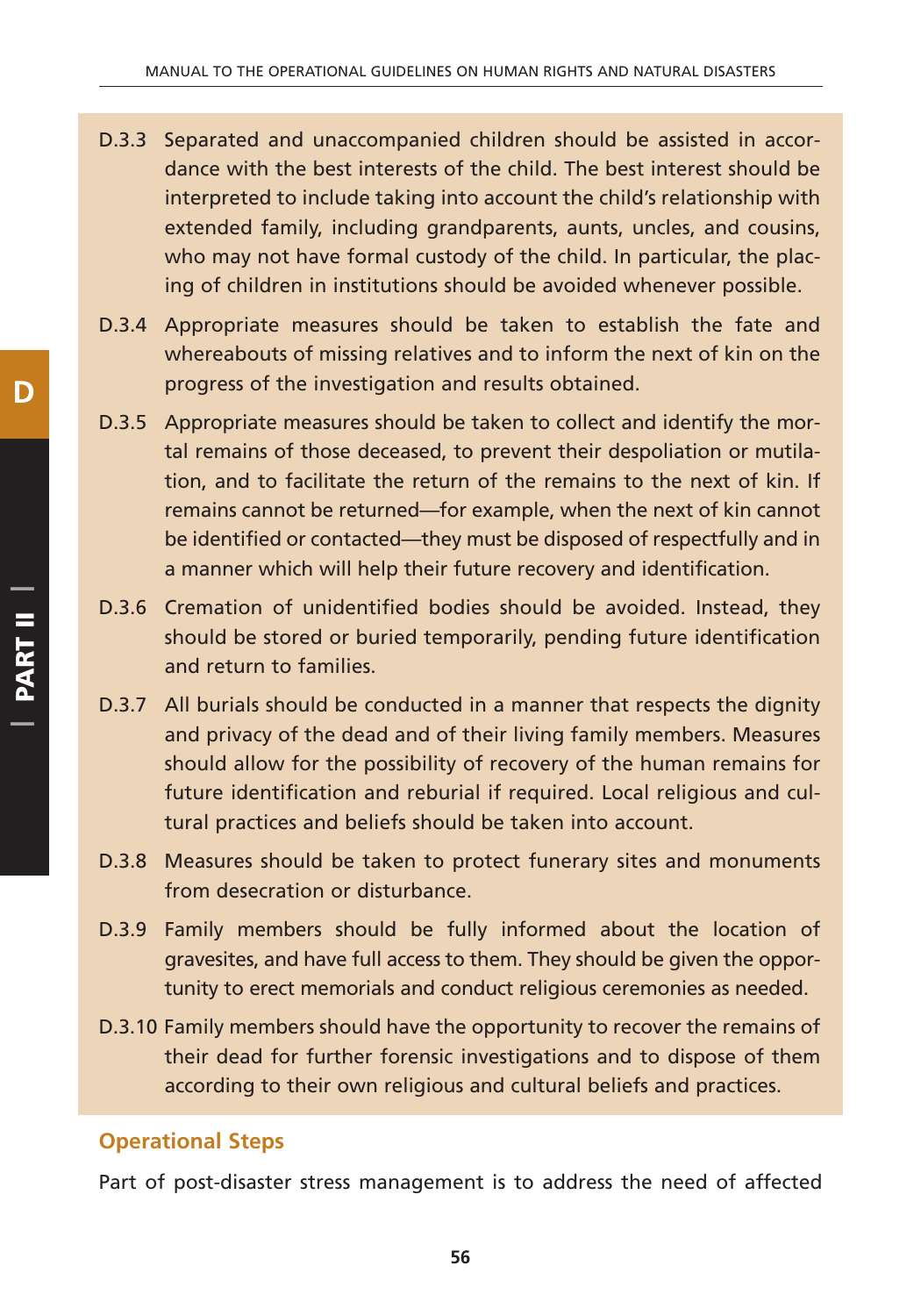D.3.3 Separated and unaccompanied children should be assisted in accordance with the best interests of the child. The best interest should be interpreted to include taking into account the child's relationship with extended family, including grandparents, aunts, uncles, and cousins, who may not have formal custody of the child. In particular, the placing of children in institutions should be avoided whenever possible.

D.3.4 Appropriate measures should be taken to establish the fate and whereabouts of missing relatives and to inform the next of kin on the progress of the investigation and results obtained.

D.3.5 Appropriate measures should be taken to collect and identify the mortal remains of those deceased, to prevent their despoliation or mutilation, and to facilitate the return of the remains to the next of kin. If remains cannot be returned—for example, when the next of kin cannot be identified or contacted—they must be disposed of respectfully and in a manner which will help their future recovery and identification.

D.3.6 Cremation of unidentified bodies should be avoided. Instead, they should be stored or buried temporarily, pending future identification and return to families.

D.3.7 All burials should be conducted in a manner that respects the dignity and privacy of the dead and of their living family members. Measures should allow for the possibility of recovery of the human remains for future identification and reburial if required. Local religious and cultural practices and beliefs should be taken into account.

D.3.8 Measures should be taken to protect funerary sites and monuments from desecration or disturbance.

D.3.9 Family members should be fully informed about the location of gravesites, and have full access to them. They should be given the opportunity to erect memorials and conduct religious ceremonies as needed.

D.3.10 Family members should have the opportunity to recover the remains of their dead for further forensic investigations and to dispose of them according to their own religious and cultural beliefs and practices.

### Operational Steps

Part of post-disaster stress management is to address the need of affected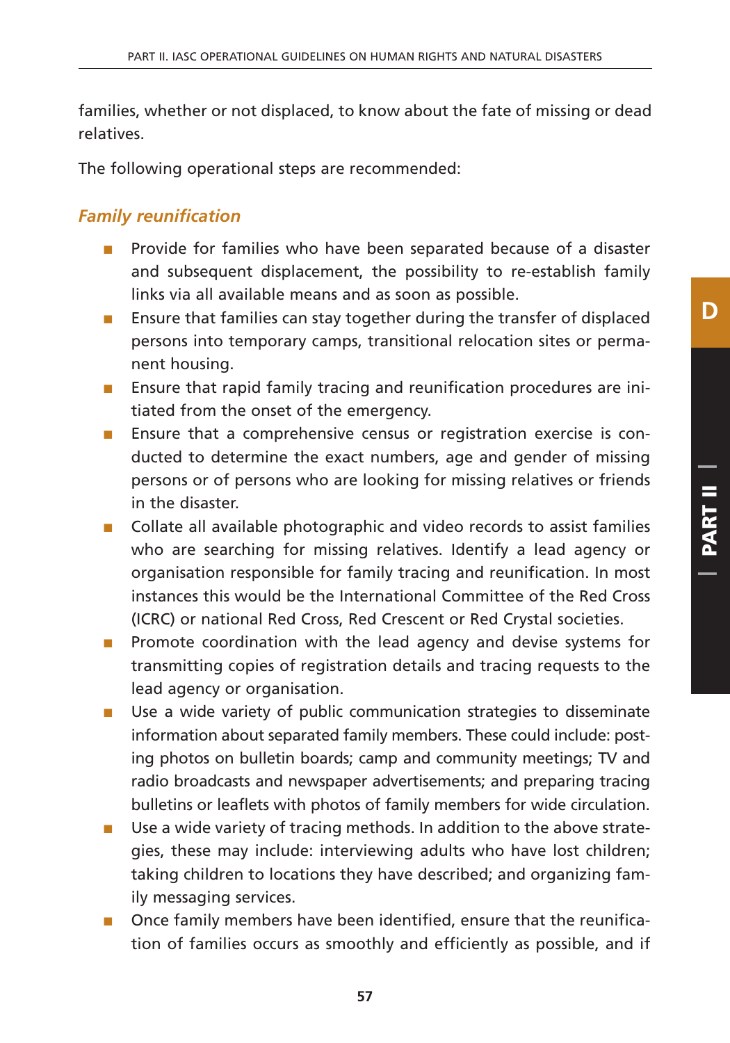families, whether or not displaced, to know about the fate of missing or dead relatives.

The following operational steps are recommended:

### *Family reunification*

- Provide for families who have been separated because of a disaster and subsequent displacement, the possibility to re-establish family links via all available means and as soon as possible.
- Ensure that families can stay together during the transfer of displaced persons into temporary camps, transitional relocation sites or permanent housing.
- Ensure that rapid family tracing and reunification procedures are initiated from the onset of the emergency.
- Ensure that a comprehensive census or registration exercise is conducted to determine the exact numbers, age and gender of missing persons or of persons who are looking for missing relatives or friends in the disaster.
- Collate all available photographic and video records to assist families who are searching for missing relatives. Identify a lead agency or organisation responsible for family tracing and reunification. In most instances this would be the International Committee of the Red Cross (ICRC) or national Red Cross, Red Crescent or Red Crystal societies.
- Promote coordination with the lead agency and devise systems for transmitting copies of registration details and tracing requests to the lead agency or organisation.
- Use a wide variety of public communication strategies to disseminate information about separated family members. These could include: posting photos on bulletin boards; camp and community meetings; TV and radio broadcasts and newspaper advertisements; and preparing tracing bulletins or leaflets with photos of family members for wide circulation.
- Use a wide variety of tracing methods. In addition to the above strategies, these may include: interviewing adults who have lost children; taking children to locations they have described; and organizing family messaging services.
- Once family members have been identified, ensure that the reunification of families occurs as smoothly and efficiently as possible, and if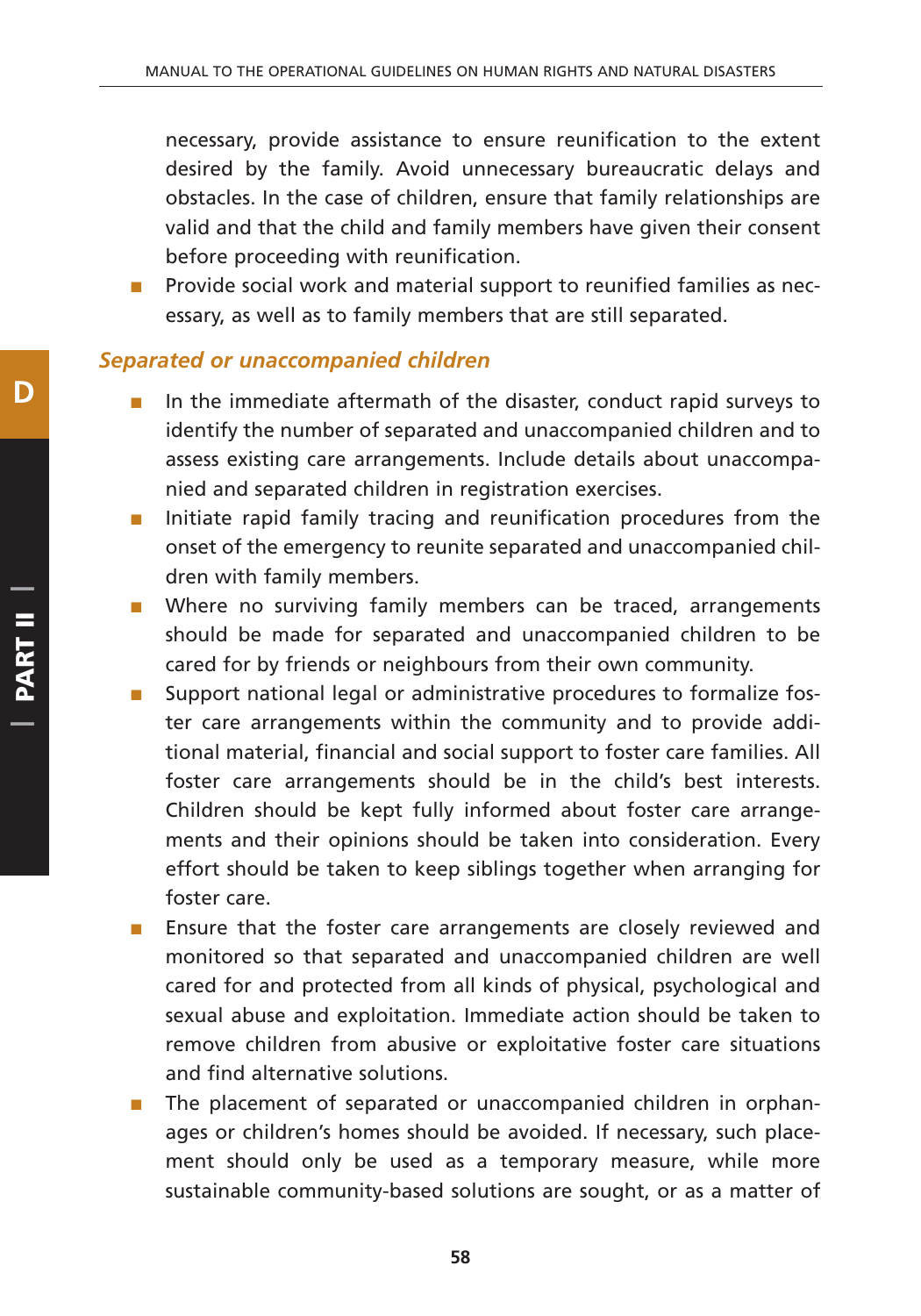necessary, provide assistance to ensure reunification to the extent desired by the family. Avoid unnecessary bureaucratic delays and obstacles. In the case of children, ensure that family relationships are valid and that the child and family members have given their consent before proceeding with reunification.

- Provide social work and material support to reunified families as necessary, as well as to family members that are still separated.

### *Separated or unaccompanied children*

- In the immediate aftermath of the disaster, conduct rapid surveys to identify the number of separated and unaccompanied children and to assess existing care arrangements. Include details about unaccompanied and separated children in registration exercises.
- Initiate rapid family tracing and reunification procedures from the onset of the emergency to reunite separated and unaccompanied children with family members.
- Where no surviving family members can be traced, arrangements should be made for separated and unaccompanied children to be cared for by friends or neighbours from their own community.
- Support national legal or administrative procedures to formalize foster care arrangements within the community and to provide additional material, financial and social support to foster care families. All foster care arrangements should be in the child's best interests. Children should be kept fully informed about foster care arrangements and their opinions should be taken into consideration. Every effort should be taken to keep siblings together when arranging for foster care.
- Ensure that the foster care arrangements are closely reviewed and monitored so that separated and unaccompanied children are well cared for and protected from all kinds of physical, psychological and sexual abuse and exploitation. Immediate action should be taken to remove children from abusive or exploitative foster care situations and find alternative solutions.
- The placement of separated or unaccompanied children in orphanages or children's homes should be avoided. If necessary, such placement should only be used as a temporary measure, while more sustainable community-based solutions are sought, or as a matter of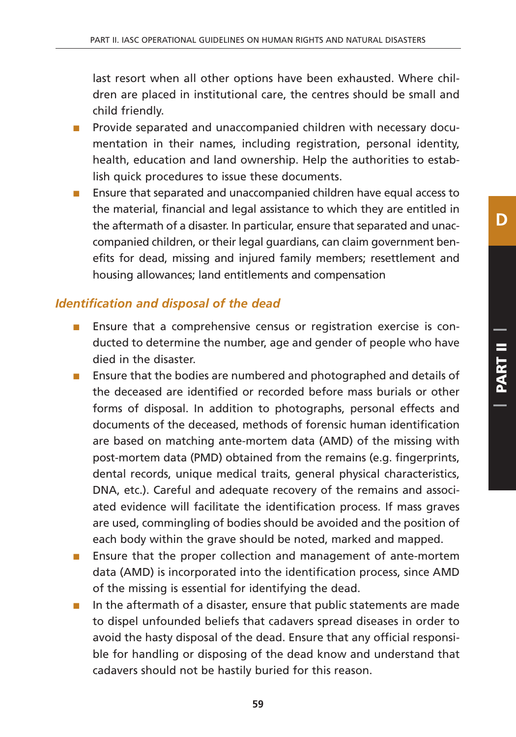last resort when all other options have been exhausted. Where children are placed in institutional care, the centres should be small and child friendly.

- Provide separated and unaccompanied children with necessary documentation in their names, including registration, personal identity, health, education and land ownership. Help the authorities to establish quick procedures to issue these documents.
- Ensure that separated and unaccompanied children have equal access to the material, financial and legal assistance to which they are entitled in the aftermath of a disaster. In particular, ensure that separated and unaccompanied children, or their legal guardians, can claim government benefits for dead, missing and injured family members; resettlement and housing allowances; land entitlements and compensation

### *Identification and disposal of the dead*

- Ensure that a comprehensive census or registration exercise is conducted to determine the number, age and gender of people who have died in the disaster.
- Ensure that the bodies are numbered and photographed and details of the deceased are identified or recorded before mass burials or other forms of disposal. In addition to photographs, personal effects and documents of the deceased, methods of forensic human identification are based on matching ante-mortem data (AMD) of the missing with post-mortem data (PMD) obtained from the remains (e.g. fingerprints, dental records, unique medical traits, general physical characteristics, DNA, etc.). Careful and adequate recovery of the remains and associated evidence will facilitate the identification process. If mass graves are used, commingling of bodies should be avoided and the position of each body within the grave should be noted, marked and mapped.
- Ensure that the proper collection and management of ante-mortem data (AMD) is incorporated into the identification process, since AMD of the missing is essential for identifying the dead.
- In the aftermath of a disaster, ensure that public statements are made to dispel unfounded beliefs that cadavers spread diseases in order to avoid the hasty disposal of the dead. Ensure that any official responsible for handling or disposing of the dead know and understand that cadavers should not be hastily buried for this reason.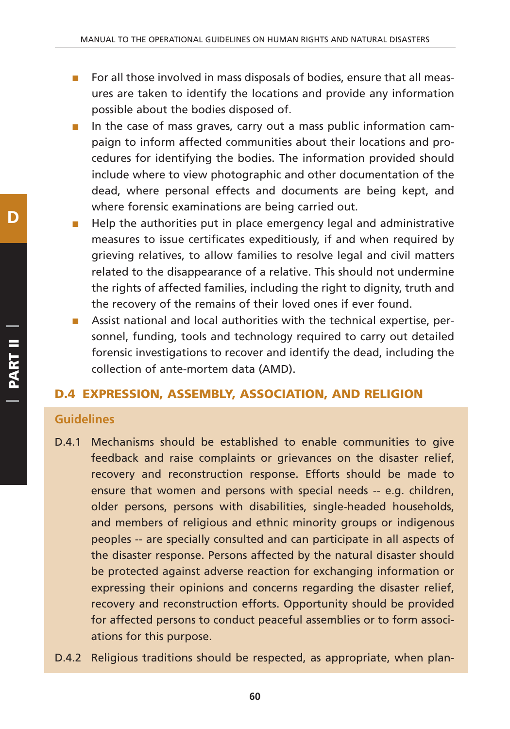- For all those involved in mass disposals of bodies, ensure that all measures are taken to identify the locations and provide any information possible about the bodies disposed of.
- In the case of mass graves, carry out a mass public information campaign to inform affected communities about their locations and procedures for identifying the bodies. The information provided should include where to view photographic and other documentation of the dead, where personal effects and documents are being kept, and where forensic examinations are being carried out.
- Help the authorities put in place emergency legal and administrative measures to issue certificates expeditiously, if and when required by grieving relatives, to allow families to resolve legal and civil matters related to the disappearance of a relative. This should not undermine the rights of affected families, including the right to dignity, truth and the recovery of the remains of their loved ones if ever found.
- Assist national and local authorities with the technical expertise, personnel, funding, tools and technology required to carry out detailed forensic investigations to recover and identify the dead, including the collection of ante-mortem data (AMD).

## D.4 EXPRESSION, ASSEMBLY, ASSOCIATION, AND RELIGION

### Guidelines

D.4.1 Mechanisms should be established to enable communities to give feedback and raise complaints or grievances on the disaster relief, recovery and reconstruction response. Efforts should be made to ensure that women and persons with special needs -- e.g. children, older persons, persons with disabilities, single-headed households, and members of religious and ethnic minority groups or indigenous peoples -- are specially consulted and can participate in all aspects of the disaster response. Persons affected by the natural disaster should be protected against adverse reaction for exchanging information or expressing their opinions and concerns regarding the disaster relief, recovery and reconstruction efforts. Opportunity should be provided for affected persons to conduct peaceful assemblies or to form associations for this purpose.

D.4.2 Religious traditions should be respected, as appropriate, when plan-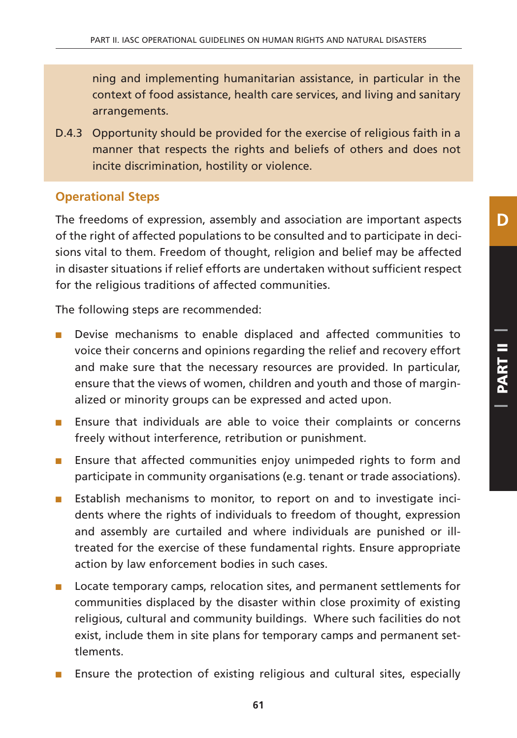ning and implementing humanitarian assistance, in particular in the context of food assistance, health care services, and living and sanitary arrangements.

D.4.3 Opportunity should be provided for the exercise of religious faith in a manner that respects the rights and beliefs of others and does not incite discrimination, hostility or violence.

## Operational Steps

The freedoms of expression, assembly and association are important aspects of the right of affected populations to be consulted and to participate in decisions vital to them. Freedom of thought, religion and belief may be affected in disaster situations if relief efforts are undertaken without sufficient respect for the religious traditions of affected communities.

The following steps are recommended:

- Devise mechanisms to enable displaced and affected communities to voice their concerns and opinions regarding the relief and recovery effort and make sure that the necessary resources are provided. In particular, ensure that the views of women, children and youth and those of marginalized or minority groups can be expressed and acted upon.
- Ensure that individuals are able to voice their complaints or concerns freely without interference, retribution or punishment.
- Ensure that affected communities enjoy unimpeded rights to form and participate in community organisations (e.g. tenant or trade associations).
- Establish mechanisms to monitor, to report on and to investigate incidents where the rights of individuals to freedom of thought, expression and assembly are curtailed and where individuals are punished or ill-treated for the exercise of these fundamental rights. Ensure appropriate action by law enforcement bodies in such cases.
- Locate temporary camps, relocation sites, and permanent settlements for communities displaced by the disaster within close proximity of existing religious, cultural and community buildings. Where such facilities do not exist, include them in site plans for temporary camps and permanent settlements.
- Ensure the protection of existing religious and cultural sites, especially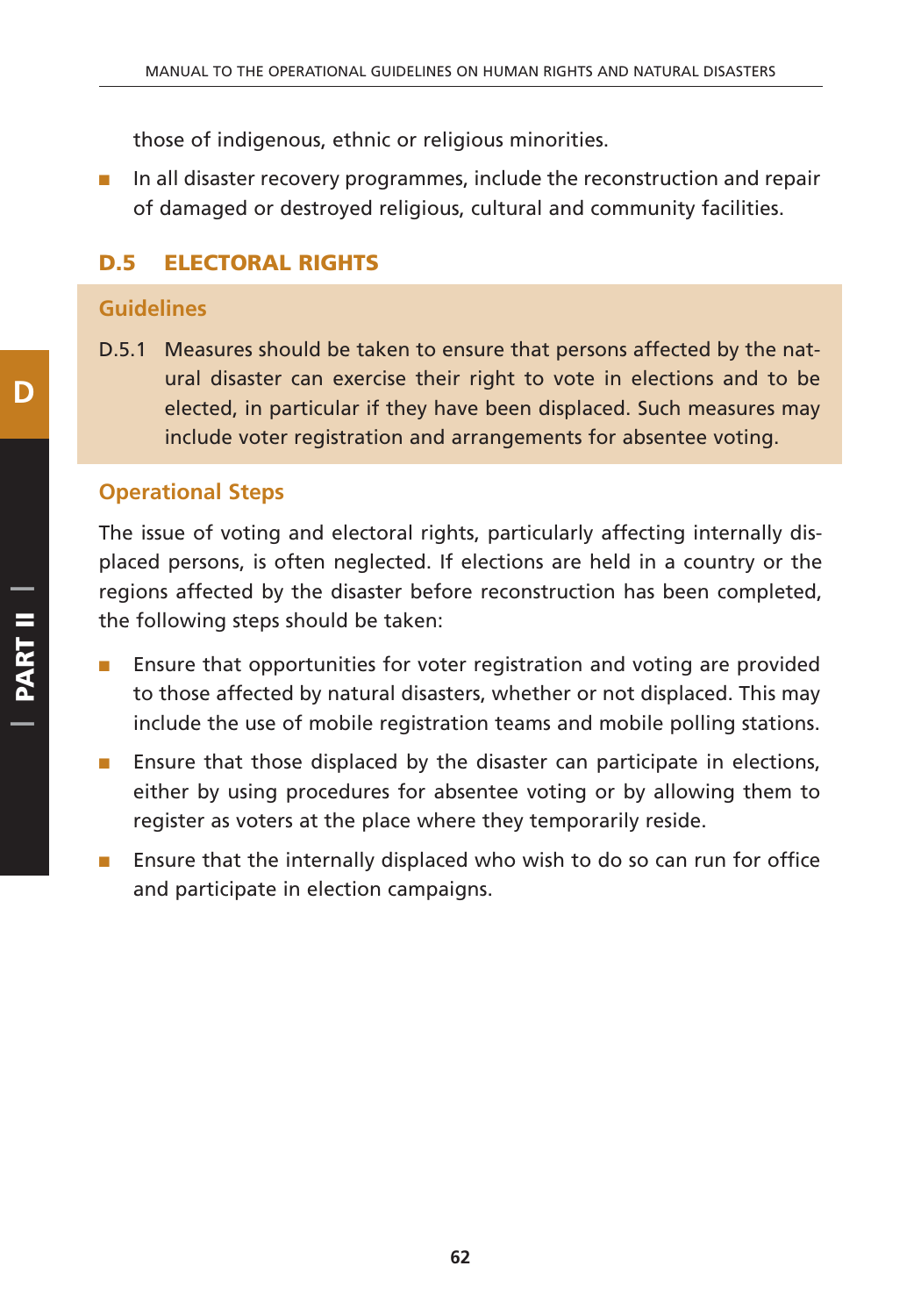those of indigenous, ethnic or religious minorities.

- In all disaster recovery programmes, include the reconstruction and repair of damaged or destroyed religious, cultural and community facilities.

## D.5 ELECTORAL RIGHTS

### Guidelines

D.5.1 Measures should be taken to ensure that persons affected by the natural disaster can exercise their right to vote in elections and to be elected, in particular if they have been displaced. Such measures may include voter registration and arrangements for absentee voting.

### Operational Steps

The issue of voting and electoral rights, particularly affecting internally displaced persons, is often neglected. If elections are held in a country or the regions affected by the disaster before reconstruction has been completed, the following steps should be taken:

- Ensure that opportunities for voter registration and voting are provided to those affected by natural disasters, whether or not displaced. This may include the use of mobile registration teams and mobile polling stations.
- Ensure that those displaced by the disaster can participate in elections, either by using procedures for absentee voting or by allowing them to register as voters at the place where they temporarily reside.
- Ensure that the internally displaced who wish to do so can run for office and participate in election campaigns.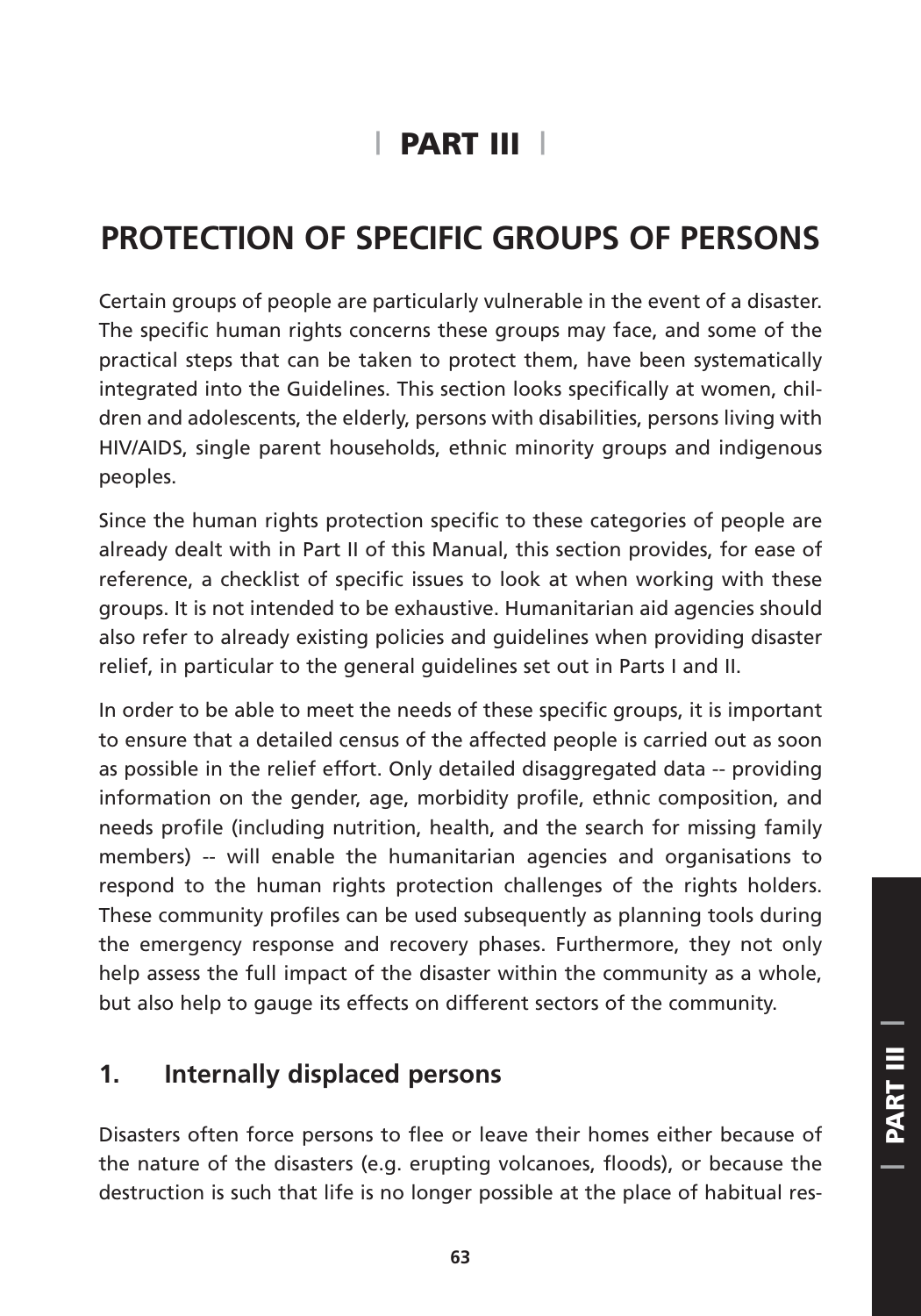# | PART III |

## PROTECTION OF SPECIFIC GROUPS OF PERSONS

Certain groups of people are particularly vulnerable in the event of a disaster. The specific human rights concerns these groups may face, and some of the practical steps that can be taken to protect them, have been systematically integrated into the Guidelines. This section looks specifically at women, children and adolescents, the elderly, persons with disabilities, persons living with HIV/AIDS, single parent households, ethnic minority groups and indigenous peoples.

Since the human rights protection specific to these categories of people are already dealt with in Part II of this Manual, this section provides, for ease of reference, a checklist of specific issues to look at when working with these groups. It is not intended to be exhaustive. Humanitarian aid agencies should also refer to already existing policies and guidelines when providing disaster relief, in particular to the general guidelines set out in Parts I and II.

In order to be able to meet the needs of these specific groups, it is important to ensure that a detailed census of the affected people is carried out as soon as possible in the relief effort. Only detailed disaggregated data -- providing information on the gender, age, morbidity profile, ethnic composition, and needs profile (including nutrition, health, and the search for missing family members) -- will enable the humanitarian agencies and organisations to respond to the human rights protection challenges of the rights holders. These community profiles can be used subsequently as planning tools during the emergency response and recovery phases. Furthermore, they not only help assess the full impact of the disaster within the community as a whole, but also help to gauge its effects on different sectors of the community.

### 1. Internally displaced persons

Disasters often force persons to flee or leave their homes either because of the nature of the disasters (e.g. erupting volcanoes, floods), or because the destruction is such that life is no longer possible at the place of habitual res-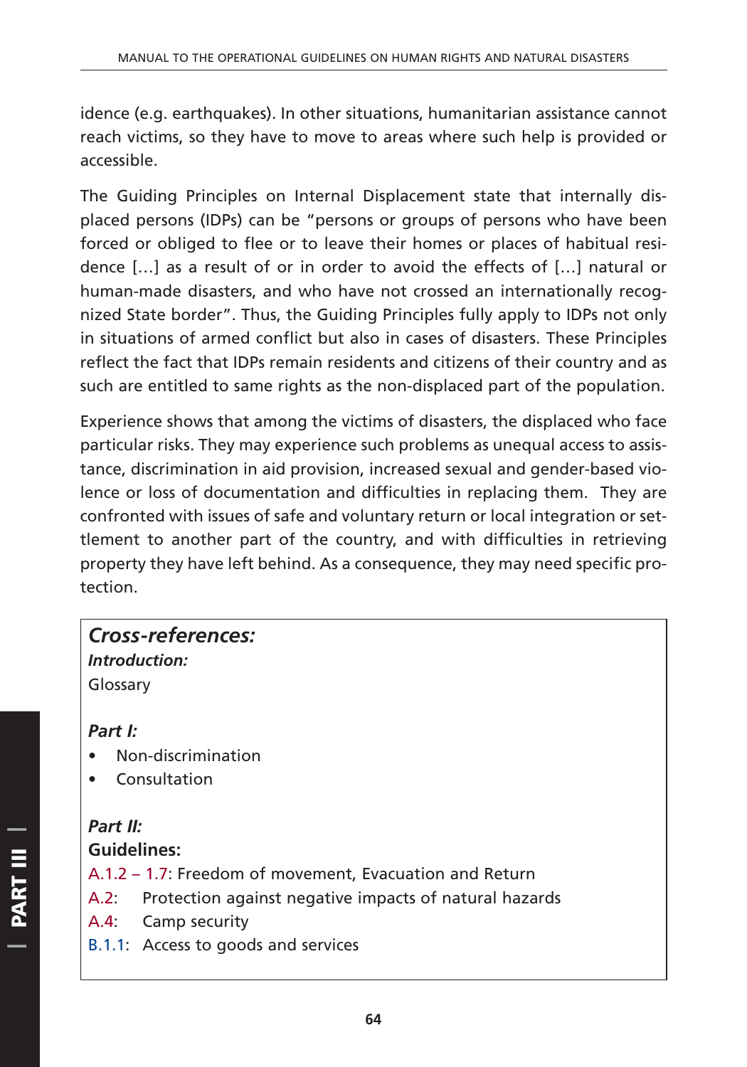idence (e.g. earthquakes). In other situations, humanitarian assistance cannot reach victims, so they have to move to areas where such help is provided or accessible.

The Guiding Principles on Internal Displacement state that internally displaced persons (IDPs) can be "persons or groups of persons who have been forced or obliged to flee or to leave their homes or places of habitual residence […] as a result of or in order to avoid the effects of […] natural or human-made disasters, and who have not crossed an internationally recognized State border". Thus, the Guiding Principles fully apply to IDPs not only in situations of armed conflict but also in cases of disasters. These Principles reflect the fact that IDPs remain residents and citizens of their country and as such are entitled to same rights as the non-displaced part of the population.

Experience shows that among the victims of disasters, the displaced who face particular risks. They may experience such problems as unequal access to assistance, discrimination in aid provision, increased sexual and gender-based violence or loss of documentation and difficulties in replacing them. They are confronted with issues of safe and voluntary return or local integration or settlement to another part of the country, and with difficulties in retrieving property they have left behind. As a consequence, they may need specific protection.

> ***Cross-references:***
>
> ***Introduction:***
>
> Glossary
>
> ***Part I:***
>
> - Non-discrimination
> - Consultation
>
> ***Part II:***
>
> **Guidelines:**
>
> A.1.2 – 1.7: Freedom of movement, Evacuation and Return
>
> A.2: Protection against negative impacts of natural hazards
>
> A.4: Camp security
>
> B.1.1: Access to goods and services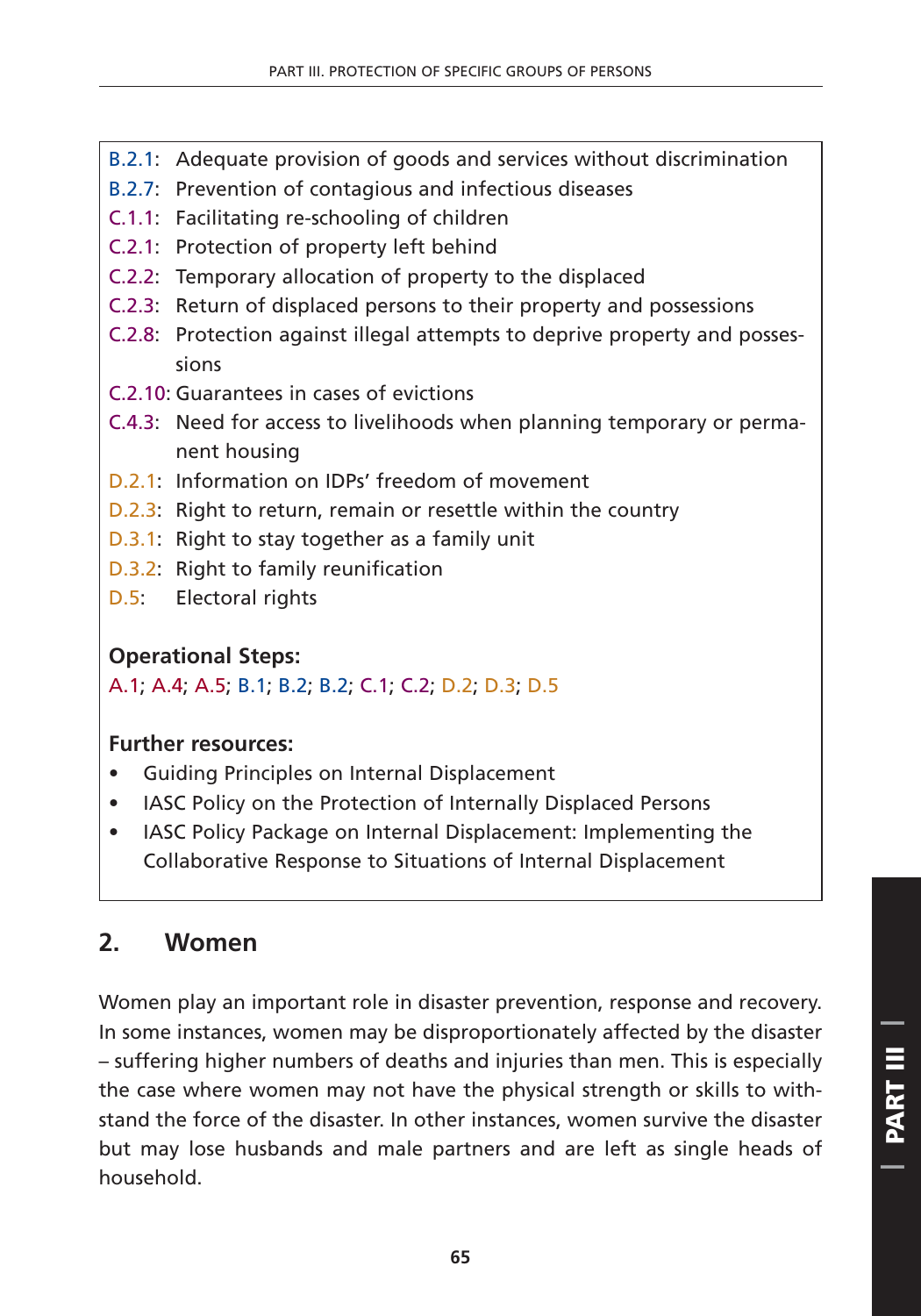- B.2.1: Adequate provision of goods and services without discrimination
- B.2.7: Prevention of contagious and infectious diseases
- C.1.1: Facilitating re-schooling of children
- C.2.1: Protection of property left behind
- C.2.2: Temporary allocation of property to the displaced
- C.2.3: Return of displaced persons to their property and possessions
- C.2.8: Protection against illegal attempts to deprive property and possessions
- C.2.10: Guarantees in cases of evictions
- C.4.3: Need for access to livelihoods when planning temporary or permanent housing
- D.2.1: Information on IDPs' freedom of movement
- D.2.3: Right to return, remain or resettle within the country
- D.3.1: Right to stay together as a family unit
- D.3.2: Right to family reunification
- D.5: Electoral rights

**Operational Steps:**

A.1; A.4; A.5; B.1; B.2; B.2; C.1; C.2; D.2; D.3; D.5

**Further resources:**

- Guiding Principles on Internal Displacement
- IASC Policy on the Protection of Internally Displaced Persons
- IASC Policy Package on Internal Displacement: Implementing the Collaborative Response to Situations of Internal Displacement

## 2. Women

Women play an important role in disaster prevention, response and recovery. In some instances, women may be disproportionately affected by the disaster – suffering higher numbers of deaths and injuries than men. This is especially the case where women may not have the physical strength or skills to withstand the force of the disaster. In other instances, women survive the disaster but may lose husbands and male partners and are left as single heads of household.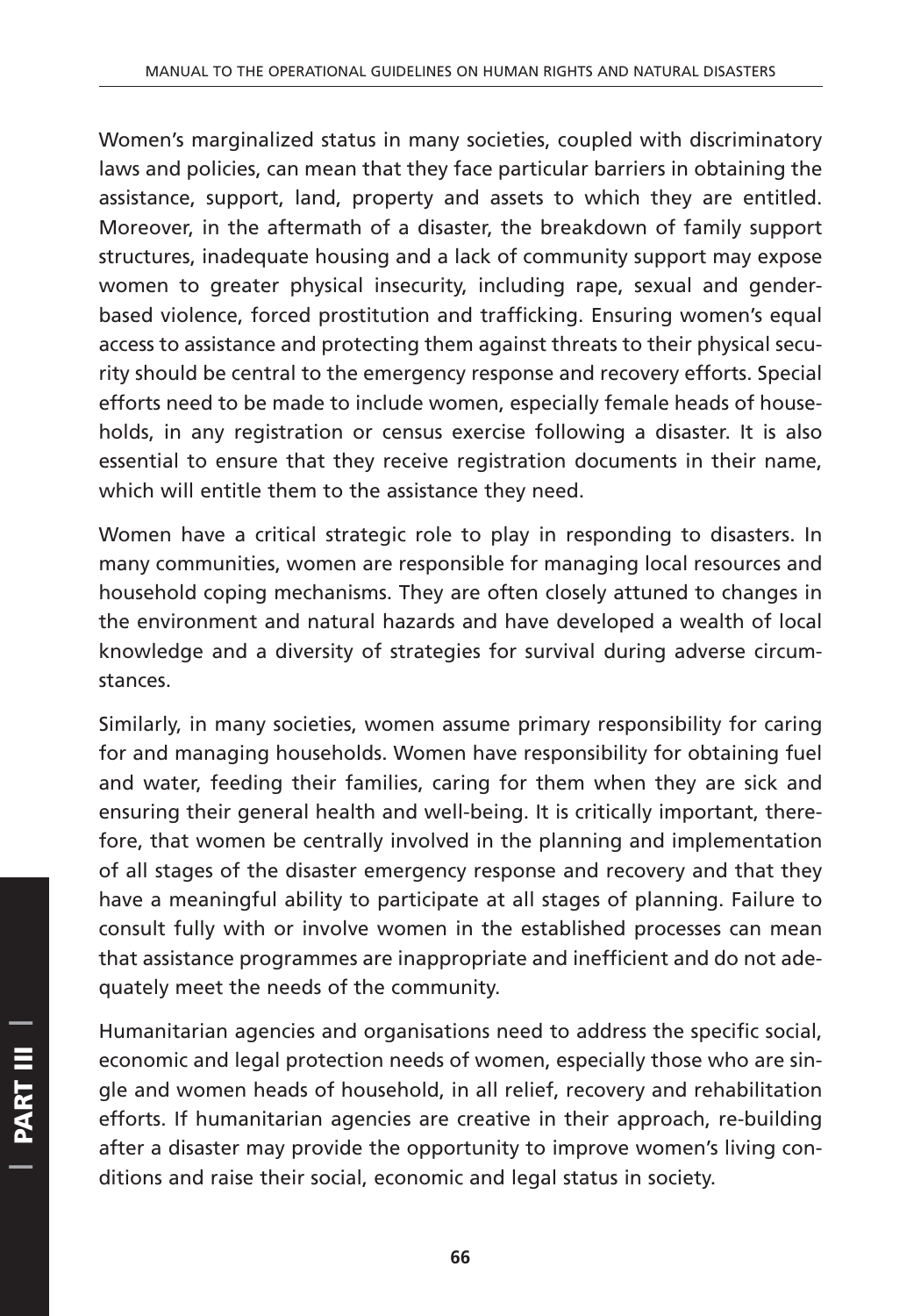Women's marginalized status in many societies, coupled with discriminatory laws and policies, can mean that they face particular barriers in obtaining the assistance, support, land, property and assets to which they are entitled. Moreover, in the aftermath of a disaster, the breakdown of family support structures, inadequate housing and a lack of community support may expose women to greater physical insecurity, including rape, sexual and gender-based violence, forced prostitution and trafficking. Ensuring women's equal access to assistance and protecting them against threats to their physical security should be central to the emergency response and recovery efforts. Special efforts need to be made to include women, especially female heads of households, in any registration or census exercise following a disaster. It is also essential to ensure that they receive registration documents in their name, which will entitle them to the assistance they need.

Women have a critical strategic role to play in responding to disasters. In many communities, women are responsible for managing local resources and household coping mechanisms. They are often closely attuned to changes in the environment and natural hazards and have developed a wealth of local knowledge and a diversity of strategies for survival during adverse circumstances.

Similarly, in many societies, women assume primary responsibility for caring for and managing households. Women have responsibility for obtaining fuel and water, feeding their families, caring for them when they are sick and ensuring their general health and well-being. It is critically important, therefore, that women be centrally involved in the planning and implementation of all stages of the disaster emergency response and recovery and that they have a meaningful ability to participate at all stages of planning. Failure to consult fully with or involve women in the established processes can mean that assistance programmes are inappropriate and inefficient and do not adequately meet the needs of the community.

Humanitarian agencies and organisations need to address the specific social, economic and legal protection needs of women, especially those who are single and women heads of household, in all relief, recovery and rehabilitation efforts. If humanitarian agencies are creative in their approach, re-building after a disaster may provide the opportunity to improve women's living conditions and raise their social, economic and legal status in society.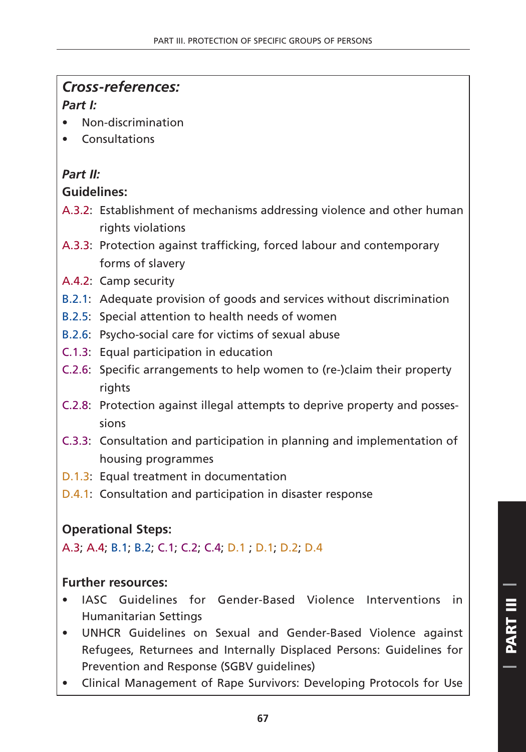## Cross-references:

***Part I:***

- Non-discrimination
- Consultations

***Part II:***

**Guidelines:**

A.3.2: Establishment of mechanisms addressing violence and other human rights violations

A.3.3: Protection against trafficking, forced labour and contemporary forms of slavery

A.4.2: Camp security

B.2.1: Adequate provision of goods and services without discrimination

B.2.5: Special attention to health needs of women

B.2.6: Psycho-social care for victims of sexual abuse

C.1.3: Equal participation in education

C.2.6: Specific arrangements to help women to (re-)claim their property rights

C.2.8: Protection against illegal attempts to deprive property and possessions

C.3.3: Consultation and participation in planning and implementation of housing programmes

D.1.3: Equal treatment in documentation

D.4.1: Consultation and participation in disaster response

**Operational Steps:**

A.3; A.4; B.1; B.2; C.1; C.2; C.4; D.1 ; D.1; D.2; D.4

**Further resources:**

- IASC Guidelines for Gender-Based Violence Interventions in Humanitarian Settings
- UNHCR Guidelines on Sexual and Gender-Based Violence against Refugees, Returnees and Internally Displaced Persons: Guidelines for Prevention and Response (SGBV guidelines)
- Clinical Management of Rape Survivors: Developing Protocols for Use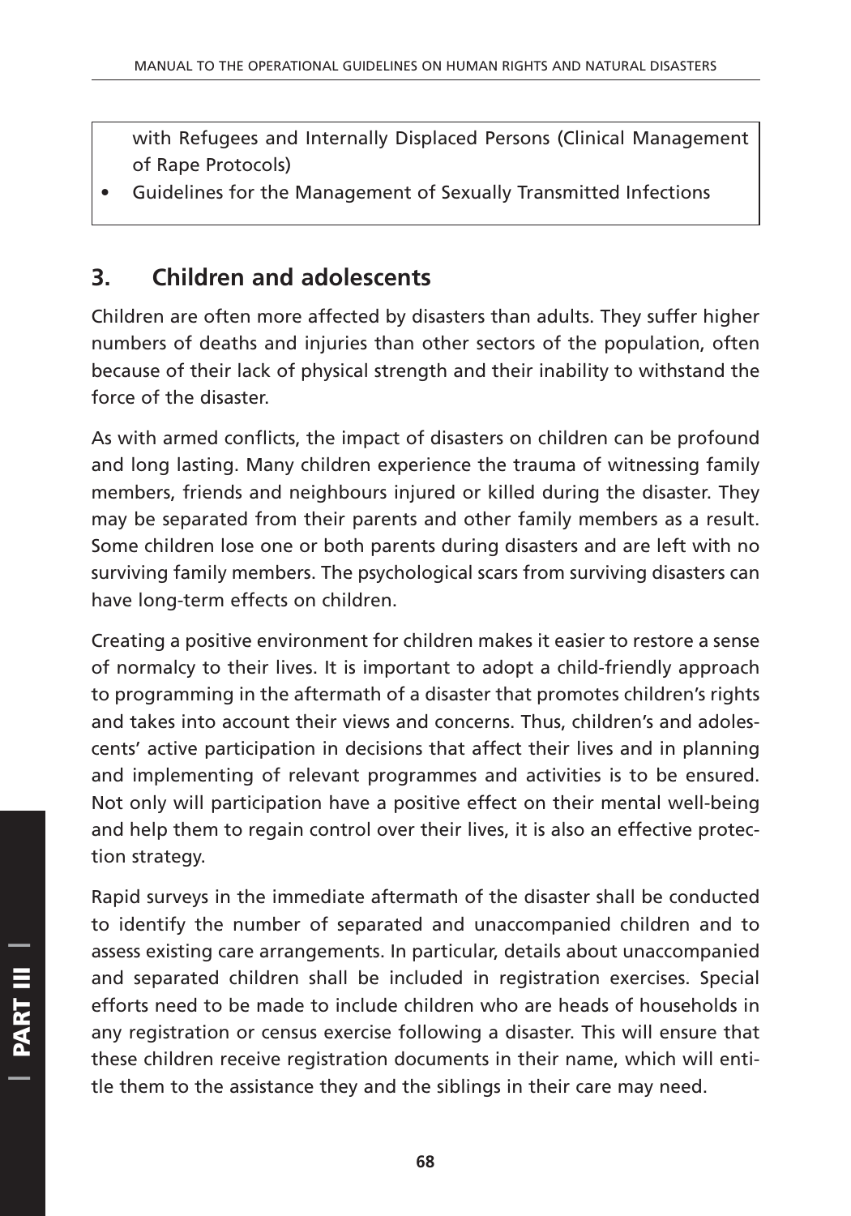with Refugees and Internally Displaced Persons (Clinical Management of Rape Protocols)

- Guidelines for the Management of Sexually Transmitted Infections

## 3. Children and adolescents

Children are often more affected by disasters than adults. They suffer higher numbers of deaths and injuries than other sectors of the population, often because of their lack of physical strength and their inability to withstand the force of the disaster.

As with armed conflicts, the impact of disasters on children can be profound and long lasting. Many children experience the trauma of witnessing family members, friends and neighbours injured or killed during the disaster. They may be separated from their parents and other family members as a result. Some children lose one or both parents during disasters and are left with no surviving family members. The psychological scars from surviving disasters can have long-term effects on children.

Creating a positive environment for children makes it easier to restore a sense of normalcy to their lives. It is important to adopt a child-friendly approach to programming in the aftermath of a disaster that promotes children's rights and takes into account their views and concerns. Thus, children's and adolescents' active participation in decisions that affect their lives and in planning and implementing of relevant programmes and activities is to be ensured. Not only will participation have a positive effect on their mental well-being and help them to regain control over their lives, it is also an effective protection strategy.

Rapid surveys in the immediate aftermath of the disaster shall be conducted to identify the number of separated and unaccompanied children and to assess existing care arrangements. In particular, details about unaccompanied and separated children shall be included in registration exercises. Special efforts need to be made to include children who are heads of households in any registration or census exercise following a disaster. This will ensure that these children receive registration documents in their name, which will entitle them to the assistance they and the siblings in their care may need.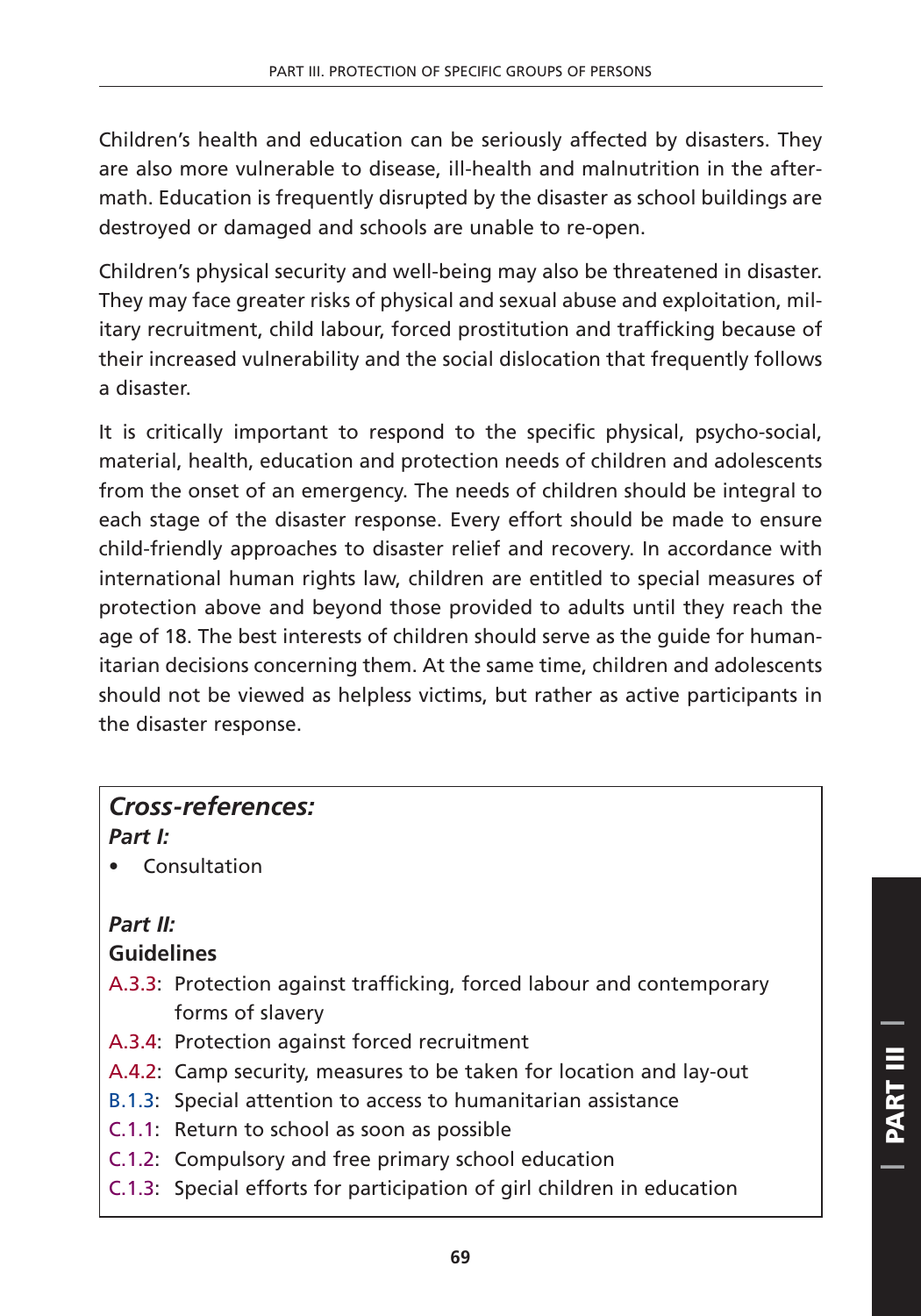Children's health and education can be seriously affected by disasters. They are also more vulnerable to disease, ill-health and malnutrition in the aftermath. Education is frequently disrupted by the disaster as school buildings are destroyed or damaged and schools are unable to re-open.

Children's physical security and well-being may also be threatened in disaster. They may face greater risks of physical and sexual abuse and exploitation, military recruitment, child labour, forced prostitution and trafficking because of their increased vulnerability and the social dislocation that frequently follows a disaster.

It is critically important to respond to the specific physical, psycho-social, material, health, education and protection needs of children and adolescents from the onset of an emergency. The needs of children should be integral to each stage of the disaster response. Every effort should be made to ensure child-friendly approaches to disaster relief and recovery. In accordance with international human rights law, children are entitled to special measures of protection above and beyond those provided to adults until they reach the age of 18. The best interests of children should serve as the guide for humanitarian decisions concerning them. At the same time, children and adolescents should not be viewed as helpless victims, but rather as active participants in the disaster response.

> ***Cross-references:***
>
> ***Part I:***
>
> - Consultation
>
> ***Part II:***
>
> **Guidelines**
>
> A.3.3: Protection against trafficking, forced labour and contemporary forms of slavery
> A.3.4: Protection against forced recruitment
> A.4.2: Camp security, measures to be taken for location and lay-out
> B.1.3: Special attention to access to humanitarian assistance
> C.1.1: Return to school as soon as possible
> C.1.2: Compulsory and free primary school education
> C.1.3: Special efforts for participation of girl children in education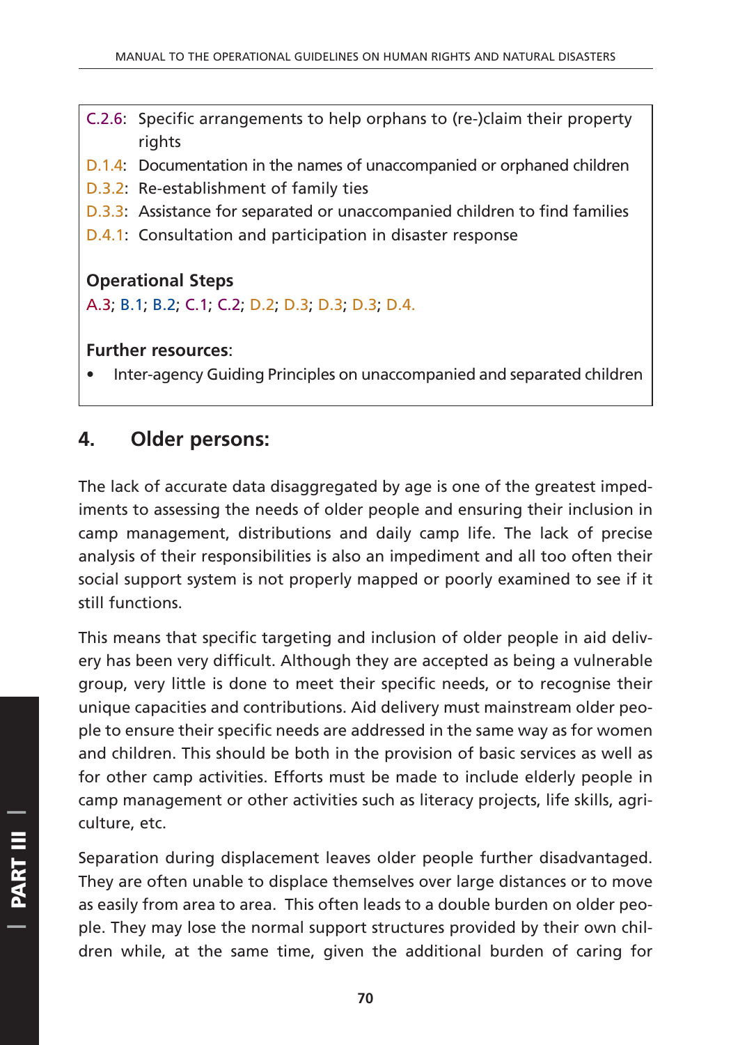C.2.6: Specific arrangements to help orphans to (re-)claim their property rights
D.1.4: Documentation in the names of unaccompanied or orphaned children
D.3.2: Re-establishment of family ties
D.3.3: Assistance for separated or unaccompanied children to find families
D.4.1: Consultation and participation in disaster response

**Operational Steps**

A.3; B.1; B.2; C.1; C.2; D.2; D.3; D.3; D.3; D.4.

**Further resources**:

- Inter-agency Guiding Principles on unaccompanied and separated children

## 4. Older persons:

The lack of accurate data disaggregated by age is one of the greatest impediments to assessing the needs of older people and ensuring their inclusion in camp management, distributions and daily camp life. The lack of precise analysis of their responsibilities is also an impediment and all too often their social support system is not properly mapped or poorly examined to see if it still functions.

This means that specific targeting and inclusion of older people in aid delivery has been very difficult. Although they are accepted as being a vulnerable group, very little is done to meet their specific needs, or to recognise their unique capacities and contributions. Aid delivery must mainstream older people to ensure their specific needs are addressed in the same way as for women and children. This should be both in the provision of basic services as well as for other camp activities. Efforts must be made to include elderly people in camp management or other activities such as literacy projects, life skills, agriculture, etc.

Separation during displacement leaves older people further disadvantaged. They are often unable to displace themselves over large distances or to move as easily from area to area. This often leads to a double burden on older people. They may lose the normal support structures provided by their own children while, at the same time, given the additional burden of caring for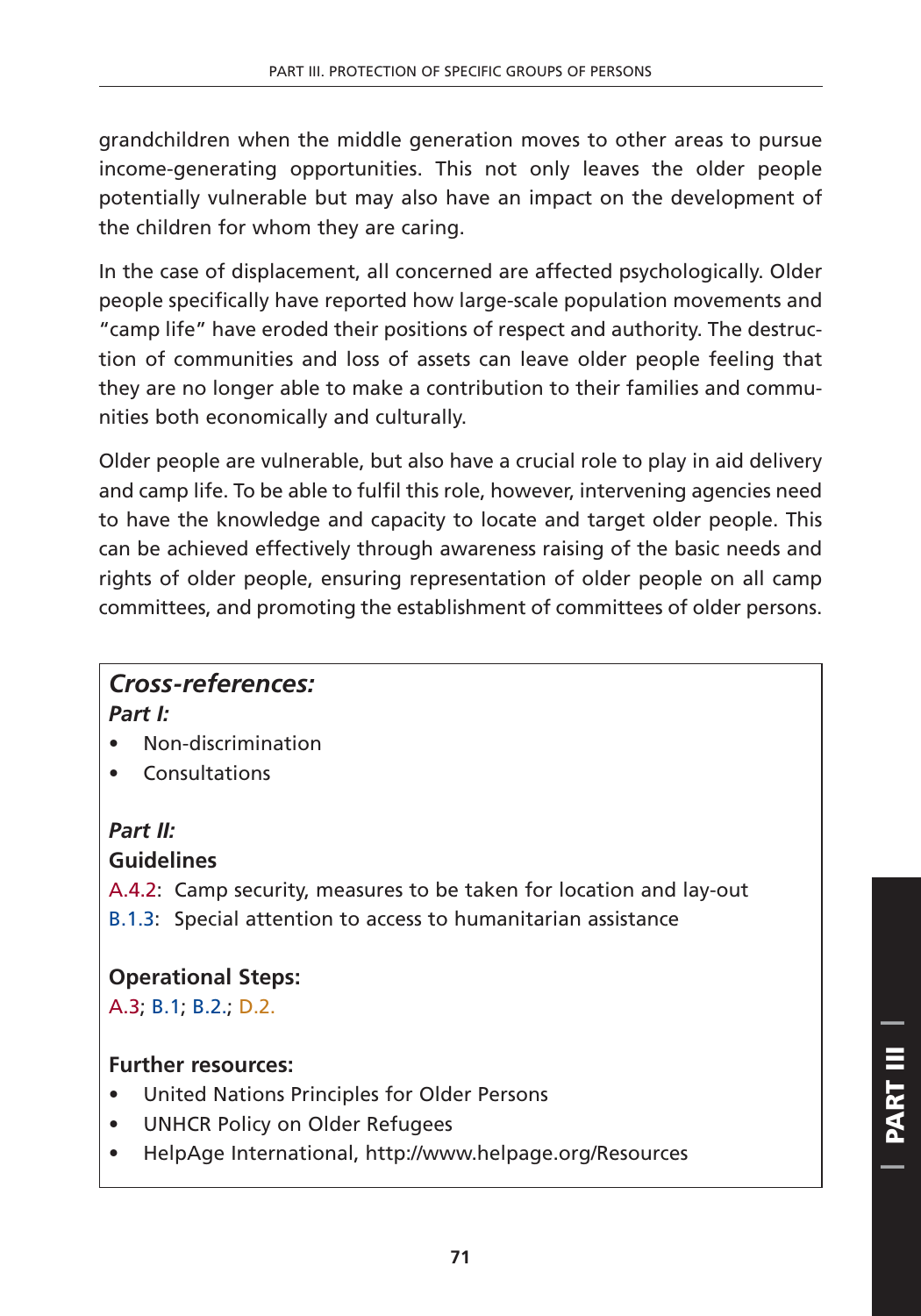grandchildren when the middle generation moves to other areas to pursue income-generating opportunities. This not only leaves the older people potentially vulnerable but may also have an impact on the development of the children for whom they are caring.

In the case of displacement, all concerned are affected psychologically. Older people specifically have reported how large-scale population movements and "camp life" have eroded their positions of respect and authority. The destruction of communities and loss of assets can leave older people feeling that they are no longer able to make a contribution to their families and communities both economically and culturally.

Older people are vulnerable, but also have a crucial role to play in aid delivery and camp life. To be able to fulfil this role, however, intervening agencies need to have the knowledge and capacity to locate and target older people. This can be achieved effectively through awareness raising of the basic needs and rights of older people, ensuring representation of older people on all camp committees, and promoting the establishment of committees of older persons.

***Cross-references:***

***Part I:***

- Non-discrimination
- Consultations

***Part II:***

**Guidelines**

A.4.2: Camp security, measures to be taken for location and lay-out

B.1.3: Special attention to access to humanitarian assistance

**Operational Steps:**

A.3; B.1; B.2.; D.2.

**Further resources:**

- United Nations Principles for Older Persons
- UNHCR Policy on Older Refugees
- HelpAge International, http://www.helpage.org/Resources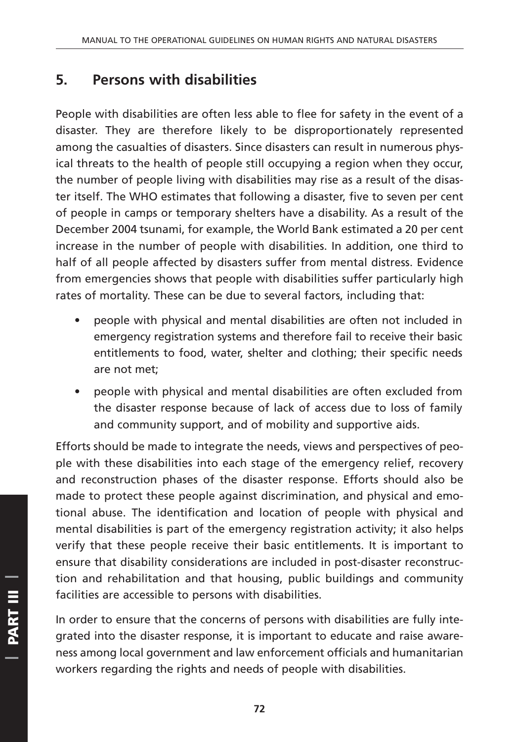## 5. Persons with disabilities

People with disabilities are often less able to flee for safety in the event of a disaster. They are therefore likely to be disproportionately represented among the casualties of disasters. Since disasters can result in numerous physical threats to the health of people still occupying a region when they occur, the number of people living with disabilities may rise as a result of the disaster itself. The WHO estimates that following a disaster, five to seven per cent of people in camps or temporary shelters have a disability. As a result of the December 2004 tsunami, for example, the World Bank estimated a 20 per cent increase in the number of people with disabilities. In addition, one third to half of all people affected by disasters suffer from mental distress. Evidence from emergencies shows that people with disabilities suffer particularly high rates of mortality. These can be due to several factors, including that:

- people with physical and mental disabilities are often not included in emergency registration systems and therefore fail to receive their basic entitlements to food, water, shelter and clothing; their specific needs are not met;
- people with physical and mental disabilities are often excluded from the disaster response because of lack of access due to loss of family and community support, and of mobility and supportive aids.

Efforts should be made to integrate the needs, views and perspectives of people with these disabilities into each stage of the emergency relief, recovery and reconstruction phases of the disaster response. Efforts should also be made to protect these people against discrimination, and physical and emotional abuse. The identification and location of people with physical and mental disabilities is part of the emergency registration activity; it also helps verify that these people receive their basic entitlements. It is important to ensure that disability considerations are included in post-disaster reconstruction and rehabilitation and that housing, public buildings and community facilities are accessible to persons with disabilities.

In order to ensure that the concerns of persons with disabilities are fully integrated into the disaster response, it is important to educate and raise awareness among local government and law enforcement officials and humanitarian workers regarding the rights and needs of people with disabilities.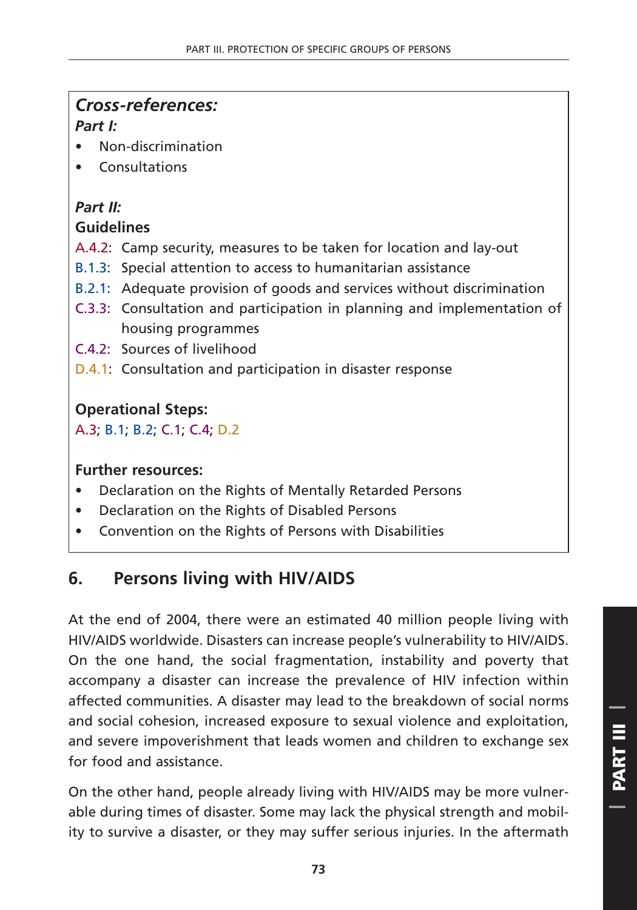*Cross-references:*

***Part I:***

- Non-discrimination
- Consultations

***Part II:***

**Guidelines**

A.4.2: Camp security, measures to be taken for location and lay-out
B.1.3: Special attention to access to humanitarian assistance
B.2.1: Adequate provision of goods and services without discrimination
C.3.3: Consultation and participation in planning and implementation of housing programmes
C.4.2: Sources of livelihood
D.4.1: Consultation and participation in disaster response

**Operational Steps:**

A.3; B.1; B.2; C.1; C.4; D.2

**Further resources:**

- Declaration on the Rights of Mentally Retarded Persons
- Declaration on the Rights of Disabled Persons
- Convention on the Rights of Persons with Disabilities

## 6. Persons living with HIV/AIDS

At the end of 2004, there were an estimated 40 million people living with HIV/AIDS worldwide. Disasters can increase people's vulnerability to HIV/AIDS. On the one hand, the social fragmentation, instability and poverty that accompany a disaster can increase the prevalence of HIV infection within affected communities. A disaster may lead to the breakdown of social norms and social cohesion, increased exposure to sexual violence and exploitation, and severe impoverishment that leads women and children to exchange sex for food and assistance.

On the other hand, people already living with HIV/AIDS may be more vulnerable during times of disaster. Some may lack the physical strength and mobility to survive a disaster, or they may suffer serious injuries. In the aftermath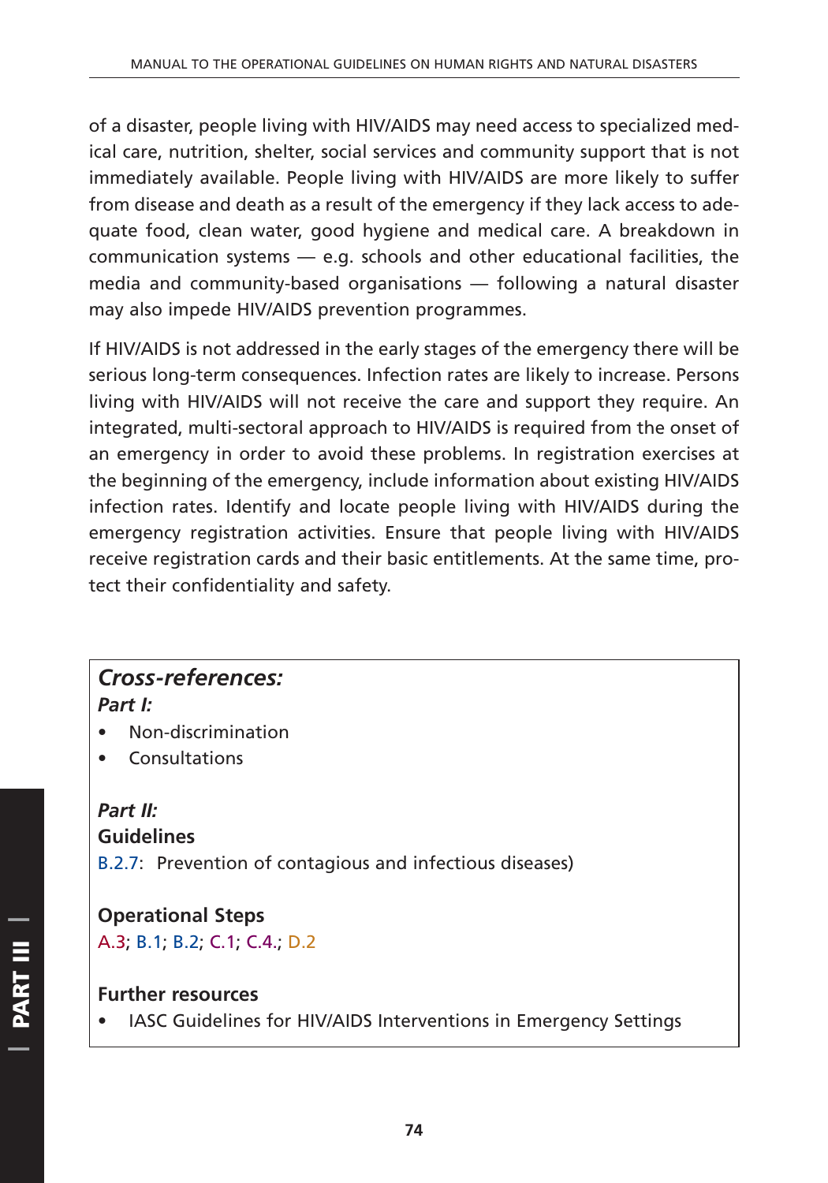of a disaster, people living with HIV/AIDS may need access to specialized medical care, nutrition, shelter, social services and community support that is not immediately available. People living with HIV/AIDS are more likely to suffer from disease and death as a result of the emergency if they lack access to adequate food, clean water, good hygiene and medical care. A breakdown in communication systems — e.g. schools and other educational facilities, the media and community-based organisations — following a natural disaster may also impede HIV/AIDS prevention programmes.

If HIV/AIDS is not addressed in the early stages of the emergency there will be serious long-term consequences. Infection rates are likely to increase. Persons living with HIV/AIDS will not receive the care and support they require. An integrated, multi-sectoral approach to HIV/AIDS is required from the onset of an emergency in order to avoid these problems. In registration exercises at the beginning of the emergency, include information about existing HIV/AIDS infection rates. Identify and locate people living with HIV/AIDS during the emergency registration activities. Ensure that people living with HIV/AIDS receive registration cards and their basic entitlements. At the same time, protect their confidentiality and safety.

> ***Cross-references:***
>
> ***Part I:***
>
> - Non-discrimination
> - Consultations
>
> ***Part II:***
>
> **Guidelines**
>
> B.2.7: Prevention of contagious and infectious diseases)
>
> **Operational Steps**
>
> A.3; B.1; B.2; C.1; C.4.; D.2
>
> **Further resources**
>
> - IASC Guidelines for HIV/AIDS Interventions in Emergency Settings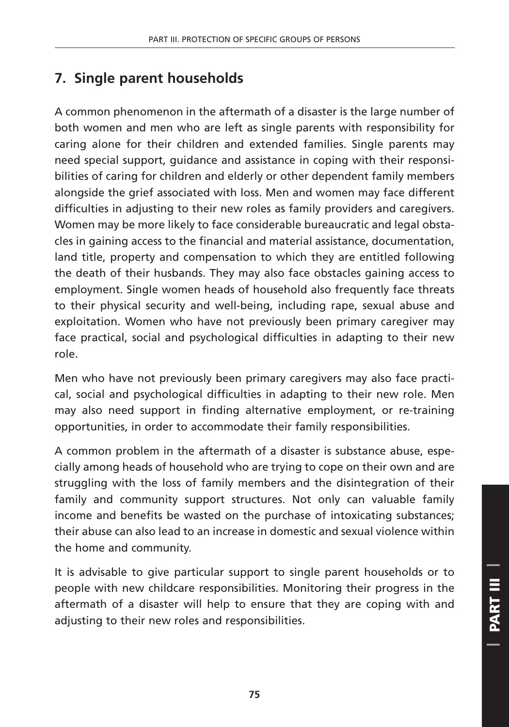## 7. Single parent households

A common phenomenon in the aftermath of a disaster is the large number of both women and men who are left as single parents with responsibility for caring alone for their children and extended families. Single parents may need special support, guidance and assistance in coping with their responsibilities of caring for children and elderly or other dependent family members alongside the grief associated with loss. Men and women may face different difficulties in adjusting to their new roles as family providers and caregivers. Women may be more likely to face considerable bureaucratic and legal obstacles in gaining access to the financial and material assistance, documentation, land title, property and compensation to which they are entitled following the death of their husbands. They may also face obstacles gaining access to employment. Single women heads of household also frequently face threats to their physical security and well-being, including rape, sexual abuse and exploitation. Women who have not previously been primary caregiver may face practical, social and psychological difficulties in adapting to their new role.

Men who have not previously been primary caregivers may also face practical, social and psychological difficulties in adapting to their new role. Men may also need support in finding alternative employment, or re-training opportunities, in order to accommodate their family responsibilities.

A common problem in the aftermath of a disaster is substance abuse, especially among heads of household who are trying to cope on their own and are struggling with the loss of family members and the disintegration of their family and community support structures. Not only can valuable family income and benefits be wasted on the purchase of intoxicating substances; their abuse can also lead to an increase in domestic and sexual violence within the home and community.

It is advisable to give particular support to single parent households or to people with new childcare responsibilities. Monitoring their progress in the aftermath of a disaster will help to ensure that they are coping with and adjusting to their new roles and responsibilities.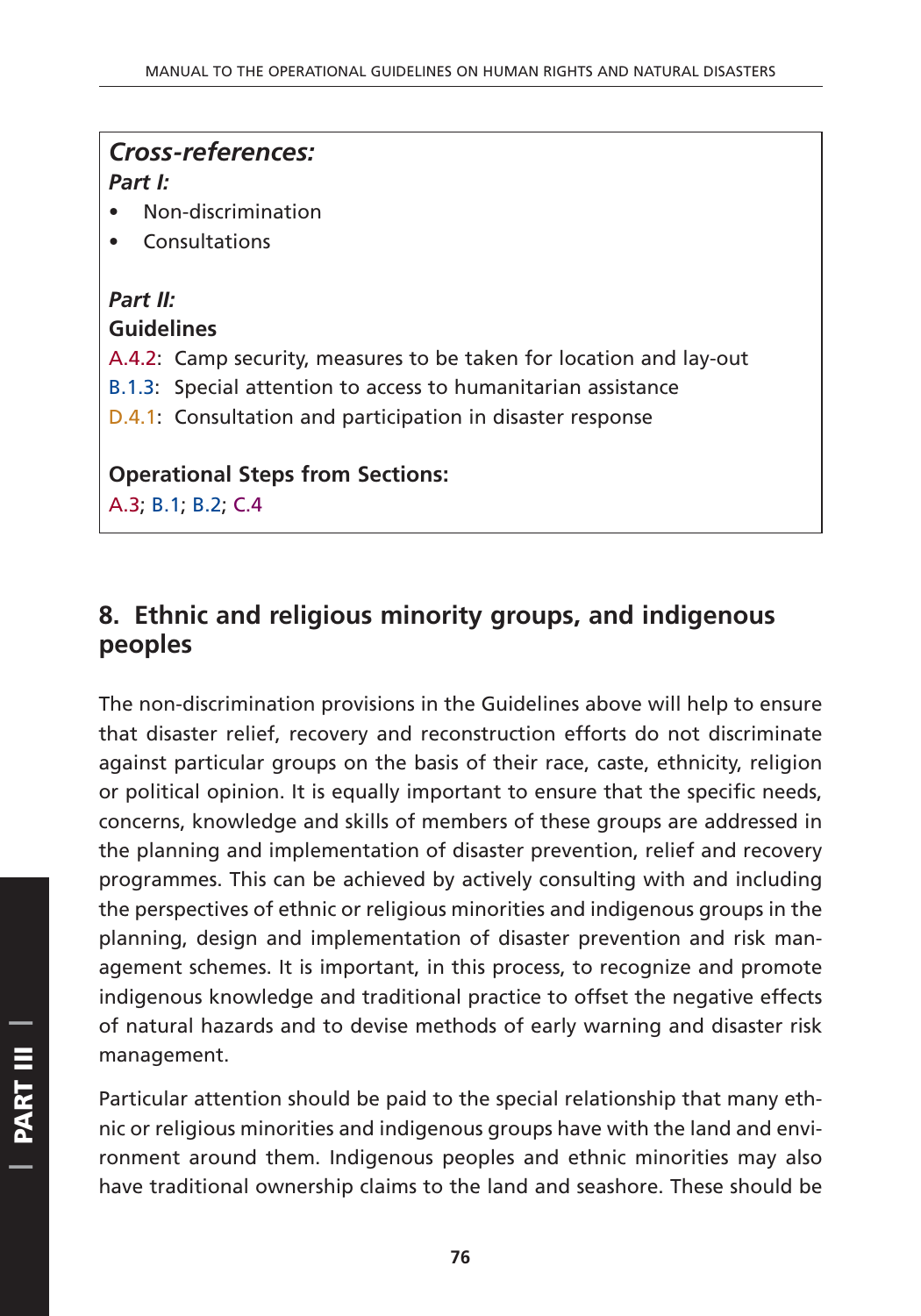***Cross-references:***

***Part I:***

- Non-discrimination
- Consultations

***Part II:***

**Guidelines**

A.4.2: Camp security, measures to be taken for location and lay-out

B.1.3: Special attention to access to humanitarian assistance

D.4.1: Consultation and participation in disaster response

**Operational Steps from Sections:**

A.3; B.1; B.2; C.4

## 8. Ethnic and religious minority groups, and indigenous peoples

The non-discrimination provisions in the Guidelines above will help to ensure that disaster relief, recovery and reconstruction efforts do not discriminate against particular groups on the basis of their race, caste, ethnicity, religion or political opinion. It is equally important to ensure that the specific needs, concerns, knowledge and skills of members of these groups are addressed in the planning and implementation of disaster prevention, relief and recovery programmes. This can be achieved by actively consulting with and including the perspectives of ethnic or religious minorities and indigenous groups in the planning, design and implementation of disaster prevention and risk management schemes. It is important, in this process, to recognize and promote indigenous knowledge and traditional practice to offset the negative effects of natural hazards and to devise methods of early warning and disaster risk management.

Particular attention should be paid to the special relationship that many ethnic or religious minorities and indigenous groups have with the land and environment around them. Indigenous peoples and ethnic minorities may also have traditional ownership claims to the land and seashore. These should be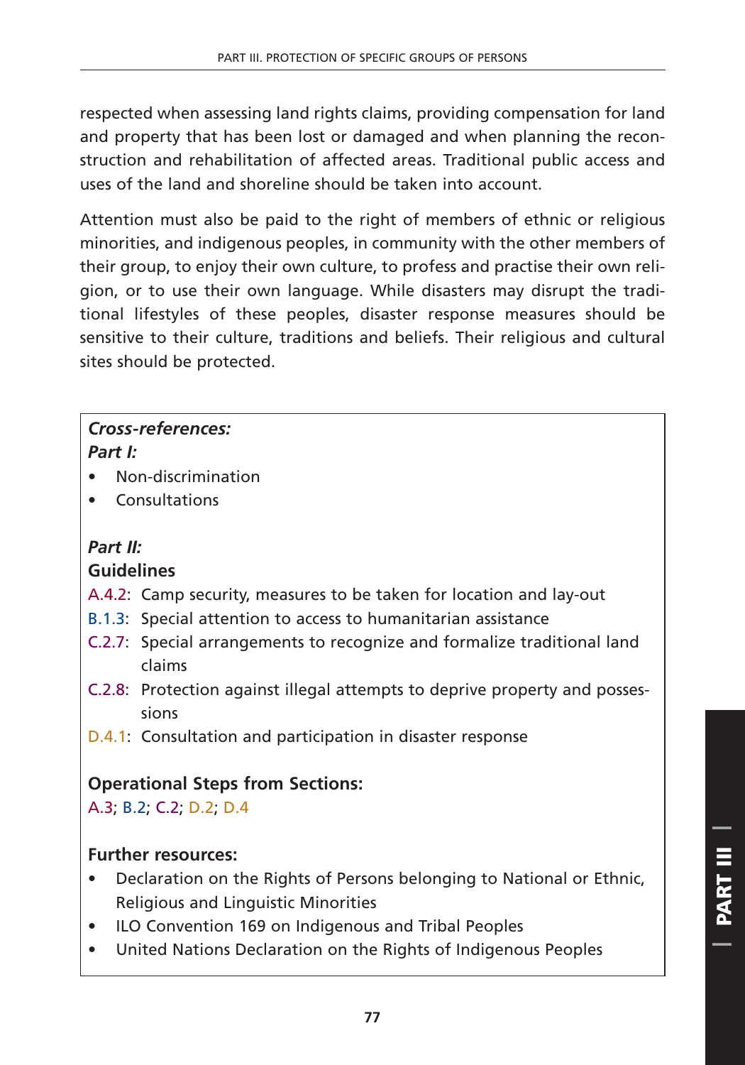respected when assessing land rights claims, providing compensation for land and property that has been lost or damaged and when planning the reconstruction and rehabilitation of affected areas. Traditional public access and uses of the land and shoreline should be taken into account.

Attention must also be paid to the right of members of ethnic or religious minorities, and indigenous peoples, in community with the other members of their group, to enjoy their own culture, to profess and practise their own religion, or to use their own language. While disasters may disrupt the traditional lifestyles of these peoples, disaster response measures should be sensitive to their culture, traditions and beliefs. Their religious and cultural sites should be protected.

***Cross-references:***

***Part I:***

- Non-discrimination
- Consultations

***Part II:***

**Guidelines**

A.4.2: Camp security, measures to be taken for location and lay-out
B.1.3: Special attention to access to humanitarian assistance
C.2.7: Special arrangements to recognize and formalize traditional land claims
C.2.8: Protection against illegal attempts to deprive property and possessions
D.4.1: Consultation and participation in disaster response

**Operational Steps from Sections:**

A.3; B.2; C.2; D.2; D.4

**Further resources:**

- Declaration on the Rights of Persons belonging to National or Ethnic, Religious and Linguistic Minorities
- ILO Convention 169 on Indigenous and Tribal Peoples
- United Nations Declaration on the Rights of Indigenous Peoples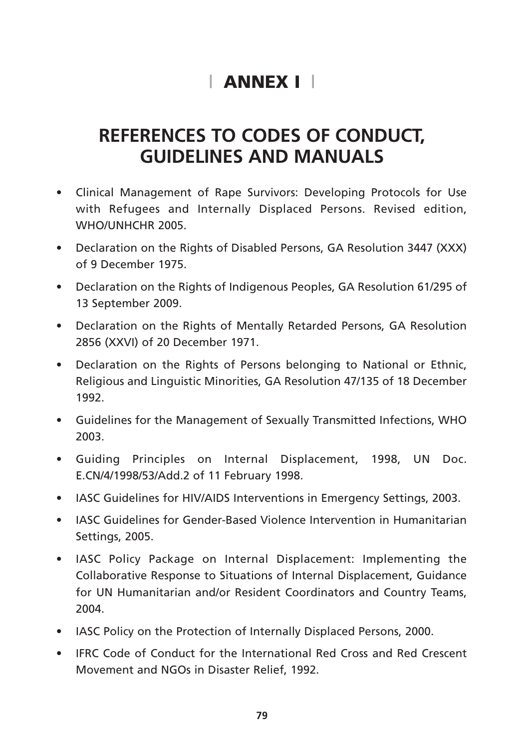# | ANNEX I |

# REFERENCES TO CODES OF CONDUCT, GUIDELINES AND MANUALS

- Clinical Management of Rape Survivors: Developing Protocols for Use with Refugees and Internally Displaced Persons. Revised edition, WHO/UNHCHR 2005.
- Declaration on the Rights of Disabled Persons, GA Resolution 3447 (XXX) of 9 December 1975.
- Declaration on the Rights of Indigenous Peoples, GA Resolution 61/295 of 13 September 2009.
- Declaration on the Rights of Mentally Retarded Persons, GA Resolution 2856 (XXVI) of 20 December 1971.
- Declaration on the Rights of Persons belonging to National or Ethnic, Religious and Linguistic Minorities, GA Resolution 47/135 of 18 December 1992.
- Guidelines for the Management of Sexually Transmitted Infections, WHO 2003.
- Guiding Principles on Internal Displacement, 1998, UN Doc. E.CN/4/1998/53/Add.2 of 11 February 1998.
- IASC Guidelines for HIV/AIDS Interventions in Emergency Settings, 2003.
- IASC Guidelines for Gender-Based Violence Intervention in Humanitarian Settings, 2005.
- IASC Policy Package on Internal Displacement: Implementing the Collaborative Response to Situations of Internal Displacement, Guidance for UN Humanitarian and/or Resident Coordinators and Country Teams, 2004.
- IASC Policy on the Protection of Internally Displaced Persons, 2000.
- IFRC Code of Conduct for the International Red Cross and Red Crescent Movement and NGOs in Disaster Relief, 1992.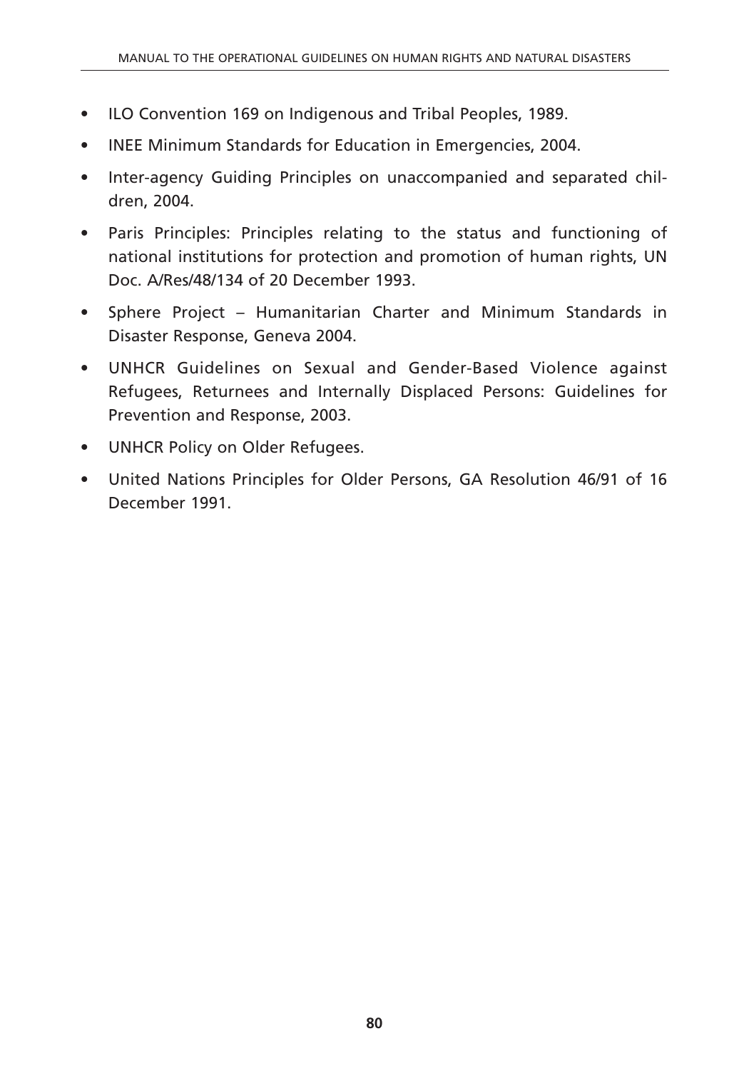- ILO Convention 169 on Indigenous and Tribal Peoples, 1989.
- INEE Minimum Standards for Education in Emergencies, 2004.
- Inter-agency Guiding Principles on unaccompanied and separated children, 2004.
- Paris Principles: Principles relating to the status and functioning of national institutions for protection and promotion of human rights, UN Doc. A/Res/48/134 of 20 December 1993.
- Sphere Project – Humanitarian Charter and Minimum Standards in Disaster Response, Geneva 2004.
- UNHCR Guidelines on Sexual and Gender-Based Violence against Refugees, Returnees and Internally Displaced Persons: Guidelines for Prevention and Response, 2003.
- UNHCR Policy on Older Refugees.
- United Nations Principles for Older Persons, GA Resolution 46/91 of 16 December 1991.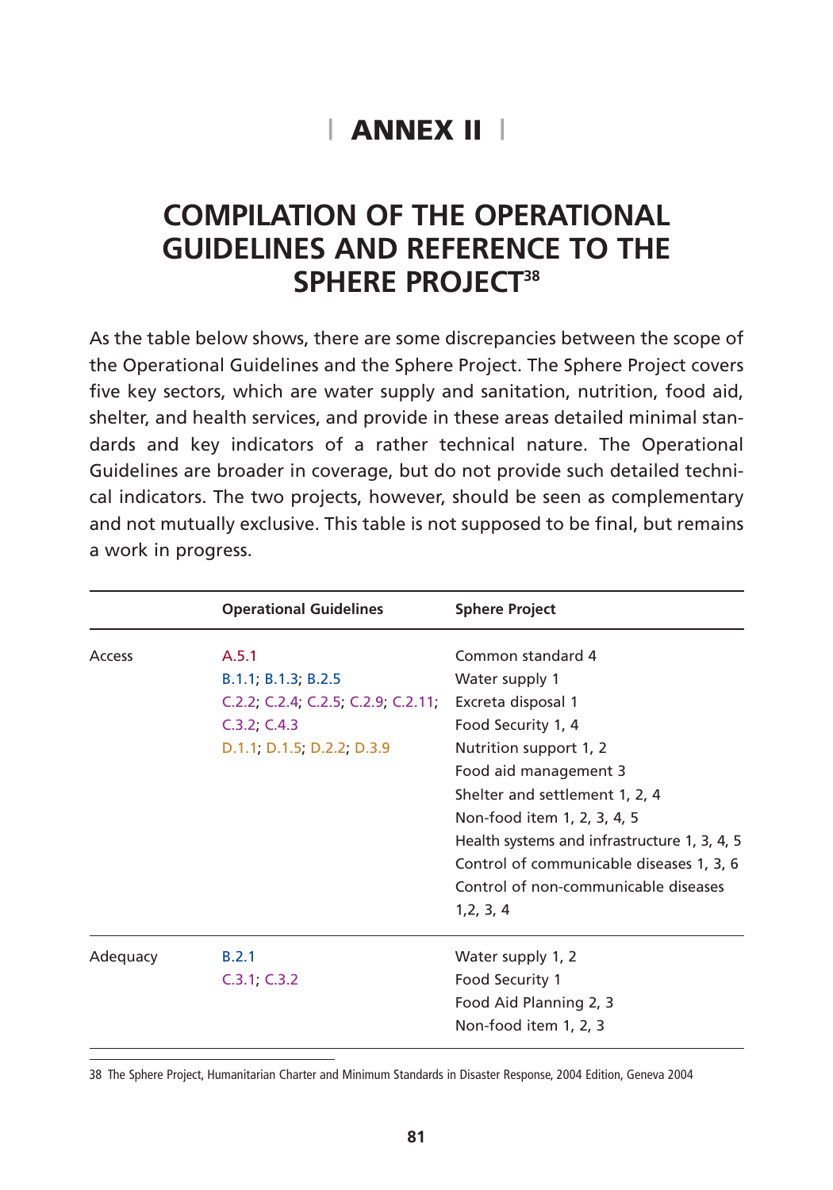# ANNEX II

## COMPILATION OF THE OPERATIONAL GUIDELINES AND REFERENCE TO THE SPHERE PROJECT[38]

As the table below shows, there are some discrepancies between the scope of the Operational Guidelines and the Sphere Project. The Sphere Project covers five key sectors, which are water supply and sanitation, nutrition, food aid, shelter, and health services, and provide in these areas detailed minimal standards and key indicators of a rather technical nature. The Operational Guidelines are broader in coverage, but do not provide such detailed technical indicators. The two projects, however, should be seen as complementary and not mutually exclusive. This table is not supposed to be final, but remains a work in progress.

| | Operational Guidelines | Sphere Project |
|---|---|---|
| Access | A.5.1<br>B.1.1; B.1.3; B.2.5<br>C.2.2; C.2.4; C.2.5; C.2.9; C.2.11; C.3.2; C.4.3<br>D.1.1; D.1.5; D.2.2; D.3.9 | Common standard 4<br>Water supply 1<br>Excreta disposal 1<br>Food Security 1, 4<br>Nutrition support 1, 2<br>Food aid management 3<br>Shelter and settlement 1, 2, 4<br>Non-food item 1, 2, 3, 4, 5<br>Health systems and infrastructure 1, 3, 4, 5<br>Control of communicable diseases 1, 3, 6<br>Control of non-communicable diseases 1,2, 3, 4 |
| Adequacy | B.2.1<br>C.3.1; C.3.2 | Water supply 1, 2<br>Food Security 1<br>Food Aid Planning 2, 3<br>Non-food item 1, 2, 3 |

38 The Sphere Project, Humanitarian Charter and Minimum Standards in Disaster Response, 2004 Edition, Geneva 2004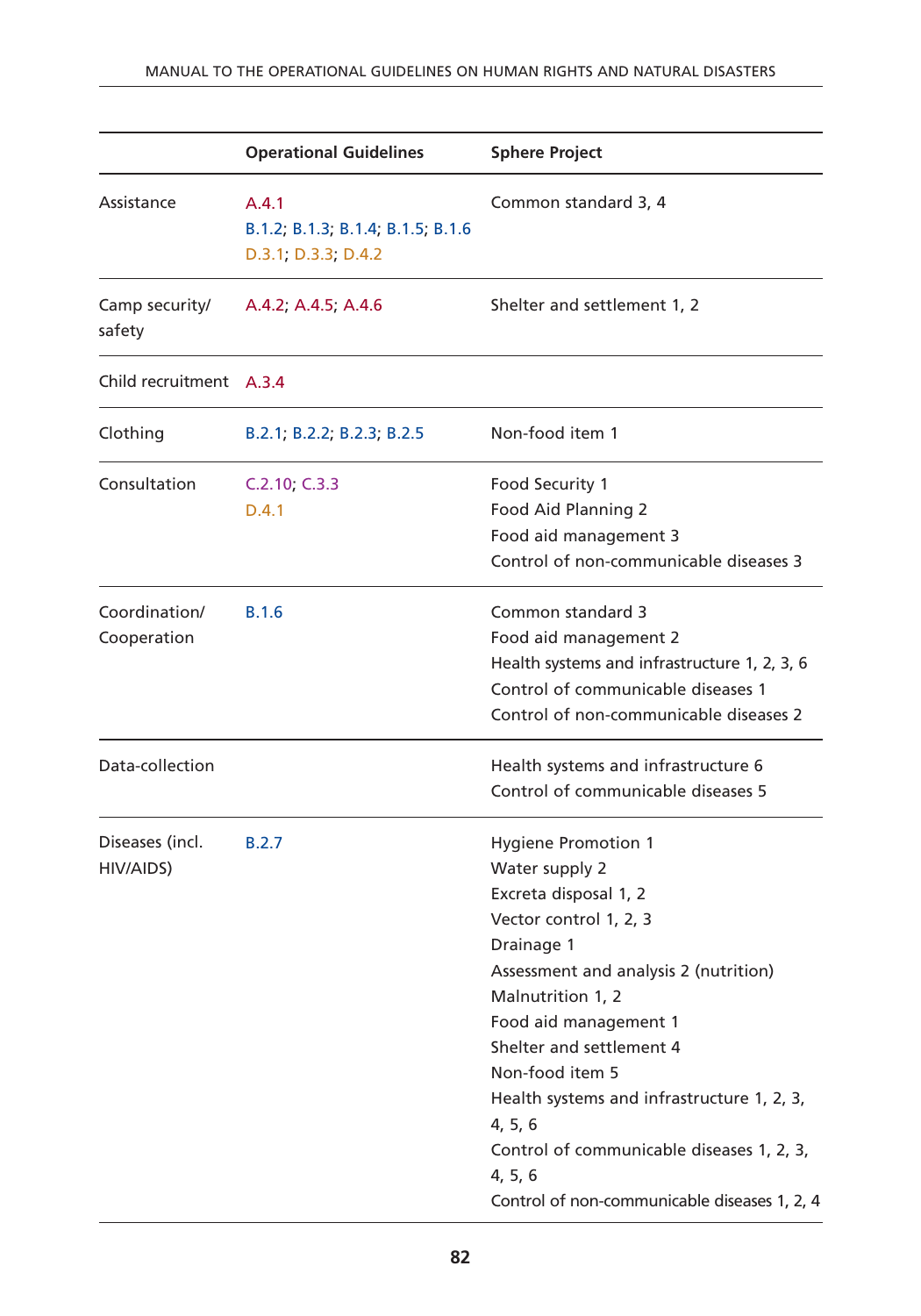| | Operational Guidelines | Sphere Project |
|---|---|---|
| Assistance | A.4.1<br>B.1.2; B.1.3; B.1.4; B.1.5; B.1.6<br>D.3.1; D.3.3; D.4.2 | Common standard 3, 4 |
| Camp security/ safety | A.4.2; A.4.5; A.4.6 | Shelter and settlement 1, 2 |
| Child recruitment | A.3.4 | |
| Clothing | B.2.1; B.2.2; B.2.3; B.2.5 | Non-food item 1 |
| Consultation | C.2.10; C.3.3<br>D.4.1 | Food Security 1<br>Food Aid Planning 2<br>Food aid management 3<br>Control of non-communicable diseases 3 |
| Coordination/ Cooperation | B.1.6 | Common standard 3<br>Food aid management 2<br>Health systems and infrastructure 1, 2, 3, 6<br>Control of communicable diseases 1<br>Control of non-communicable diseases 2 |
| Data-collection | | Health systems and infrastructure 6<br>Control of communicable diseases 5 |
| Diseases (incl. HIV/AIDS) | B.2.7 | Hygiene Promotion 1<br>Water supply 2<br>Excreta disposal 1, 2<br>Vector control 1, 2, 3<br>Drainage 1<br>Assessment and analysis 2 (nutrition)<br>Malnutrition 1, 2<br>Food aid management 1<br>Shelter and settlement 4<br>Non-food item 5<br>Health systems and infrastructure 1, 2, 3, 4, 5, 6<br>Control of communicable diseases 1, 2, 3, 4, 5, 6<br>Control of non-communicable diseases 1, 2, 4 |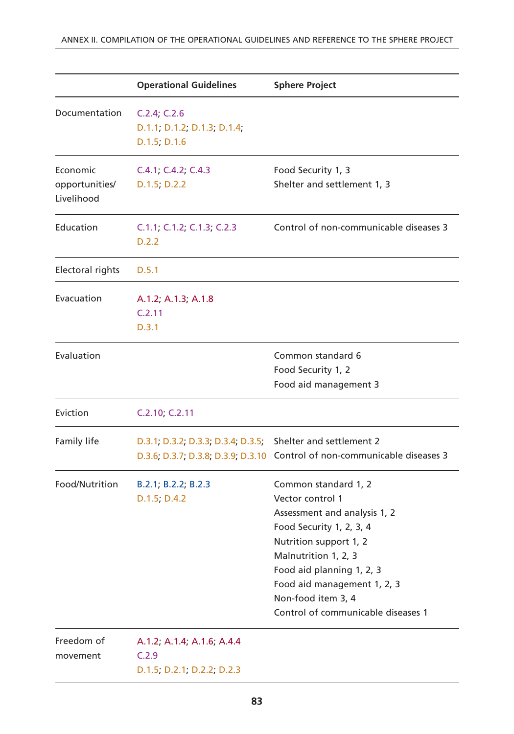| | Operational Guidelines | Sphere Project |
|---|---|---|
| Documentation | C.2.4; C.2.6<br>D.1.1; D.1.2; D.1.3; D.1.4; D.1.5; D.1.6 | |
| Economic opportunities/ Livelihood | C.4.1; C.4.2; C.4.3<br>D.1.5; D.2.2 | Food Security 1, 3<br>Shelter and settlement 1, 3 |
| Education | C.1.1; C.1.2; C.1.3; C.2.3<br>D.2.2 | Control of non-communicable diseases 3 |
| Electoral rights | D.5.1 | |
| Evacuation | A.1.2; A.1.3; A.1.8<br>C.2.11<br>D.3.1 | |
| Evaluation | | Common standard 6<br>Food Security 1, 2<br>Food aid management 3 |
| Eviction | C.2.10; C.2.11 | |
| Family life | D.3.1; D.3.2; D.3.3; D.3.4; D.3.5; D.3.6; D.3.7; D.3.8; D.3.9; D.3.10 | Shelter and settlement 2<br>Control of non-communicable diseases 3 |
| Food/Nutrition | B.2.1; B.2.2; B.2.3<br>D.1.5; D.4.2 | Common standard 1, 2<br>Vector control 1<br>Assessment and analysis 1, 2<br>Food Security 1, 2, 3, 4<br>Nutrition support 1, 2<br>Malnutrition 1, 2, 3<br>Food aid planning 1, 2, 3<br>Food aid management 1, 2, 3<br>Non-food item 3, 4<br>Control of communicable diseases 1 |
| Freedom of movement | A.1.2; A.1.4; A.1.6; A.4.4<br>C.2.9<br>D.1.5; D.2.1; D.2.2; D.2.3 | |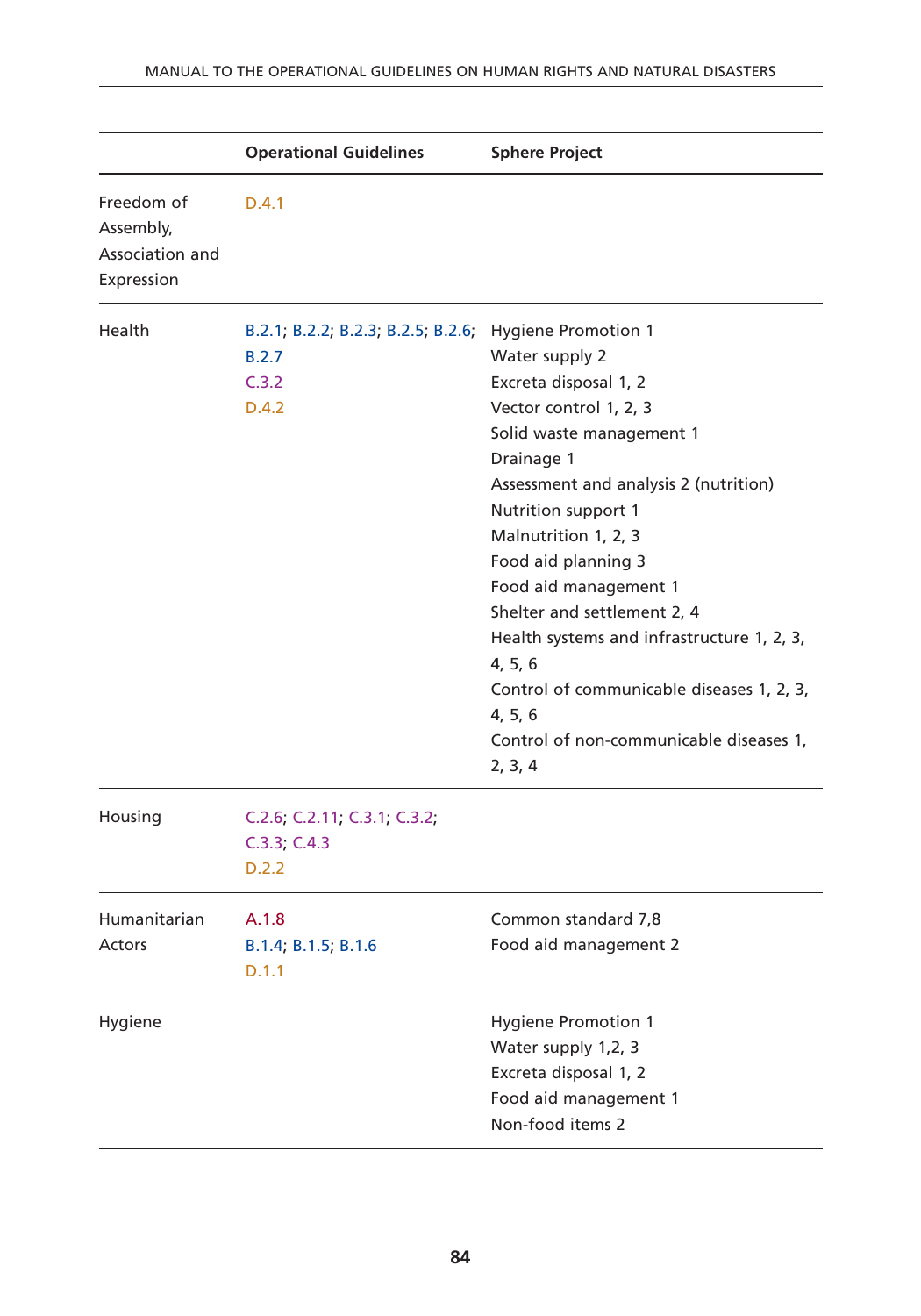| | Operational Guidelines | Sphere Project |
|---|---|---|
| Freedom of Assembly, Association and Expression | D.4.1 | |
| Health | B.2.1; B.2.2; B.2.3; B.2.5; B.2.6; B.2.7<br>C.3.2<br>D.4.2 | Hygiene Promotion 1<br>Water supply 2<br>Excreta disposal 1, 2<br>Vector control 1, 2, 3<br>Solid waste management 1<br>Drainage 1<br>Assessment and analysis 2 (nutrition)<br>Nutrition support 1<br>Malnutrition 1, 2, 3<br>Food aid planning 3<br>Food aid management 1<br>Shelter and settlement 2, 4<br>Health systems and infrastructure 1, 2, 3, 4, 5, 6<br>Control of communicable diseases 1, 2, 3, 4, 5, 6<br>Control of non-communicable diseases 1, 2, 3, 4 |
| Housing | C.2.6; C.2.11; C.3.1; C.3.2; C.3.3; C.4.3<br>D.2.2 | |
| Humanitarian Actors | A.1.8<br>B.1.4; B.1.5; B.1.6<br>D.1.1 | Common standard 7,8<br>Food aid management 2 |
| Hygiene | | Hygiene Promotion 1<br>Water supply 1,2, 3<br>Excreta disposal 1, 2<br>Food aid management 1<br>Non-food items 2 |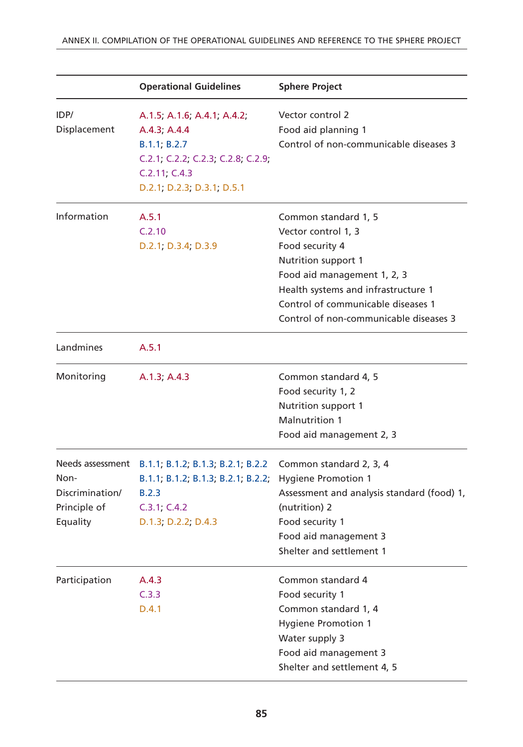| | Operational Guidelines | Sphere Project |
|---|---|---|
| IDP/ Displacement | A.1.5; A.1.6; A.4.1; A.4.2; A.4.3; A.4.4<br>B.1.1; B.2.7<br>C.2.1; C.2.2; C.2.3; C.2.8; C.2.9; C.2.11; C.4.3<br>D.2.1; D.2.3; D.3.1; D.5.1 | Vector control 2<br>Food aid planning 1<br>Control of non-communicable diseases 3 |
| Information | A.5.1<br>C.2.10<br>D.2.1; D.3.4; D.3.9 | Common standard 1, 5<br>Vector control 1, 3<br>Food security 4<br>Nutrition support 1<br>Food aid management 1, 2, 3<br>Health systems and infrastructure 1<br>Control of communicable diseases 1<br>Control of non-communicable diseases 3 |
| Landmines | A.5.1 | |
| Monitoring | A.1.3; A.4.3 | Common standard 4, 5<br>Food security 1, 2<br>Nutrition support 1<br>Malnutrition 1<br>Food aid management 2, 3 |
| Needs assessment<br>Non-Discrimination/ Principle of Equality | B.1.1; B.1.2; B.1.3; B.2.1; B.2.2<br>B.1.1; B.1.2; B.1.3; B.2.1; B.2.2; B.2.3<br>C.3.1; C.4.2<br>D.1.3; D.2.2; D.4.3 | Common standard 2, 3, 4<br>Hygiene Promotion 1<br>Assessment and analysis standard (food) 1, (nutrition) 2<br>Food security 1<br>Food aid management 3<br>Shelter and settlement 1 |
| Participation | A.4.3<br>C.3.3<br>D.4.1 | Common standard 4<br>Food security 1<br>Common standard 1, 4<br>Hygiene Promotion 1<br>Water supply 3<br>Food aid management 3<br>Shelter and settlement 4, 5 |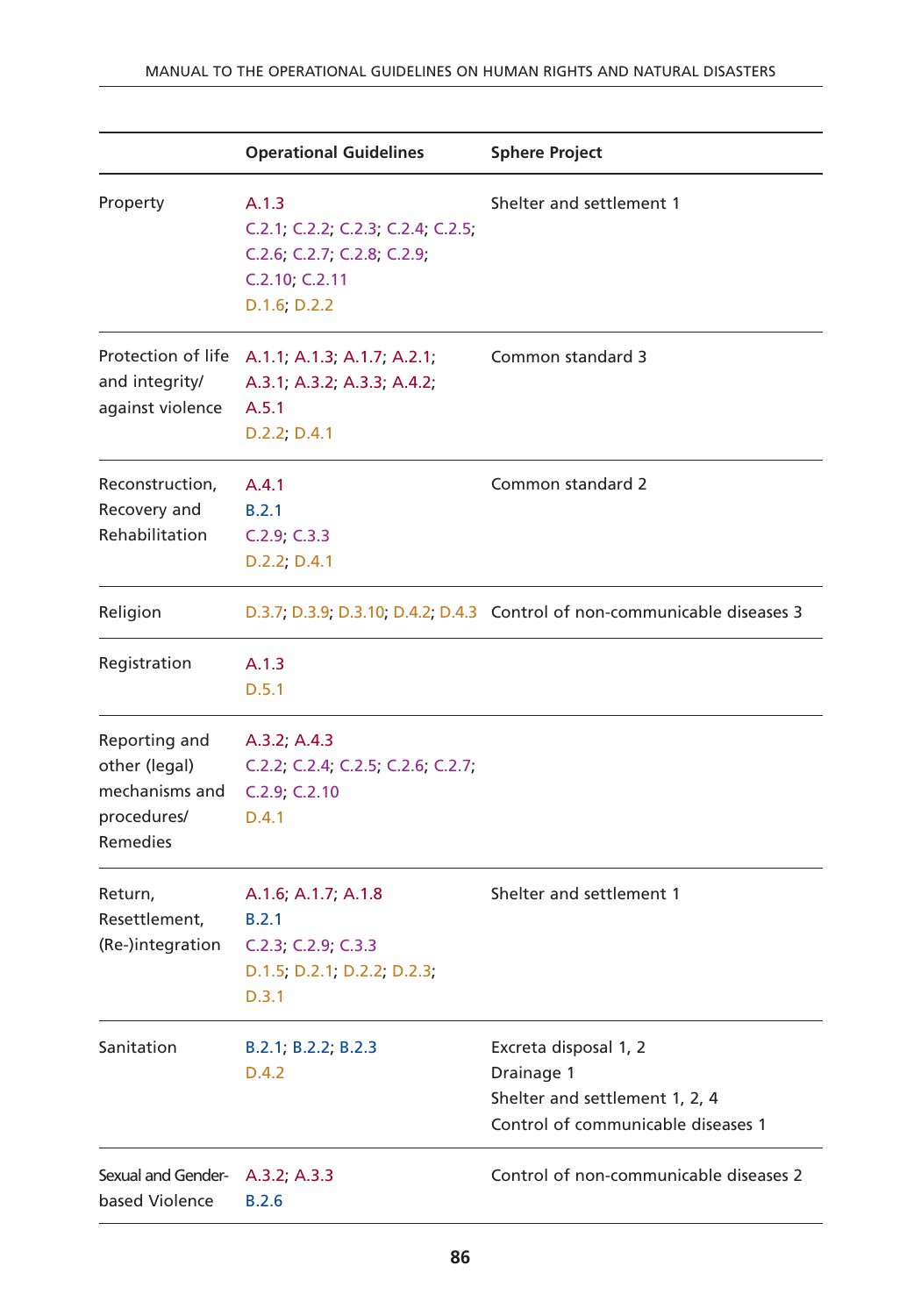| | Operational Guidelines | Sphere Project |
|---|---|---|
| Property | A.1.3<br>C.2.1; C.2.2; C.2.3; C.2.4; C.2.5; C.2.6; C.2.7; C.2.8; C.2.9; C.2.10; C.2.11<br>D.1.6; D.2.2 | Shelter and settlement 1 |
| Protection of life and integrity/ against violence | A.1.1; A.1.3; A.1.7; A.2.1; A.3.1; A.3.2; A.3.3; A.4.2; A.5.1<br>D.2.2; D.4.1 | Common standard 3 |
| Reconstruction, Recovery and Rehabilitation | A.4.1<br>B.2.1<br>C.2.9; C.3.3<br>D.2.2; D.4.1 | Common standard 2 |
| Religion | D.3.7; D.3.9; D.3.10; D.4.2; D.4.3 | Control of non-communicable diseases 3 |
| Registration | A.1.3<br>D.5.1 | |
| Reporting and other (legal) mechanisms and procedures/ Remedies | A.3.2; A.4.3<br>C.2.2; C.2.4; C.2.5; C.2.6; C.2.7; C.2.9; C.2.10<br>D.4.1 | |
| Return, Resettlement, (Re-)integration | A.1.6; A.1.7; A.1.8<br>B.2.1<br>C.2.3; C.2.9; C.3.3<br>D.1.5; D.2.1; D.2.2; D.2.3; D.3.1 | Shelter and settlement 1 |
| Sanitation | B.2.1; B.2.2; B.2.3<br>D.4.2 | Excreta disposal 1, 2<br>Drainage 1<br>Shelter and settlement 1, 2, 4<br>Control of communicable diseases 1 |
| Sexual and Gender-based Violence | A.3.2; A.3.3<br>B.2.6 | Control of non-communicable diseases 2 |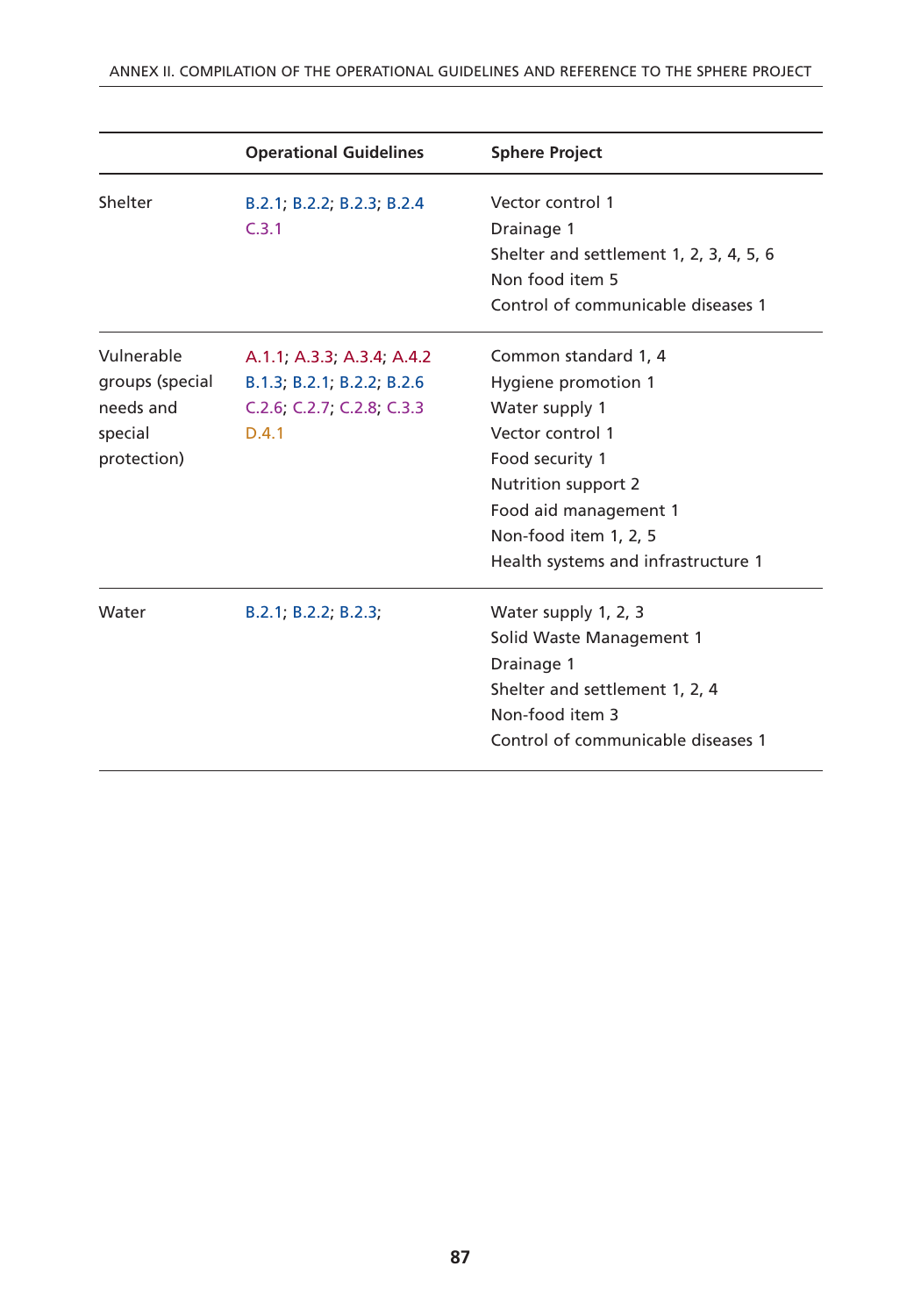| | Operational Guidelines | Sphere Project |
|---|---|---|
| Shelter | B.2.1; B.2.2; B.2.3; B.2.4<br>C.3.1 | Vector control 1<br>Drainage 1<br>Shelter and settlement 1, 2, 3, 4, 5, 6<br>Non food item 5<br>Control of communicable diseases 1 |
| Vulnerable groups (special needs and special protection) | A.1.1; A.3.3; A.3.4; A.4.2<br>B.1.3; B.2.1; B.2.2; B.2.6<br>C.2.6; C.2.7; C.2.8; C.3.3<br>D.4.1 | Common standard 1, 4<br>Hygiene promotion 1<br>Water supply 1<br>Vector control 1<br>Food security 1<br>Nutrition support 2<br>Food aid management 1<br>Non-food item 1, 2, 5<br>Health systems and infrastructure 1 |
| Water | B.2.1; B.2.2; B.2.3; | Water supply 1, 2, 3<br>Solid Waste Management 1<br>Drainage 1<br>Shelter and settlement 1, 2, 4<br>Non-food item 3<br>Control of communicable diseases 1 |